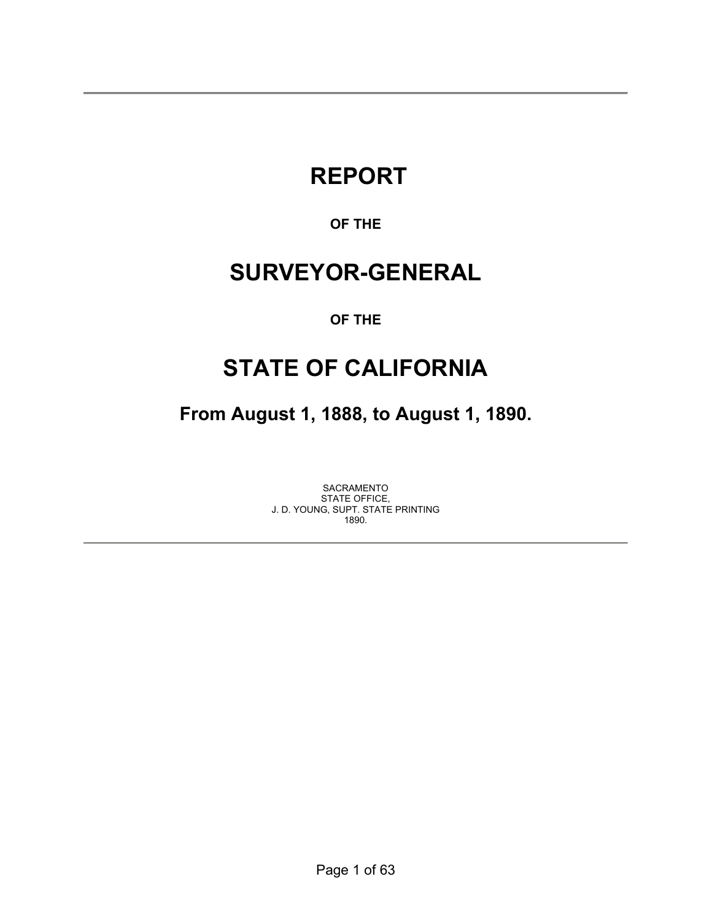# REPORT

**OF THE**

# SURVEYOR-GENERAL

**OF THE**

# STATE OF CALIFORNIA

## From August 1, 1888, to August 1, 1890.

SACRAMENTO
STATE OFFICE,
J. D. YOUNG, SUPT. STATE PRINTING
1890.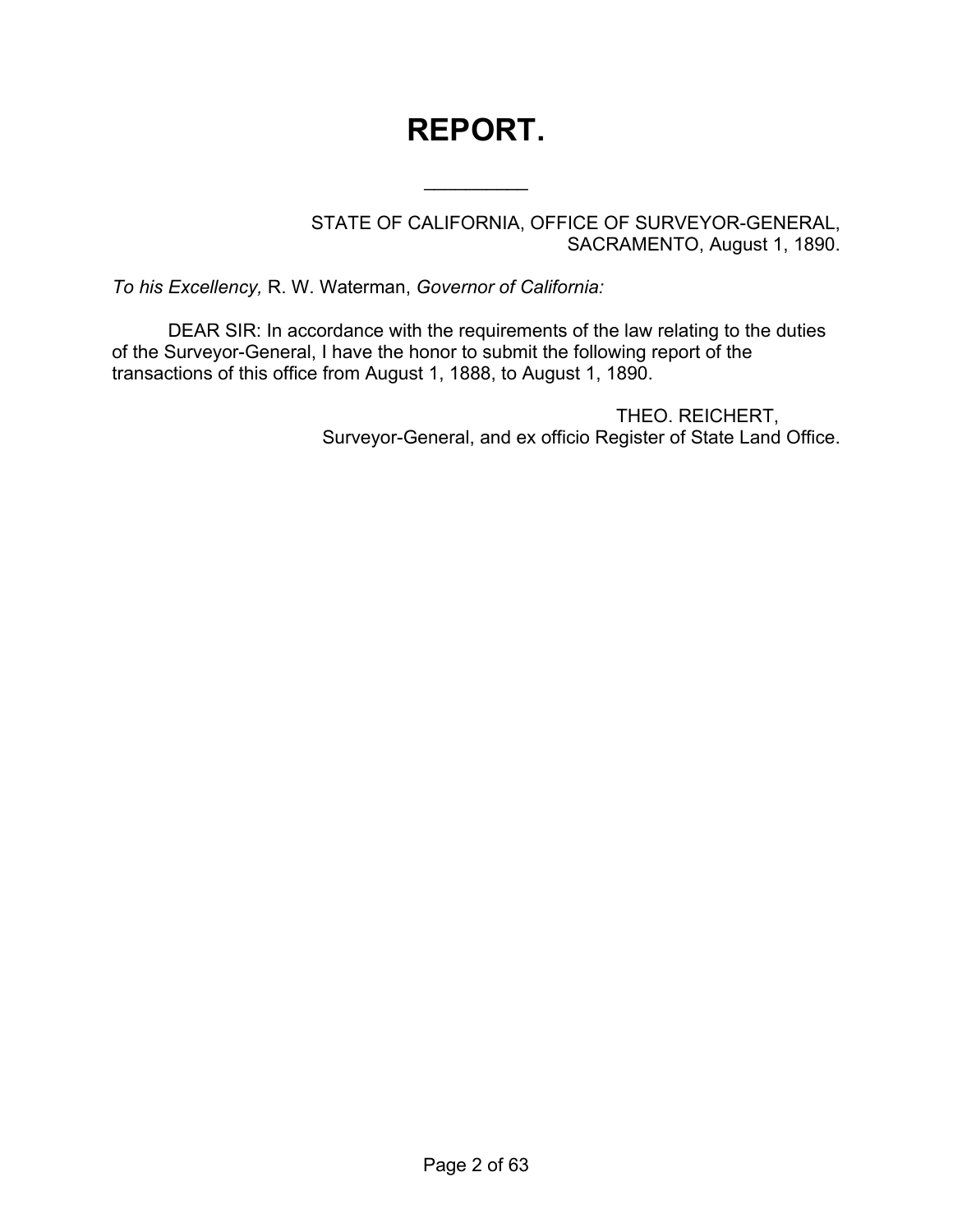# REPORT.

---

STATE OF CALIFORNIA, OFFICE OF SURVEYOR-GENERAL,
SACRAMENTO, August 1, 1890.

*To his Excellency,* R. W. Waterman, *Governor of California:*

DEAR SIR: In accordance with the requirements of the law relating to the duties of the Surveyor-General, I have the honor to submit the following report of the transactions of this office from August 1, 1888, to August 1, 1890.

THEO. REICHERT,
Surveyor-General, and ex officio Register of State Land Office.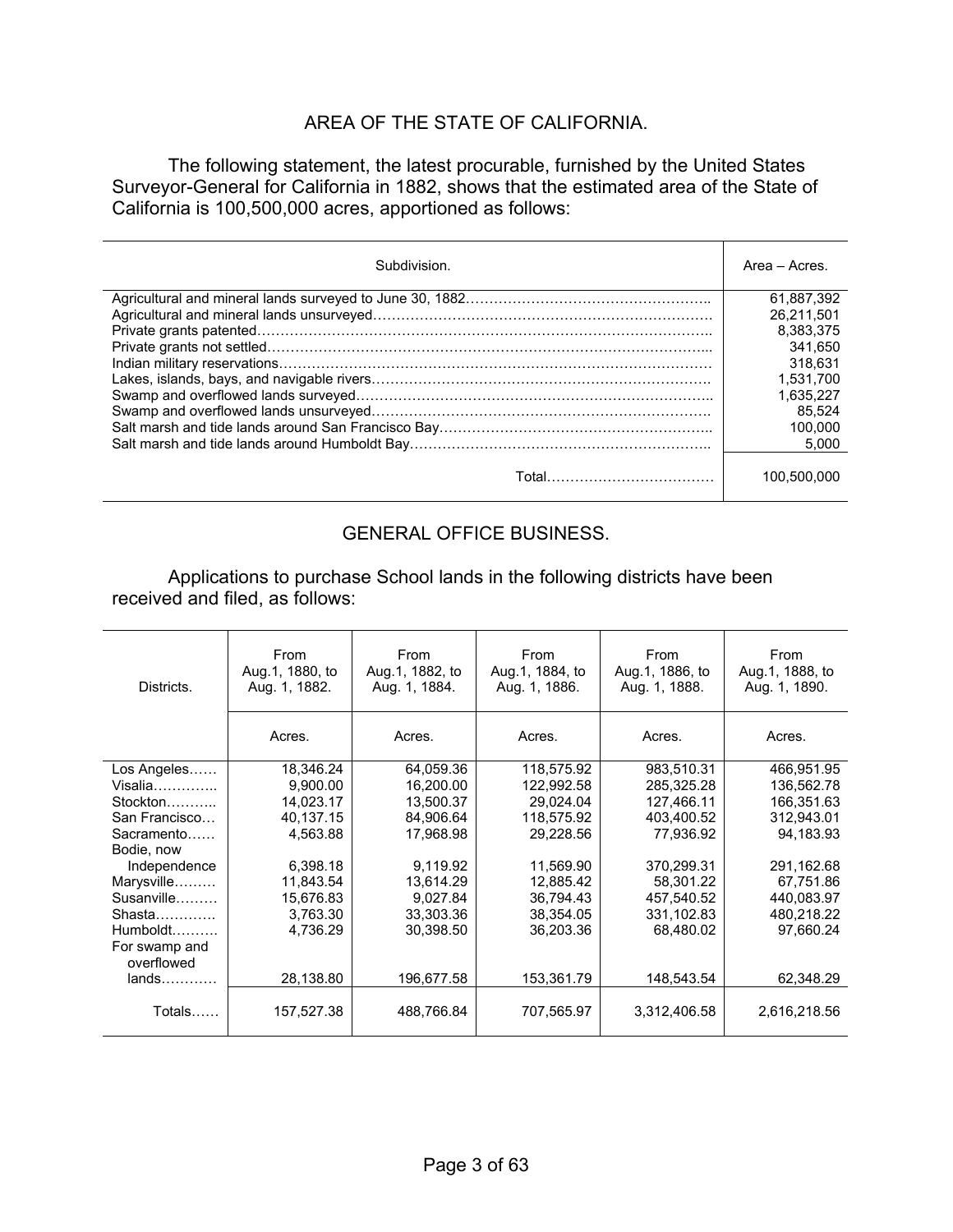## AREA OF THE STATE OF CALIFORNIA.

The following statement, the latest procurable, furnished by the United States Surveyor-General for California in 1882, shows that the estimated area of the State of California is 100,500,000 acres, apportioned as follows:

| Subdivision. | Area – Acres. |
|---|---|
| Agricultural and mineral lands surveyed to June 30, 1882 | 61,887,392 |
| Agricultural and mineral lands unsurveyed | 26,211,501 |
| Private grants patented | 8,383,375 |
| Private grants not settled | 341,650 |
| Indian military reservations | 318,631 |
| Lakes, islands, bays, and navigable rivers | 1,531,700 |
| Swamp and overflowed lands surveyed | 1,635,227 |
| Swamp and overflowed lands unsurveyed | 85,524 |
| Salt marsh and tide lands around San Francisco Bay | 100,000 |
| Salt marsh and tide lands around Humboldt Bay | 5,000 |
| Total | 100,500,000 |

## GENERAL OFFICE BUSINESS.

Applications to purchase School lands in the following districts have been received and filed, as follows:

| Districts. | From Aug.1, 1880, to Aug. 1, 1882. | From Aug.1, 1882, to Aug. 1, 1884. | From Aug.1, 1884, to Aug. 1, 1886. | From Aug.1, 1886, to Aug. 1, 1888. | From Aug.1, 1888, to Aug. 1, 1890. |
|---|---|---|---|---|---|
| | Acres. | Acres. | Acres. | Acres. | Acres. |
| Los Angeles | 18,346.24 | 64,059.36 | 118,575.92 | 983,510.31 | 466,951.95 |
| Visalia | 9,900.00 | 16,200.00 | 122,992.58 | 285,325.28 | 136,562.78 |
| Stockton | 14,023.17 | 13,500.37 | 29,024.04 | 127,466.11 | 166,351.63 |
| San Francisco | 40,137.15 | 84,906.64 | 118,575.92 | 403,400.52 | 312,943.01 |
| Sacramento | 4,563.88 | 17,968.98 | 29,228.56 | 77,936.92 | 94,183.93 |
| Bodie, now Independence | 6,398.18 | 9,119.92 | 11,569.90 | 370,299.31 | 291,162.68 |
| Marysville | 11,843.54 | 13,614.29 | 12,885.42 | 58,301.22 | 67,751.86 |
| Susanville | 15,676.83 | 9,027.84 | 36,794.43 | 457,540.52 | 440,083.97 |
| Shasta | 3,763.30 | 33,303.36 | 38,354.05 | 331,102.83 | 480,218.22 |
| Humboldt | 4,736.29 | 30,398.50 | 36,203.36 | 68,480.02 | 97,660.24 |
| For swamp and overflowed lands | 28,138.80 | 196,677.58 | 153,361.79 | 148,543.54 | 62,348.29 |
| Totals | 157,527.38 | 488,766.84 | 707,565.97 | 3,312,406.58 | 2,616,218.56 |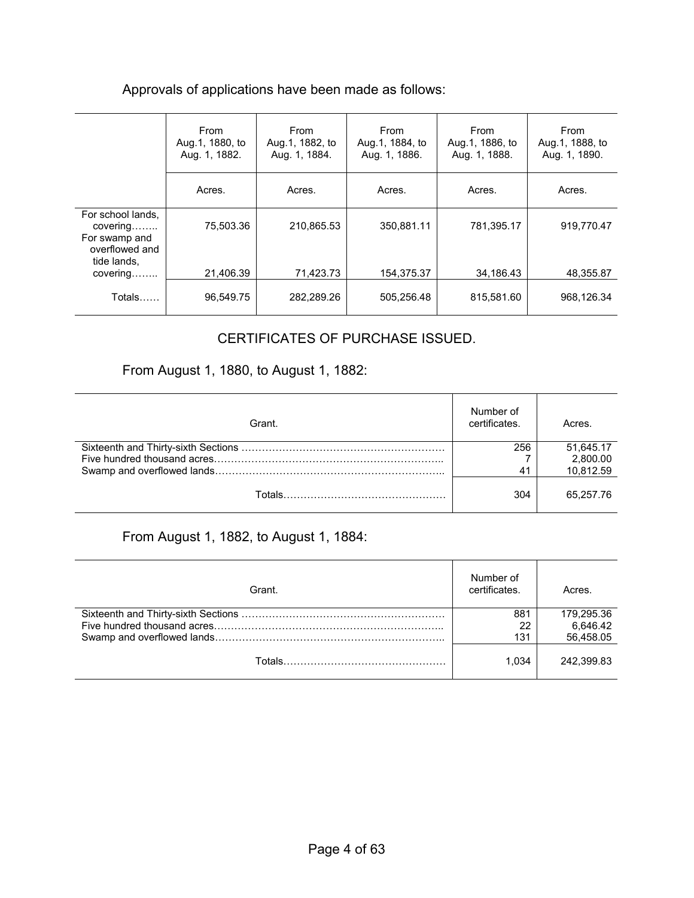Approvals of applications have been made as follows:

| | From Aug.1, 1880, to Aug. 1, 1882. | From Aug.1, 1882, to Aug. 1, 1884. | From Aug.1, 1884, to Aug. 1, 1886. | From Aug.1, 1886, to Aug. 1, 1888. | From Aug.1, 1888, to Aug. 1, 1890. |
|---|---|---|---|---|---|
| | Acres. | Acres. | Acres. | Acres. | Acres. |
| For school lands, covering…….. | 75,503.36 | 210,865.53 | 350,881.11 | 781,395.17 | 919,770.47 |
| For swamp and overflowed and tide lands, covering…….. | 21,406.39 | 71,423.73 | 154,375.37 | 34,186.43 | 48,355.87 |
| Totals…… | 96,549.75 | 282,289.26 | 505,256.48 | 815,581.60 | 968,126.34 |

## CERTIFICATES OF PURCHASE ISSUED.

From August 1, 1880, to August 1, 1882:

| Grant. | Number of certificates. | Acres. |
|---|---|---|
| Sixteenth and Thirty-sixth Sections …………………………………………………… | 256 | 51,645.17 |
| Five hundred thousand acres………………………………………………………….. | 7 | 2,800.00 |
| Swamp and overflowed lands………………………………………………………….. | 41 | 10,812.59 |
| Totals………………………………………… | 304 | 65,257.76 |

From August 1, 1882, to August 1, 1884:

| Grant. | Number of certificates. | Acres. |
|---|---|---|
| Sixteenth and Thirty-sixth Sections …………………………………………………… | 881 | 179,295.36 |
| Five hundred thousand acres………………………………………………………….. | 22 | 6,646.42 |
| Swamp and overflowed lands………………………………………………………….. | 131 | 56,458.05 |
| Totals………………………………………… | 1,034 | 242,399.83 |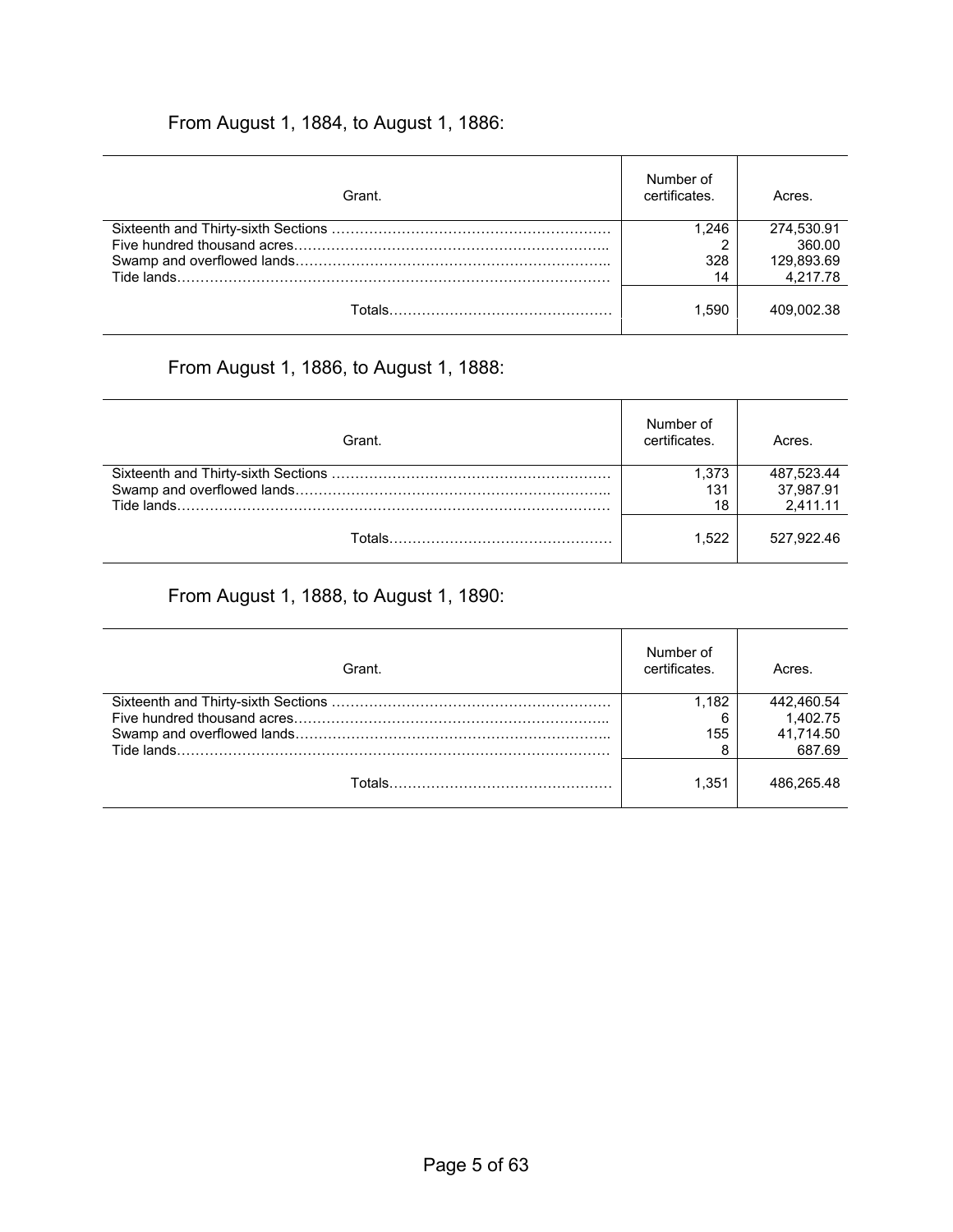From August 1, 1884, to August 1, 1886:

| Grant. | Number of certificates. | Acres. |
|---|---|---|
| Sixteenth and Thirty-sixth Sections | 1,246 | 274,530.91 |
| Five hundred thousand acres | 2 | 360.00 |
| Swamp and overflowed lands | 328 | 129,893.69 |
| Tide lands | 14 | 4,217.78 |
| Totals | 1,590 | 409,002.38 |

From August 1, 1886, to August 1, 1888:

| Grant. | Number of certificates. | Acres. |
|---|---|---|
| Sixteenth and Thirty-sixth Sections | 1,373 | 487,523.44 |
| Swamp and overflowed lands | 131 | 37,987.91 |
| Tide lands | 18 | 2,411.11 |
| Totals | 1,522 | 527,922.46 |

From August 1, 1888, to August 1, 1890:

| Grant. | Number of certificates. | Acres. |
|---|---|---|
| Sixteenth and Thirty-sixth Sections | 1,182 | 442,460.54 |
| Five hundred thousand acres | 6 | 1,402.75 |
| Swamp and overflowed lands | 155 | 41,714.50 |
| Tide lands | 8 | 687.69 |
| Totals | 1,351 | 486,265.48 |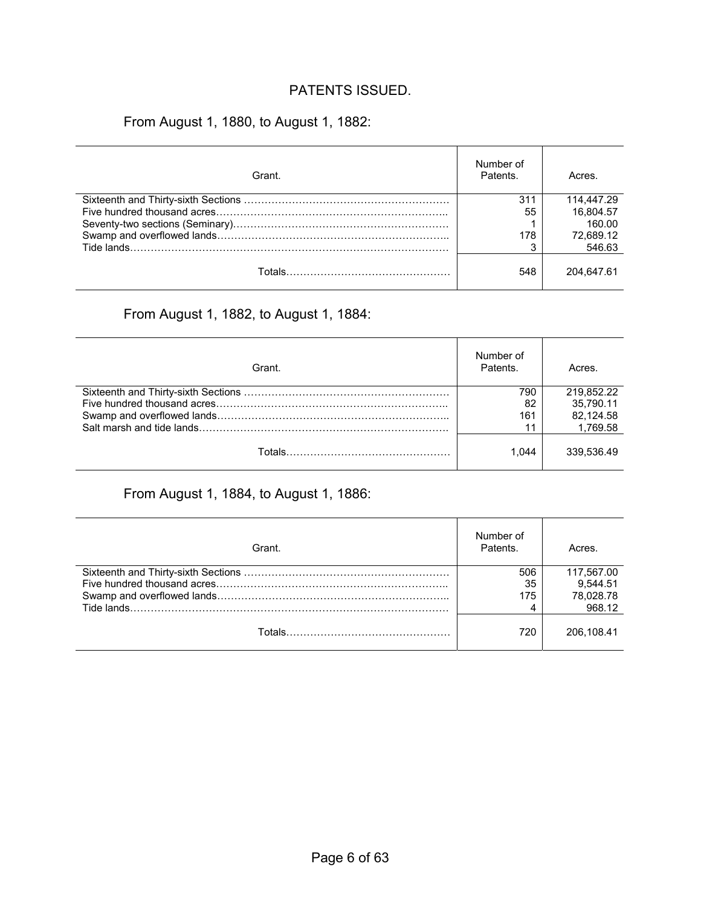## PATENTS ISSUED.

From August 1, 1880, to August 1, 1882:

| Grant. | Number of Patents. | Acres. |
|---|---|---|
| Sixteenth and Thirty-sixth Sections | 311 | 114,447.29 |
| Five hundred thousand acres | 55 | 16,804.57 |
| Seventy-two sections (Seminary) | 1 | 160.00 |
| Swamp and overflowed lands | 178 | 72,689.12 |
| Tide lands | 3 | 546.63 |
| Totals | 548 | 204,647.61 |

From August 1, 1882, to August 1, 1884:

| Grant. | Number of Patents. | Acres. |
|---|---|---|
| Sixteenth and Thirty-sixth Sections | 790 | 219,852.22 |
| Five hundred thousand acres | 82 | 35,790.11 |
| Swamp and overflowed lands | 161 | 82,124.58 |
| Salt marsh and tide lands | 11 | 1,769.58 |
| Totals | 1,044 | 339,536.49 |

From August 1, 1884, to August 1, 1886:

| Grant. | Number of Patents. | Acres. |
|---|---|---|
| Sixteenth and Thirty-sixth Sections | 506 | 117,567.00 |
| Five hundred thousand acres | 35 | 9,544.51 |
| Swamp and overflowed lands | 175 | 78,028.78 |
| Tide lands | 4 | 968.12 |
| Totals | 720 | 206,108.41 |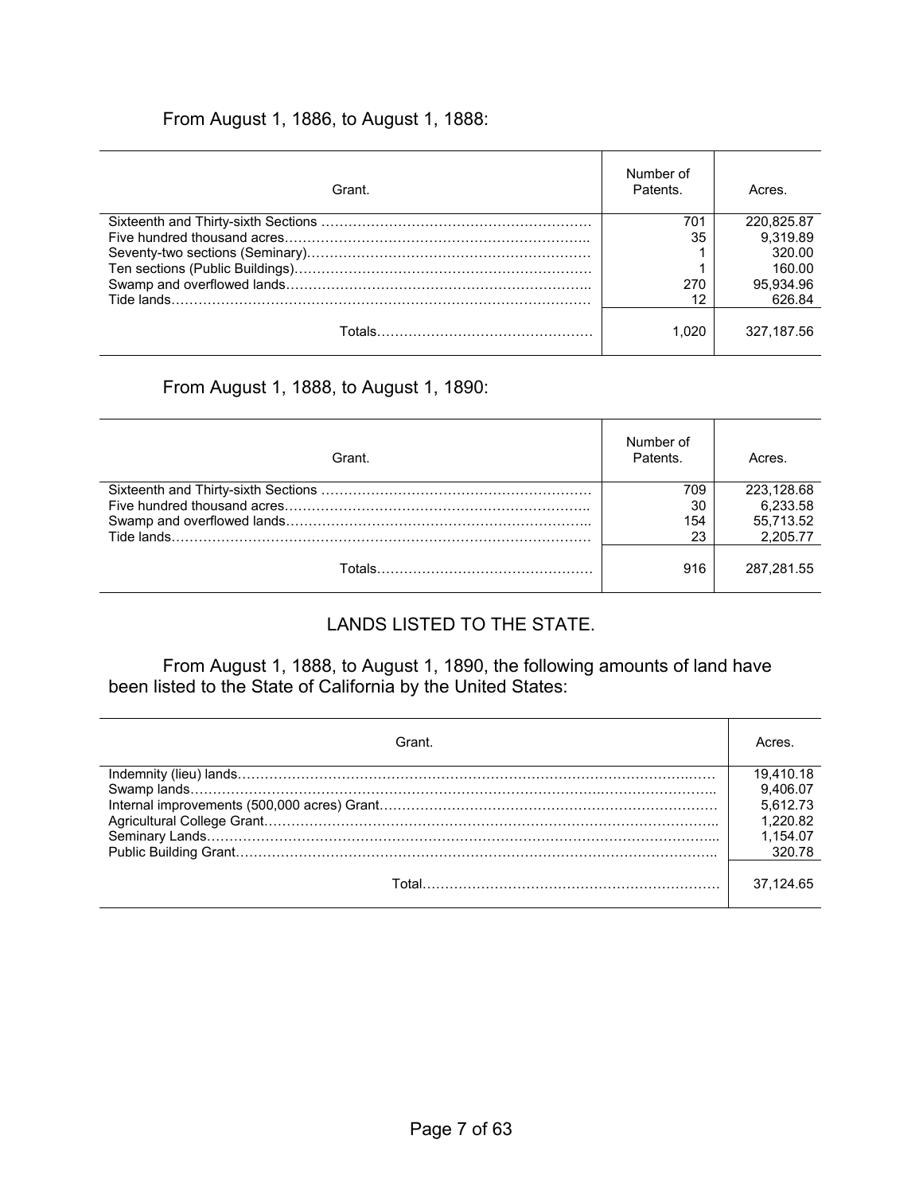From August 1, 1886, to August 1, 1888:

| Grant. | Number of Patents. | Acres. |
|---|---|---|
| Sixteenth and Thirty-sixth Sections | 701 | 220,825.87 |
| Five hundred thousand acres | 35 | 9,319.89 |
| Seventy-two sections (Seminary) | 1 | 320.00 |
| Ten sections (Public Buildings) | 1 | 160.00 |
| Swamp and overflowed lands | 270 | 95,934.96 |
| Tide lands | 12 | 626.84 |
| Totals | 1,020 | 327,187.56 |

From August 1, 1888, to August 1, 1890:

| Grant. | Number of Patents. | Acres. |
|---|---|---|
| Sixteenth and Thirty-sixth Sections | 709 | 223,128.68 |
| Five hundred thousand acres | 30 | 6,233.58 |
| Swamp and overflowed lands | 154 | 55,713.52 |
| Tide lands | 23 | 2,205.77 |
| Totals | 916 | 287,281.55 |

## LANDS LISTED TO THE STATE.

From August 1, 1888, to August 1, 1890, the following amounts of land have been listed to the State of California by the United States:

| Grant. | Acres. |
|---|---|
| Indemnity (lieu) lands | 19,410.18 |
| Swamp lands | 9,406.07 |
| Internal improvements (500,000 acres) Grant | 5,612.73 |
| Agricultural College Grant | 1,220.82 |
| Seminary Lands | 1,154.07 |
| Public Building Grant | 320.78 |
| Total | 37,124.65 |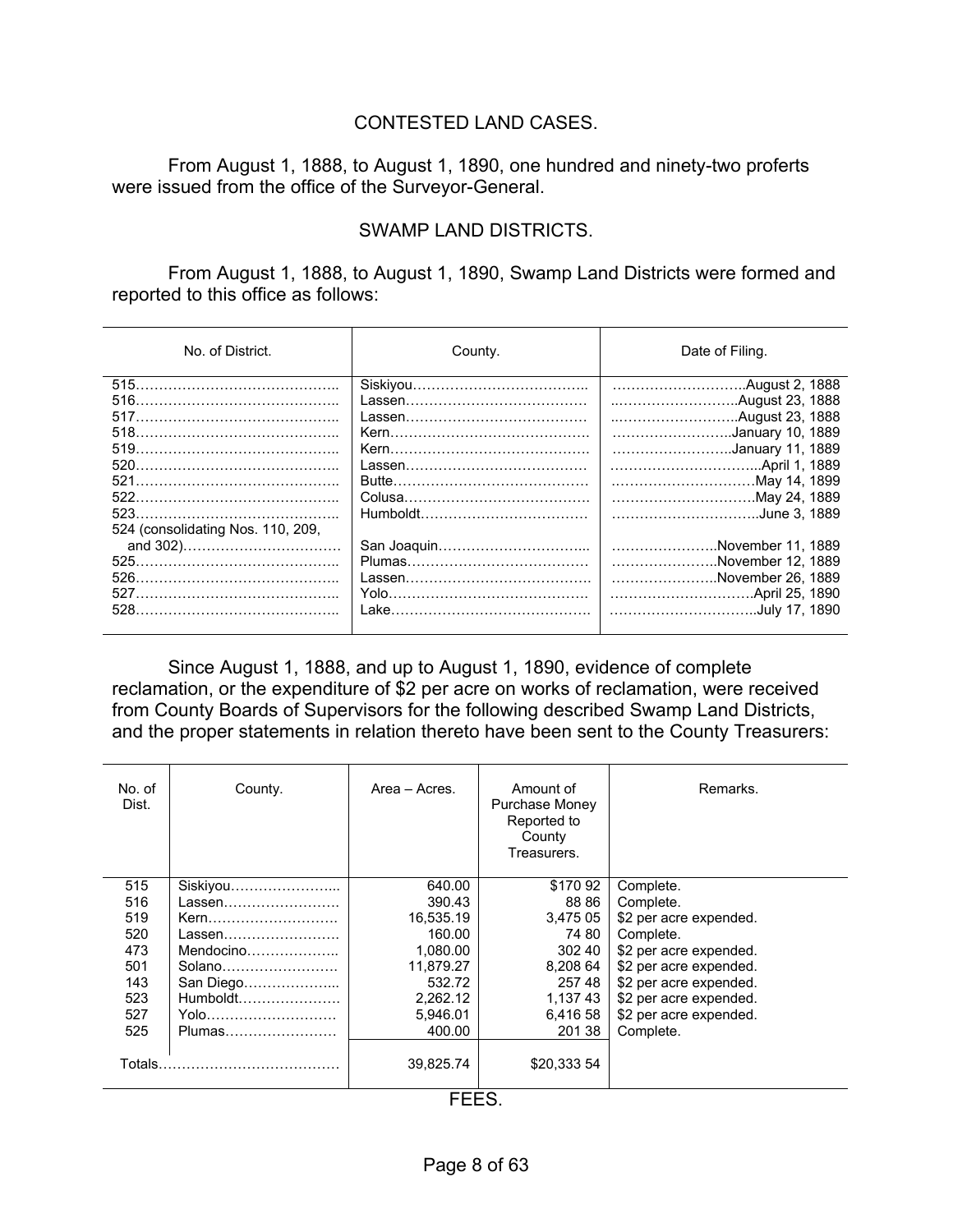## CONTESTED LAND CASES.

From August 1, 1888, to August 1, 1890, one hundred and ninety-two proferts were issued from the office of the Surveyor-General.

## SWAMP LAND DISTRICTS.

From August 1, 1888, to August 1, 1890, Swamp Land Districts were formed and reported to this office as follows:

| No. of District. | County. | Date of Filing. |
|---|---|---|
| 515 | Siskiyou | August 2, 1888 |
| 516 | Lassen | August 23, 1888 |
| 517 | Lassen | August 23, 1888 |
| 518 | Kern | January 10, 1889 |
| 519 | Kern | January 11, 1889 |
| 520 | Lassen | April 1, 1889 |
| 521 | Butte | May 14, 1899 |
| 522 | Colusa | May 24, 1889 |
| 523 | Humboldt | June 3, 1889 |
| 524 (consolidating Nos. 110, 209, and 302) | San Joaquin | November 11, 1889 |
| 525 | Plumas | November 12, 1889 |
| 526 | Lassen | November 26, 1889 |
| 527 | Yolo | April 25, 1890 |
| 528 | Lake | July 17, 1890 |

Since August 1, 1888, and up to August 1, 1890, evidence of complete reclamation, or the expenditure of $2 per acre on works of reclamation, were received from County Boards of Supervisors for the following described Swamp Land Districts, and the proper statements in relation thereto have been sent to the County Treasurers:

| No. of Dist. | County. | Area – Acres. | Amount of Purchase Money Reported to County Treasurers. | Remarks. |
|---|---|---|---|---|
| 515 | Siskiyou | 640.00 | $170 92 | Complete. |
| 516 | Lassen | 390.43 | 88 86 | Complete. |
| 519 | Kern | 16,535.19 | 3,475 05 | $2 per acre expended. |
| 520 | Lassen | 160.00 | 74 80 | Complete. |
| 473 | Mendocino | 1,080.00 | 302 40 | $2 per acre expended. |
| 501 | Solano | 11,879.27 | 8,208 64 | $2 per acre expended. |
| 143 | San Diego | 532.72 | 257 48 | $2 per acre expended. |
| 523 | Humboldt | 2,262.12 | 1,137 43 | $2 per acre expended. |
| 527 | Yolo | 5,946.01 | 6,416 58 | $2 per acre expended. |
| 525 | Plumas | 400.00 | 201 38 | Complete. |
| Totals | | 39,825.74 | $20,333 54 | |

## FEES.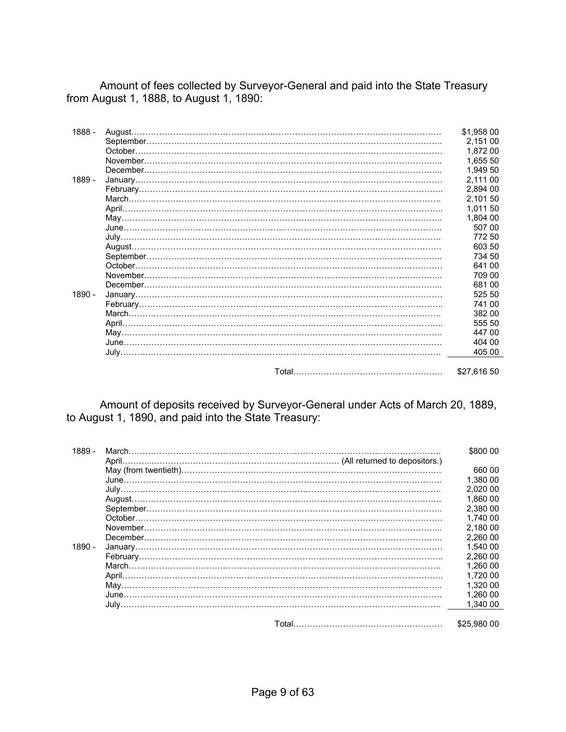Amount of fees collected by Surveyor-General and paid into the State Treasury from August 1, 1888, to August 1, 1890:

| Year | Month | Amount |
|---|---|---|
| 1888 - | August | $1,958 00 |
| | September | 2,151 00 |
| | October | 1,872 00 |
| | November | 1,655 50 |
| | December | 1,949 50 |
| 1889 - | January | 2,111 00 |
| | February | 2,894 00 |
| | March | 2,101 50 |
| | April | 1,011 50 |
| | May | 1,804 00 |
| | June | 507 00 |
| | July | 772 50 |
| | August | 603 50 |
| | September | 734 50 |
| | October | 641 00 |
| | November | 709 00 |
| | December | 681 00 |
| 1890 - | January | 525 50 |
| | February | 741 00 |
| | March | 382 00 |
| | April | 555 50 |
| | May | 447 00 |
| | June | 404 00 |
| | July | 405 00 |
| | Total | $27,616 50 |

Amount of deposits received by Surveyor-General under Acts of March 20, 1889, to August 1, 1890, and paid into the State Treasury:

| Year | Month | Amount |
|---|---|---|
| 1889 - | March | $800 00 |
| | April | (All returned to depositors.) |
| | May (from twentieth) | 660 00 |
| | June | 1,380 00 |
| | July | 2,020 00 |
| | August | 1,860 00 |
| | September | 2,380 00 |
| | October | 1,740 00 |
| | November | 2,180 00 |
| | December | 2,260 00 |
| 1890 - | January | 1,540 00 |
| | February | 2,260 00 |
| | March | 1,260 00 |
| | April | 1,720 00 |
| | May | 1,320 00 |
| | June | 1,260 00 |
| | July | 1,340 00 |
| | Total | $25,980 00 |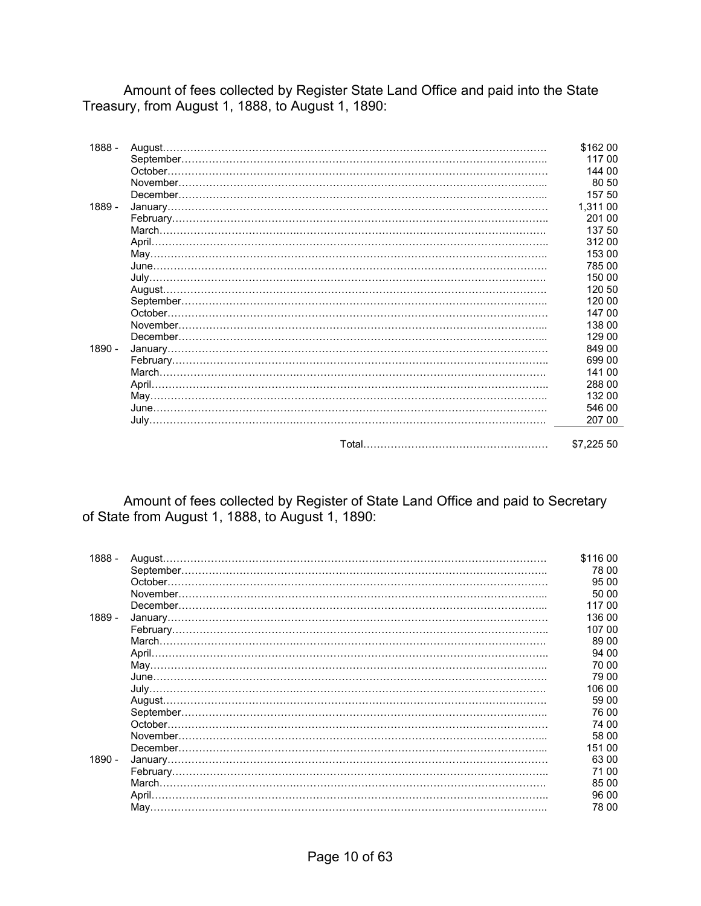Amount of fees collected by Register State Land Office and paid into the State Treasury, from August 1, 1888, to August 1, 1890:

| | | |
|---|---|---|
| 1888 - | August | $162 00 |
| | September | 117 00 |
| | October | 144 00 |
| | November | 80 50 |
| | December | 157 50 |
| 1889 - | January | 1,311 00 |
| | February | 201 00 |
| | March | 137 50 |
| | April | 312 00 |
| | May | 153 00 |
| | June | 785 00 |
| | July | 150 00 |
| | August | 120 50 |
| | September | 120 00 |
| | October | 147 00 |
| | November | 138 00 |
| | December | 129 00 |
| 1890 - | January | 849 00 |
| | February | 699 00 |
| | March | 141 00 |
| | April | 288 00 |
| | May | 132 00 |
| | June | 546 00 |
| | July | 207 00 |
| | Total | $7,225 50 |

Amount of fees collected by Register of State Land Office and paid to Secretary of State from August 1, 1888, to August 1, 1890:

| | | |
|---|---|---|
| 1888 - | August | $116 00 |
| | September | 78 00 |
| | October | 95 00 |
| | November | 50 00 |
| | December | 117 00 |
| 1889 - | January | 136 00 |
| | February | 107 00 |
| | March | 89 00 |
| | April | 94 00 |
| | May | 70 00 |
| | June | 79 00 |
| | July | 106 00 |
| | August | 59 00 |
| | September | 76 00 |
| | October | 74 00 |
| | November | 58 00 |
| | December | 151 00 |
| 1890 - | January | 63 00 |
| | February | 71 00 |
| | March | 85 00 |
| | April | 96 00 |
| | May | 78 00 |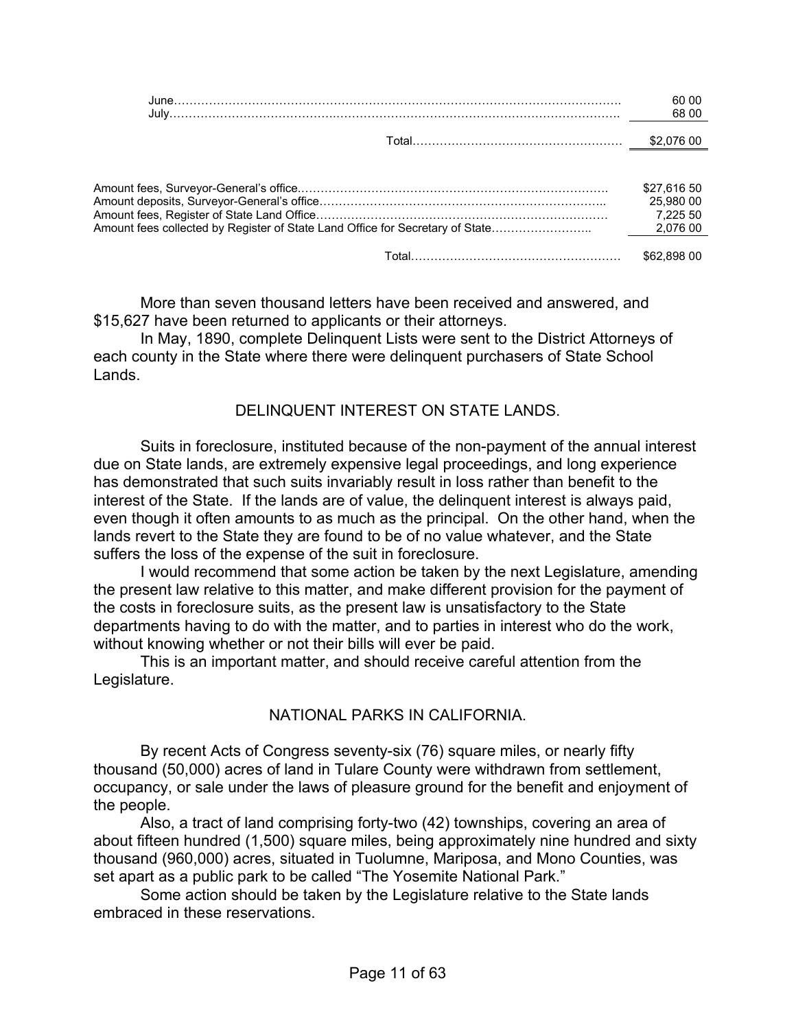| | |
|---|---|
| June | 60 00 |
| July | 68 00 |
| Total | $2,076 00 |

| | |
|---|---|
| Amount fees, Surveyor-General's office | $27,616 50 |
| Amount deposits, Surveyor-General's office | 25,980 00 |
| Amount fees, Register of State Land Office | 7,225 50 |
| Amount fees collected by Register of State Land Office for Secretary of State | 2,076 00 |
| Total | $62,898 00 |

More than seven thousand letters have been received and answered, and $15,627 have been returned to applicants or their attorneys.

In May, 1890, complete Delinquent Lists were sent to the District Attorneys of each county in the State where there were delinquent purchasers of State School Lands.

## DELINQUENT INTEREST ON STATE LANDS.

Suits in foreclosure, instituted because of the non-payment of the annual interest due on State lands, are extremely expensive legal proceedings, and long experience has demonstrated that such suits invariably result in loss rather than benefit to the interest of the State. If the lands are of value, the delinquent interest is always paid, even though it often amounts to as much as the principal. On the other hand, when the lands revert to the State they are found to be of no value whatever, and the State suffers the loss of the expense of the suit in foreclosure.

I would recommend that some action be taken by the next Legislature, amending the present law relative to this matter, and make different provision for the payment of the costs in foreclosure suits, as the present law is unsatisfactory to the State departments having to do with the matter, and to parties in interest who do the work, without knowing whether or not their bills will ever be paid.

This is an important matter, and should receive careful attention from the Legislature.

## NATIONAL PARKS IN CALIFORNIA.

By recent Acts of Congress seventy-six (76) square miles, or nearly fifty thousand (50,000) acres of land in Tulare County were withdrawn from settlement, occupancy, or sale under the laws of pleasure ground for the benefit and enjoyment of the people.

Also, a tract of land comprising forty-two (42) townships, covering an area of about fifteen hundred (1,500) square miles, being approximately nine hundred and sixty thousand (960,000) acres, situated in Tuolumne, Mariposa, and Mono Counties, was set apart as a public park to be called "The Yosemite National Park."

Some action should be taken by the Legislature relative to the State lands embraced in these reservations.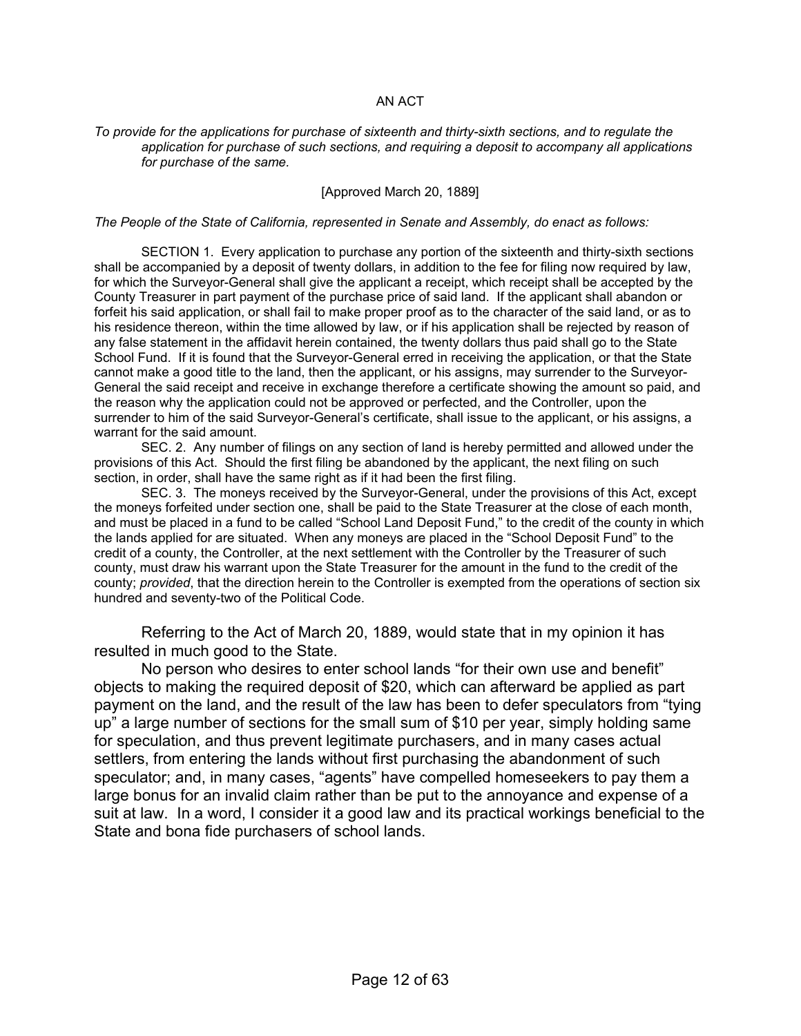AN ACT

*To provide for the applications for purchase of sixteenth and thirty-sixth sections, and to regulate the application for purchase of such sections, and requiring a deposit to accompany all applications for purchase of the same.*

[Approved March 20, 1889]

*The People of the State of California, represented in Senate and Assembly, do enact as follows:*

SECTION 1. Every application to purchase any portion of the sixteenth and thirty-sixth sections shall be accompanied by a deposit of twenty dollars, in addition to the fee for filing now required by law, for which the Surveyor-General shall give the applicant a receipt, which receipt shall be accepted by the County Treasurer in part payment of the purchase price of said land. If the applicant shall abandon or forfeit his said application, or shall fail to make proper proof as to the character of the said land, or as to his residence thereon, within the time allowed by law, or if his application shall be rejected by reason of any false statement in the affidavit herein contained, the twenty dollars thus paid shall go to the State School Fund. If it is found that the Surveyor-General erred in receiving the application, or that the State cannot make a good title to the land, then the applicant, or his assigns, may surrender to the Surveyor-General the said receipt and receive in exchange therefore a certificate showing the amount so paid, and the reason why the application could not be approved or perfected, and the Controller, upon the surrender to him of the said Surveyor-General's certificate, shall issue to the applicant, or his assigns, a warrant for the said amount.

SEC. 2. Any number of filings on any section of land is hereby permitted and allowed under the provisions of this Act. Should the first filing be abandoned by the applicant, the next filing on such section, in order, shall have the same right as if it had been the first filing.

SEC. 3. The moneys received by the Surveyor-General, under the provisions of this Act, except the moneys forfeited under section one, shall be paid to the State Treasurer at the close of each month, and must be placed in a fund to be called "School Land Deposit Fund," to the credit of the county in which the lands applied for are situated. When any moneys are placed in the "School Deposit Fund" to the credit of a county, the Controller, at the next settlement with the Controller by the Treasurer of such county, must draw his warrant upon the State Treasurer for the amount in the fund to the credit of the county; *provided*, that the direction herein to the Controller is exempted from the operations of section six hundred and seventy-two of the Political Code.

Referring to the Act of March 20, 1889, would state that in my opinion it has resulted in much good to the State.

No person who desires to enter school lands "for their own use and benefit" objects to making the required deposit of $20, which can afterward be applied as part payment on the land, and the result of the law has been to defer speculators from "tying up" a large number of sections for the small sum of $10 per year, simply holding same for speculation, and thus prevent legitimate purchasers, and in many cases actual settlers, from entering the lands without first purchasing the abandonment of such speculator; and, in many cases, "agents" have compelled homeseekers to pay them a large bonus for an invalid claim rather than be put to the annoyance and expense of a suit at law. In a word, I consider it a good law and its practical workings beneficial to the State and bona fide purchasers of school lands.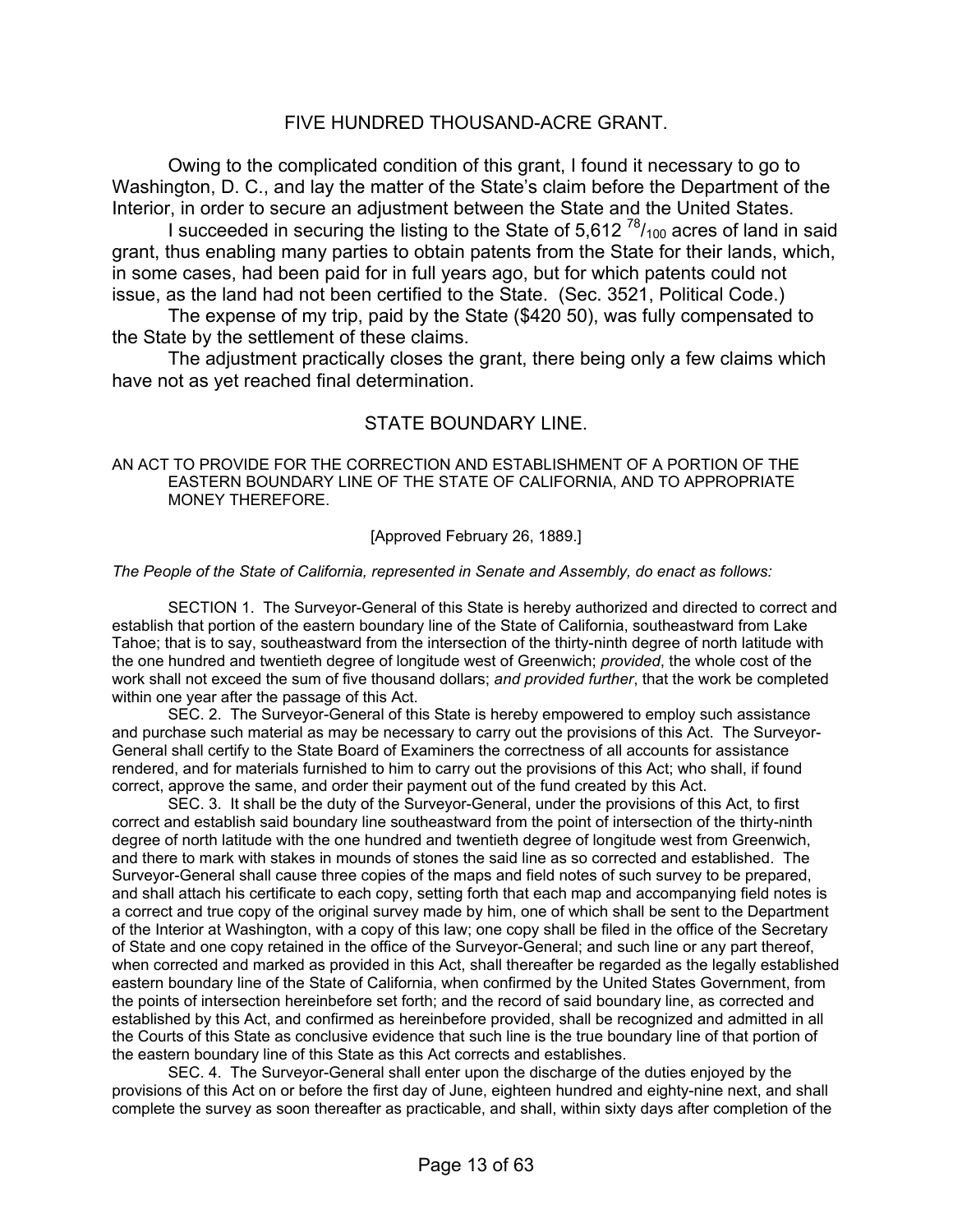## FIVE HUNDRED THOUSAND-ACRE GRANT.

Owing to the complicated condition of this grant, I found it necessary to go to Washington, D. C., and lay the matter of the State's claim before the Department of the Interior, in order to secure an adjustment between the State and the United States.

I succeeded in securing the listing to the State of 5,612 $^{78}/_{100}$ acres of land in said grant, thus enabling many parties to obtain patents from the State for their lands, which, in some cases, had been paid for in full years ago, but for which patents could not issue, as the land had not been certified to the State. (Sec. 3521, Political Code.)

The expense of my trip, paid by the State ($420 50), was fully compensated to the State by the settlement of these claims.

The adjustment practically closes the grant, there being only a few claims which have not as yet reached final determination.

## STATE BOUNDARY LINE.

AN ACT TO PROVIDE FOR THE CORRECTION AND ESTABLISHMENT OF A PORTION OF THE EASTERN BOUNDARY LINE OF THE STATE OF CALIFORNIA, AND TO APPROPRIATE MONEY THEREFORE.

[Approved February 26, 1889.]

*The People of the State of California, represented in Senate and Assembly, do enact as follows:*

SECTION 1. The Surveyor-General of this State is hereby authorized and directed to correct and establish that portion of the eastern boundary line of the State of California, southeastward from Lake Tahoe; that is to say, southeastward from the intersection of the thirty-ninth degree of north latitude with the one hundred and twentieth degree of longitude west of Greenwich; *provided*, the whole cost of the work shall not exceed the sum of five thousand dollars; *and provided further*, that the work be completed within one year after the passage of this Act.

SEC. 2. The Surveyor-General of this State is hereby empowered to employ such assistance and purchase such material as may be necessary to carry out the provisions of this Act. The Surveyor-General shall certify to the State Board of Examiners the correctness of all accounts for assistance rendered, and for materials furnished to him to carry out the provisions of this Act; who shall, if found correct, approve the same, and order their payment out of the fund created by this Act.

SEC. 3. It shall be the duty of the Surveyor-General, under the provisions of this Act, to first correct and establish said boundary line southeastward from the point of intersection of the thirty-ninth degree of north latitude with the one hundred and twentieth degree of longitude west from Greenwich, and there to mark with stakes in mounds of stones the said line as so corrected and established. The Surveyor-General shall cause three copies of the maps and field notes of such survey to be prepared, and shall attach his certificate to each copy, setting forth that each map and accompanying field notes is a correct and true copy of the original survey made by him, one of which shall be sent to the Department of the Interior at Washington, with a copy of this law; one copy shall be filed in the office of the Secretary of State and one copy retained in the office of the Surveyor-General; and such line or any part thereof, when corrected and marked as provided in this Act, shall thereafter be regarded as the legally established eastern boundary line of the State of California, when confirmed by the United States Government, from the points of intersection hereinbefore set forth; and the record of said boundary line, as corrected and established by this Act, and confirmed as hereinbefore provided, shall be recognized and admitted in all the Courts of this State as conclusive evidence that such line is the true boundary line of that portion of the eastern boundary line of this State as this Act corrects and establishes.

SEC. 4. The Surveyor-General shall enter upon the discharge of the duties enjoyed by the provisions of this Act on or before the first day of June, eighteen hundred and eighty-nine next, and shall complete the survey as soon thereafter as practicable, and shall, within sixty days after completion of the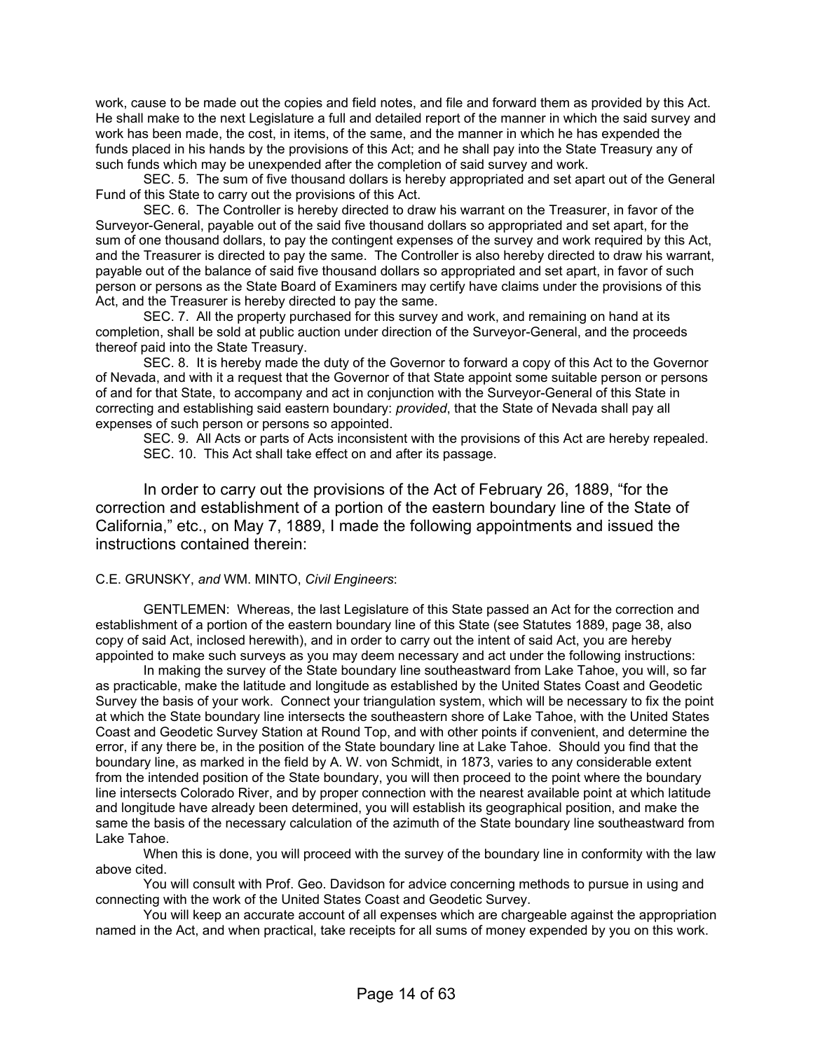work, cause to be made out the copies and field notes, and file and forward them as provided by this Act. He shall make to the next Legislature a full and detailed report of the manner in which the said survey and work has been made, the cost, in items, of the same, and the manner in which he has expended the funds placed in his hands by the provisions of this Act; and he shall pay into the State Treasury any of such funds which may be unexpended after the completion of said survey and work.

SEC. 5. The sum of five thousand dollars is hereby appropriated and set apart out of the General Fund of this State to carry out the provisions of this Act.

SEC. 6. The Controller is hereby directed to draw his warrant on the Treasurer, in favor of the Surveyor-General, payable out of the said five thousand dollars so appropriated and set apart, for the sum of one thousand dollars, to pay the contingent expenses of the survey and work required by this Act, and the Treasurer is directed to pay the same. The Controller is also hereby directed to draw his warrant, payable out of the balance of said five thousand dollars so appropriated and set apart, in favor of such person or persons as the State Board of Examiners may certify have claims under the provisions of this Act, and the Treasurer is hereby directed to pay the same.

SEC. 7. All the property purchased for this survey and work, and remaining on hand at its completion, shall be sold at public auction under direction of the Surveyor-General, and the proceeds thereof paid into the State Treasury.

SEC. 8. It is hereby made the duty of the Governor to forward a copy of this Act to the Governor of Nevada, and with it a request that the Governor of that State appoint some suitable person or persons of and for that State, to accompany and act in conjunction with the Surveyor-General of this State in correcting and establishing said eastern boundary: *provided*, that the State of Nevada shall pay all expenses of such person or persons so appointed.

SEC. 9. All Acts or parts of Acts inconsistent with the provisions of this Act are hereby repealed.

SEC. 10. This Act shall take effect on and after its passage.

In order to carry out the provisions of the Act of February 26, 1889, "for the correction and establishment of a portion of the eastern boundary line of the State of California," etc., on May 7, 1889, I made the following appointments and issued the instructions contained therein:

C.E. GRUNSKY, *and* WM. MINTO, *Civil Engineers*:

GENTLEMEN: Whereas, the last Legislature of this State passed an Act for the correction and establishment of a portion of the eastern boundary line of this State (see Statutes 1889, page 38, also copy of said Act, inclosed herewith), and in order to carry out the intent of said Act, you are hereby appointed to make such surveys as you may deem necessary and act under the following instructions:

In making the survey of the State boundary line southeastward from Lake Tahoe, you will, so far as practicable, make the latitude and longitude as established by the United States Coast and Geodetic Survey the basis of your work. Connect your triangulation system, which will be necessary to fix the point at which the State boundary line intersects the southeastern shore of Lake Tahoe, with the United States Coast and Geodetic Survey Station at Round Top, and with other points if convenient, and determine the error, if any there be, in the position of the State boundary line at Lake Tahoe. Should you find that the boundary line, as marked in the field by A. W. von Schmidt, in 1873, varies to any considerable extent from the intended position of the State boundary, you will then proceed to the point where the boundary line intersects Colorado River, and by proper connection with the nearest available point at which latitude and longitude have already been determined, you will establish its geographical position, and make the same the basis of the necessary calculation of the azimuth of the State boundary line southeastward from Lake Tahoe.

When this is done, you will proceed with the survey of the boundary line in conformity with the law above cited.

You will consult with Prof. Geo. Davidson for advice concerning methods to pursue in using and connecting with the work of the United States Coast and Geodetic Survey.

You will keep an accurate account of all expenses which are chargeable against the appropriation named in the Act, and when practical, take receipts for all sums of money expended by you on this work.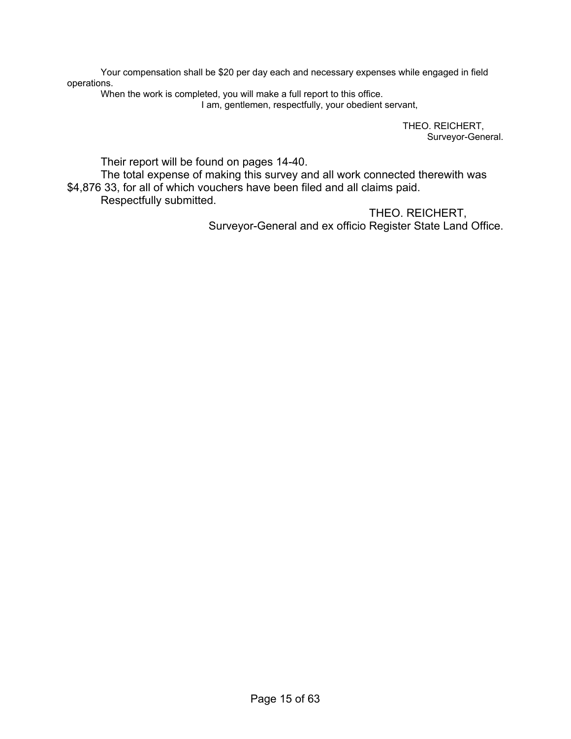Your compensation shall be $20 per day each and necessary expenses while engaged in field operations.

When the work is completed, you will make a full report to this office.

I am, gentlemen, respectfully, your obedient servant,

THEO. REICHERT,
Surveyor-General.

Their report will be found on pages 14-40.

The total expense of making this survey and all work connected therewith was $4,876 33, for all of which vouchers have been filed and all claims paid.

Respectfully submitted.

THEO. REICHERT,
Surveyor-General and ex officio Register State Land Office.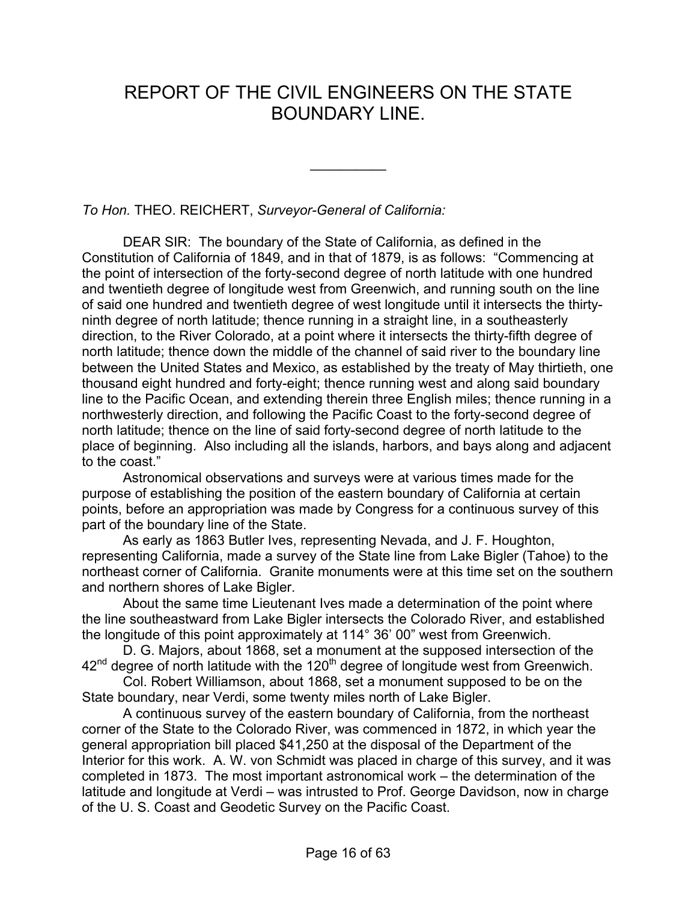# REPORT OF THE CIVIL ENGINEERS ON THE STATE BOUNDARY LINE.

---

*To Hon.* THEO. REICHERT, *Surveyor-General of California:*

DEAR SIR: The boundary of the State of California, as defined in the Constitution of California of 1849, and in that of 1879, is as follows: "Commencing at the point of intersection of the forty-second degree of north latitude with one hundred and twentieth degree of longitude west from Greenwich, and running south on the line of said one hundred and twentieth degree of west longitude until it intersects the thirty-ninth degree of north latitude; thence running in a straight line, in a southeasterly direction, to the River Colorado, at a point where it intersects the thirty-fifth degree of north latitude; thence down the middle of the channel of said river to the boundary line between the United States and Mexico, as established by the treaty of May thirtieth, one thousand eight hundred and forty-eight; thence running west and along said boundary line to the Pacific Ocean, and extending therein three English miles; thence running in a northwesterly direction, and following the Pacific Coast to the forty-second degree of north latitude; thence on the line of said forty-second degree of north latitude to the place of beginning. Also including all the islands, harbors, and bays along and adjacent to the coast."

Astronomical observations and surveys were at various times made for the purpose of establishing the position of the eastern boundary of California at certain points, before an appropriation was made by Congress for a continuous survey of this part of the boundary line of the State.

As early as 1863 Butler Ives, representing Nevada, and J. F. Houghton, representing California, made a survey of the State line from Lake Bigler (Tahoe) to the northeast corner of California. Granite monuments were at this time set on the southern and northern shores of Lake Bigler.

About the same time Lieutenant Ives made a determination of the point where the line southeastward from Lake Bigler intersects the Colorado River, and established the longitude of this point approximately at 114° 36' 00" west from Greenwich.

D. G. Majors, about 1868, set a monument at the supposed intersection of the 42nd degree of north latitude with the 120th degree of longitude west from Greenwich.

Col. Robert Williamson, about 1868, set a monument supposed to be on the State boundary, near Verdi, some twenty miles north of Lake Bigler.

A continuous survey of the eastern boundary of California, from the northeast corner of the State to the Colorado River, was commenced in 1872, in which year the general appropriation bill placed $41,250 at the disposal of the Department of the Interior for this work. A. W. von Schmidt was placed in charge of this survey, and it was completed in 1873. The most important astronomical work – the determination of the latitude and longitude at Verdi – was intrusted to Prof. George Davidson, now in charge of the U. S. Coast and Geodetic Survey on the Pacific Coast.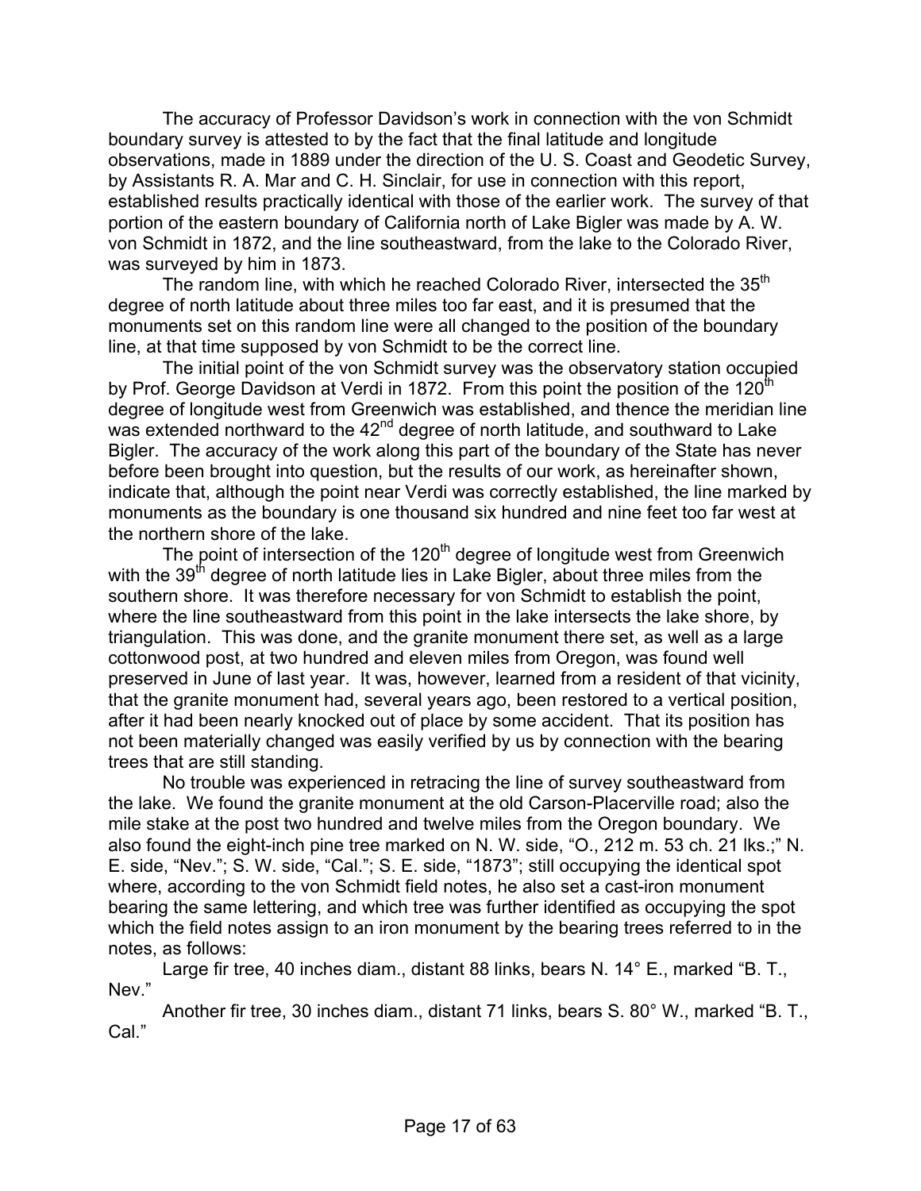The accuracy of Professor Davidson's work in connection with the von Schmidt boundary survey is attested to by the fact that the final latitude and longitude observations, made in 1889 under the direction of the U. S. Coast and Geodetic Survey, by Assistants R. A. Mar and C. H. Sinclair, for use in connection with this report, established results practically identical with those of the earlier work. The survey of that portion of the eastern boundary of California north of Lake Bigler was made by A. W. von Schmidt in 1872, and the line southeastward, from the lake to the Colorado River, was surveyed by him in 1873.

The random line, with which he reached Colorado River, intersected the 35th degree of north latitude about three miles too far east, and it is presumed that the monuments set on this random line were all changed to the position of the boundary line, at that time supposed by von Schmidt to be the correct line.

The initial point of the von Schmidt survey was the observatory station occupied by Prof. George Davidson at Verdi in 1872. From this point the position of the 120th degree of longitude west from Greenwich was established, and thence the meridian line was extended northward to the 42nd degree of north latitude, and southward to Lake Bigler. The accuracy of the work along this part of the boundary of the State has never before been brought into question, but the results of our work, as hereinafter shown, indicate that, although the point near Verdi was correctly established, the line marked by monuments as the boundary is one thousand six hundred and nine feet too far west at the northern shore of the lake.

The point of intersection of the 120th degree of longitude west from Greenwich with the 39th degree of north latitude lies in Lake Bigler, about three miles from the southern shore. It was therefore necessary for von Schmidt to establish the point, where the line southeastward from this point in the lake intersects the lake shore, by triangulation. This was done, and the granite monument there set, as well as a large cottonwood post, at two hundred and eleven miles from Oregon, was found well preserved in June of last year. It was, however, learned from a resident of that vicinity, that the granite monument had, several years ago, been restored to a vertical position, after it had been nearly knocked out of place by some accident. That its position has not been materially changed was easily verified by us by connection with the bearing trees that are still standing.

No trouble was experienced in retracing the line of survey southeastward from the lake. We found the granite monument at the old Carson-Placerville road; also the mile stake at the post two hundred and twelve miles from the Oregon boundary. We also found the eight-inch pine tree marked on N. W. side, "O., 212 m. 53 ch. 21 lks.;" N. E. side, "Nev."; S. W. side, "Cal."; S. E. side, "1873"; still occupying the identical spot where, according to the von Schmidt field notes, he also set a cast-iron monument bearing the same lettering, and which tree was further identified as occupying the spot which the field notes assign to an iron monument by the bearing trees referred to in the notes, as follows:

Large fir tree, 40 inches diam., distant 88 links, bears N. 14° E., marked "B. T., Nev."

Another fir tree, 30 inches diam., distant 71 links, bears S. 80° W., marked "B. T., Cal."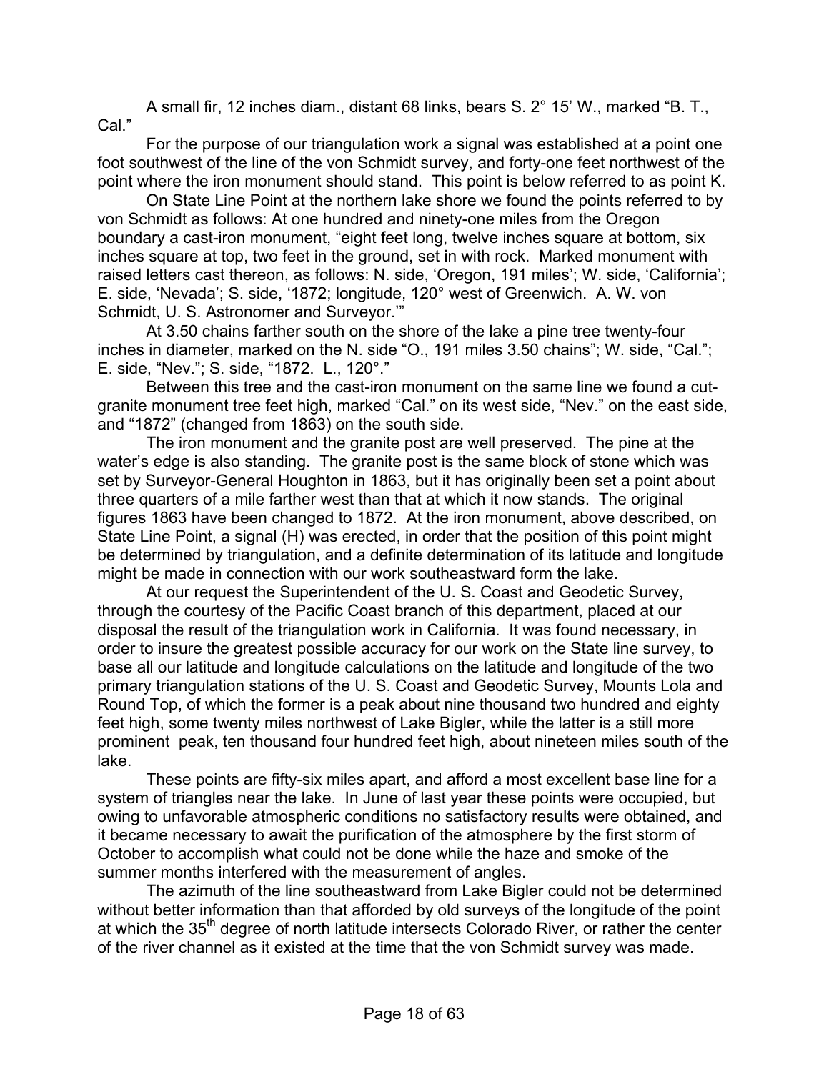A small fir, 12 inches diam., distant 68 links, bears S. 2° 15' W., marked "B. T., Cal."

For the purpose of our triangulation work a signal was established at a point one foot southwest of the line of the von Schmidt survey, and forty-one feet northwest of the point where the iron monument should stand. This point is below referred to as point K.

On State Line Point at the northern lake shore we found the points referred to by von Schmidt as follows: At one hundred and ninety-one miles from the Oregon boundary a cast-iron monument, "eight feet long, twelve inches square at bottom, six inches square at top, two feet in the ground, set in with rock. Marked monument with raised letters cast thereon, as follows: N. side, 'Oregon, 191 miles'; W. side, 'California'; E. side, 'Nevada'; S. side, '1872; longitude, 120° west of Greenwich. A. W. von Schmidt, U. S. Astronomer and Surveyor.'"

At 3.50 chains farther south on the shore of the lake a pine tree twenty-four inches in diameter, marked on the N. side "O., 191 miles 3.50 chains"; W. side, "Cal."; E. side, "Nev."; S. side, "1872. L., 120°."

Between this tree and the cast-iron monument on the same line we found a cut-granite monument tree feet high, marked "Cal." on its west side, "Nev." on the east side, and "1872" (changed from 1863) on the south side.

The iron monument and the granite post are well preserved. The pine at the water's edge is also standing. The granite post is the same block of stone which was set by Surveyor-General Houghton in 1863, but it has originally been set a point about three quarters of a mile farther west than that at which it now stands. The original figures 1863 have been changed to 1872. At the iron monument, above described, on State Line Point, a signal (H) was erected, in order that the position of this point might be determined by triangulation, and a definite determination of its latitude and longitude might be made in connection with our work southeastward form the lake.

At our request the Superintendent of the U. S. Coast and Geodetic Survey, through the courtesy of the Pacific Coast branch of this department, placed at our disposal the result of the triangulation work in California. It was found necessary, in order to insure the greatest possible accuracy for our work on the State line survey, to base all our latitude and longitude calculations on the latitude and longitude of the two primary triangulation stations of the U. S. Coast and Geodetic Survey, Mounts Lola and Round Top, of which the former is a peak about nine thousand two hundred and eighty feet high, some twenty miles northwest of Lake Bigler, while the latter is a still more prominent peak, ten thousand four hundred feet high, about nineteen miles south of the lake.

These points are fifty-six miles apart, and afford a most excellent base line for a system of triangles near the lake. In June of last year these points were occupied, but owing to unfavorable atmospheric conditions no satisfactory results were obtained, and it became necessary to await the purification of the atmosphere by the first storm of October to accomplish what could not be done while the haze and smoke of the summer months interfered with the measurement of angles.

The azimuth of the line southeastward from Lake Bigler could not be determined without better information than that afforded by old surveys of the longitude of the point at which the 35th degree of north latitude intersects Colorado River, or rather the center of the river channel as it existed at the time that the von Schmidt survey was made.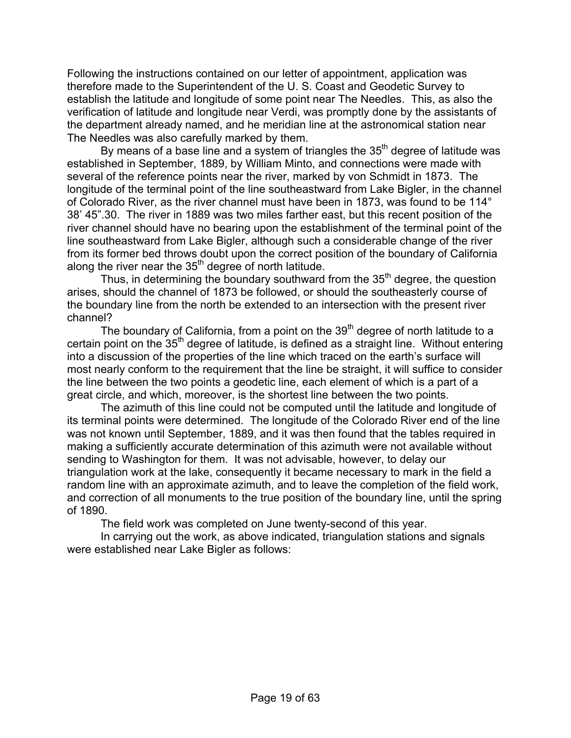Following the instructions contained on our letter of appointment, application was therefore made to the Superintendent of the U. S. Coast and Geodetic Survey to establish the latitude and longitude of some point near The Needles. This, as also the verification of latitude and longitude near Verdi, was promptly done by the assistants of the department already named, and he meridian line at the astronomical station near The Needles was also carefully marked by them.

By means of a base line and a system of triangles the 35th degree of latitude was established in September, 1889, by William Minto, and connections were made with several of the reference points near the river, marked by von Schmidt in 1873. The longitude of the terminal point of the line southeastward from Lake Bigler, in the channel of Colorado River, as the river channel must have been in 1873, was found to be 114° 38' 45".30. The river in 1889 was two miles farther east, but this recent position of the river channel should have no bearing upon the establishment of the terminal point of the line southeastward from Lake Bigler, although such a considerable change of the river from its former bed throws doubt upon the correct position of the boundary of California along the river near the 35th degree of north latitude.

Thus, in determining the boundary southward from the 35th degree, the question arises, should the channel of 1873 be followed, or should the southeasterly course of the boundary line from the north be extended to an intersection with the present river channel?

The boundary of California, from a point on the 39th degree of north latitude to a certain point on the 35th degree of latitude, is defined as a straight line. Without entering into a discussion of the properties of the line which traced on the earth's surface will most nearly conform to the requirement that the line be straight, it will suffice to consider the line between the two points a geodetic line, each element of which is a part of a great circle, and which, moreover, is the shortest line between the two points.

The azimuth of this line could not be computed until the latitude and longitude of its terminal points were determined. The longitude of the Colorado River end of the line was not known until September, 1889, and it was then found that the tables required in making a sufficiently accurate determination of this azimuth were not available without sending to Washington for them. It was not advisable, however, to delay our triangulation work at the lake, consequently it became necessary to mark in the field a random line with an approximate azimuth, and to leave the completion of the field work, and correction of all monuments to the true position of the boundary line, until the spring of 1890.

The field work was completed on June twenty-second of this year.

In carrying out the work, as above indicated, triangulation stations and signals were established near Lake Bigler as follows: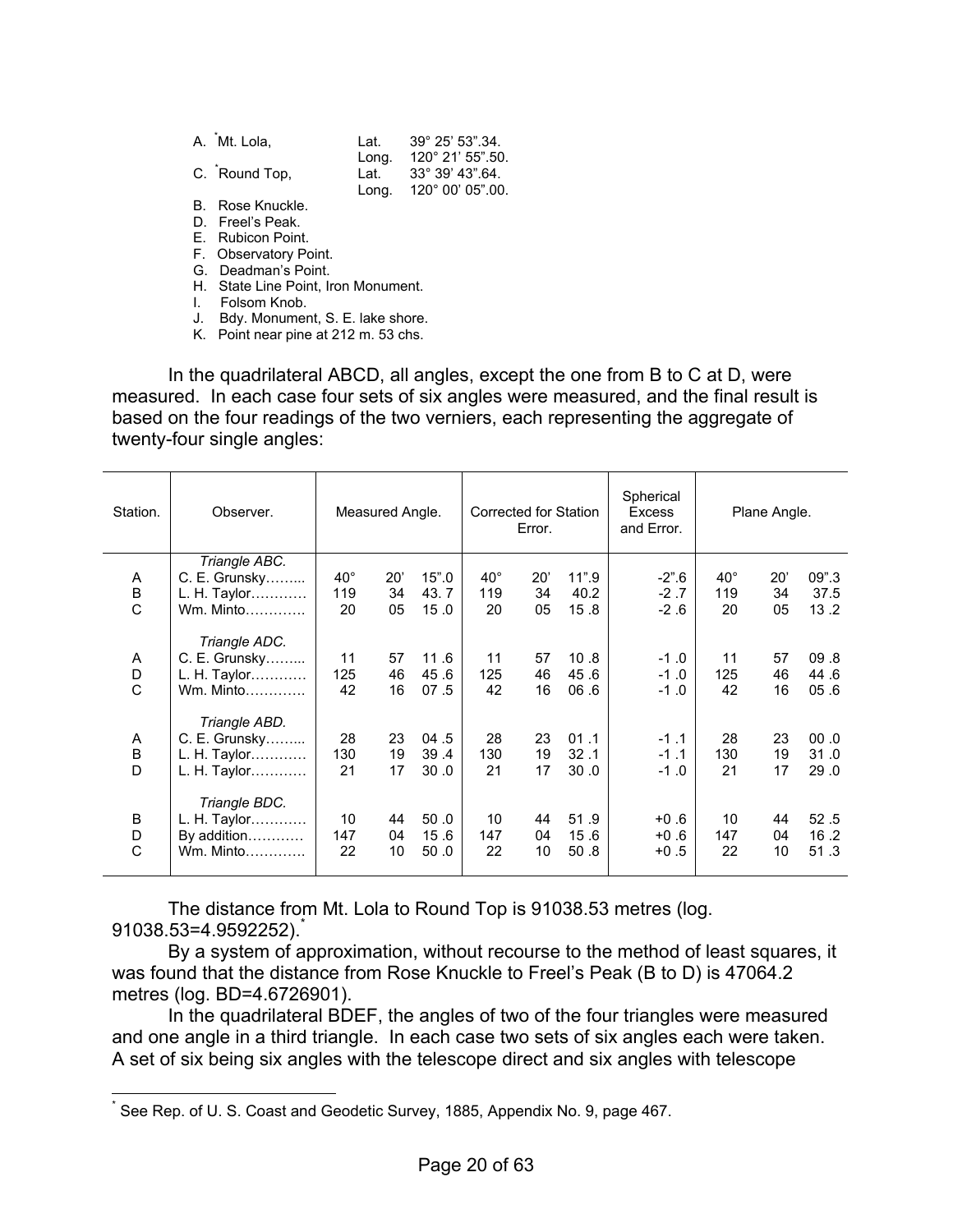A. [*]Mt. Lola, Lat. 39° 25' 53".34.
Long. 120° 21' 55".50.
C. [*]Round Top, Lat. 33° 39' 43".64.
Long. 120° 00' 05".00.

B. Rose Knuckle.
D. Freel's Peak.
E. Rubicon Point.
F. Observatory Point.
G. Deadman's Point.
H. State Line Point, Iron Monument.
I. Folsom Knob.
J. Bdy. Monument, S. E. lake shore.
K. Point near pine at 212 m. 53 chs.

In the quadrilateral ABCD, all angles, except the one from B to C at D, were measured. In each case four sets of six angles were measured, and the final result is based on the four readings of the two verniers, each representing the aggregate of twenty-four single angles:

| Station. | Observer. | Measured Angle. | | | Corrected for Station Error. | | | Spherical Excess and Error. | Plane Angle. | | |
|---|---|---|---|---|---|---|---|---|---|---|---|
| | *Triangle ABC.* | | | | | | | | | | |
| A | C. E. Grunsky…….. | 40° | 20' | 15".0 | 40° | 20' | 11".9 | -2".6 | 40° | 20' | 09".3 |
| B | L. H. Taylor………… | 119 | 34 | 43. 7 | 119 | 34 | 40.2 | -2 .7 | 119 | 34 | 37.5 |
| C | Wm. Minto…………. | 20 | 05 | 15 .0 | 20 | 05 | 15 .8 | -2 .6 | 20 | 05 | 13 .2 |
| | *Triangle ADC.* | | | | | | | | | | |
| A | C. E. Grunsky…….. | 11 | 57 | 11 .6 | 11 | 57 | 10 .8 | -1 .0 | 11 | 57 | 09 .8 |
| D | L. H. Taylor………… | 125 | 46 | 45 .6 | 125 | 46 | 45 .6 | -1 .0 | 125 | 46 | 44 .6 |
| C | Wm. Minto…………. | 42 | 16 | 07 .5 | 42 | 16 | 06 .6 | -1 .0 | 42 | 16 | 05 .6 |
| | *Triangle ABD.* | | | | | | | | | | |
| A | C. E. Grunsky…….. | 28 | 23 | 04 .5 | 28 | 23 | 01 .1 | -1 .1 | 28 | 23 | 00 .0 |
| B | L. H. Taylor………… | 130 | 19 | 39 .4 | 130 | 19 | 32 .1 | -1 .1 | 130 | 19 | 31 .0 |
| D | L. H. Taylor………… | 21 | 17 | 30 .0 | 21 | 17 | 30 .0 | -1 .0 | 21 | 17 | 29 .0 |
| | *Triangle BDC.* | | | | | | | | | | |
| B | L. H. Taylor………… | 10 | 44 | 50 .0 | 10 | 44 | 51 .9 | +0 .6 | 10 | 44 | 52 .5 |
| D | By addition………… | 147 | 04 | 15 .6 | 147 | 04 | 15 .6 | +0 .6 | 147 | 04 | 16 .2 |
| C | Wm. Minto…………. | 22 | 10 | 50 .0 | 22 | 10 | 50 .8 | +0 .5 | 22 | 10 | 51 .3 |

The distance from Mt. Lola to Round Top is 91038.53 metres (log. 91038.53=4.9592252).[*]

By a system of approximation, without recourse to the method of least squares, it was found that the distance from Rose Knuckle to Freel's Peak (B to D) is 47064.2 metres (log. BD=4.6726901).

In the quadrilateral BDEF, the angles of two of the four triangles were measured and one angle in a third triangle. In each case two sets of six angles each were taken. A set of six being six angles with the telescope direct and six angles with telescope

[*] See Rep. of U. S. Coast and Geodetic Survey, 1885, Appendix No. 9, page 467.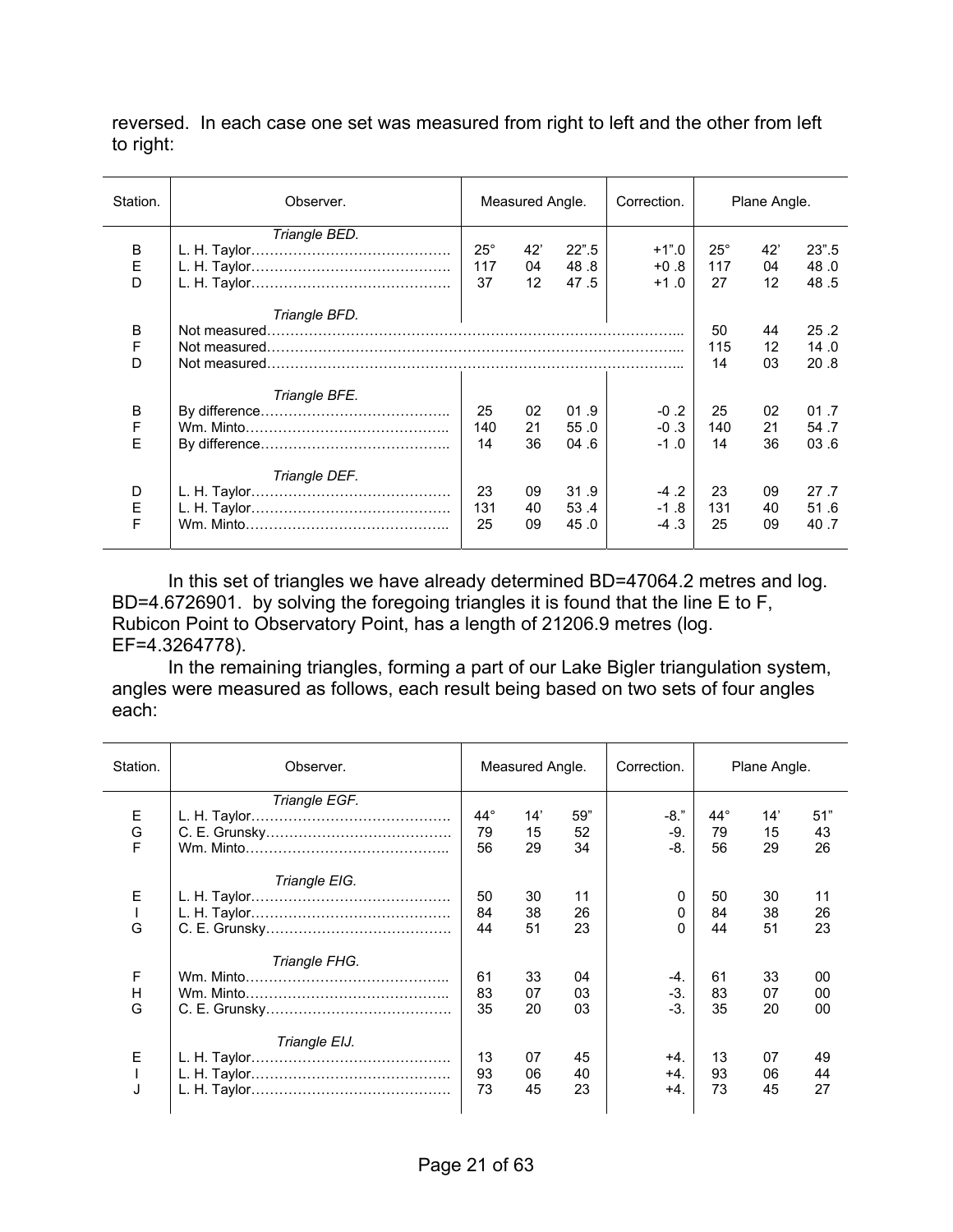reversed. In each case one set was measured from right to left and the other from left to right:

| Station. | Observer. | Measured Angle. | | | Correction. | Plane Angle. | | |
|---|---|---|---|---|---|---|---|---|
| | *Triangle BED.* | | | | | | | |
| B | L. H. Taylor…………………………………… | 25° | 42' | 22".5 | +1".0 | 25° | 42' | 23".5 |
| E | L. H. Taylor…………………………………… | 117 | 04 | 48 .8 | +0 .8 | 117 | 04 | 48 .0 |
| D | L. H. Taylor…………………………………… | 37 | 12 | 47 .5 | +1 .0 | 27 | 12 | 48 .5 |
| | *Triangle BFD.* | | | | | | | |
| B | Not measured………………………………………………………………………… | | | | | 50 | 44 | 25 .2 |
| F | Not measured………………………………………………………………………… | | | | | 115 | 12 | 14 .0 |
| D | Not measured………………………………………………………………………… | | | | | 14 | 03 | 20 .8 |
| | *Triangle BFE.* | | | | | | | |
| B | By difference………………………………….. | 25 | 02 | 01 .9 | -0 .2 | 25 | 02 | 01 .7 |
| F | Wm. Minto…………………………………….. | 140 | 21 | 55 .0 | -0 .3 | 140 | 21 | 54 .7 |
| E | By difference………………………………….. | 14 | 36 | 04 .6 | -1 .0 | 14 | 36 | 03 .6 |
| | *Triangle DEF.* | | | | | | | |
| D | L. H. Taylor…………………………………… | 23 | 09 | 31 .9 | -4 .2 | 23 | 09 | 27 .7 |
| E | L. H. Taylor…………………………………… | 131 | 40 | 53 .4 | -1 .8 | 131 | 40 | 51 .6 |
| F | Wm. Minto…………………………………….. | 25 | 09 | 45 .0 | -4 .3 | 25 | 09 | 40 .7 |

In this set of triangles we have already determined BD=47064.2 metres and log. BD=4.6726901. by solving the foregoing triangles it is found that the line E to F, Rubicon Point to Observatory Point, has a length of 21206.9 metres (log. EF=4.3264778).

In the remaining triangles, forming a part of our Lake Bigler triangulation system, angles were measured as follows, each result being based on two sets of four angles each:

| Station. | Observer. | Measured Angle. | | | Correction. | Plane Angle. | | |
|---|---|---|---|---|---|---|---|---|
| | *Triangle EGF.* | | | | | | | |
| E | L. H. Taylor…………………………………… | 44° | 14' | 59" | -8." | 44° | 14' | 51" |
| G | C. E. Grunsky………………………………… | 79 | 15 | 52 | -9. | 79 | 15 | 43 |
| F | Wm. Minto…………………………………….. | 56 | 29 | 34 | -8. | 56 | 29 | 26 |
| | *Triangle EIG.* | | | | | | | |
| E | L. H. Taylor…………………………………… | 50 | 30 | 11 | 0 | 50 | 30 | 11 |
| I | L. H. Taylor…………………………………… | 84 | 38 | 26 | 0 | 84 | 38 | 26 |
| G | C. E. Grunsky………………………………… | 44 | 51 | 23 | 0 | 44 | 51 | 23 |
| | *Triangle FHG.* | | | | | | | |
| F | Wm. Minto…………………………………….. | 61 | 33 | 04 | -4. | 61 | 33 | 00 |
| H | Wm. Minto…………………………………….. | 83 | 07 | 03 | -3. | 83 | 07 | 00 |
| G | C. E. Grunsky………………………………… | 35 | 20 | 03 | -3. | 35 | 20 | 00 |
| | *Triangle EIJ.* | | | | | | | |
| E | L. H. Taylor…………………………………… | 13 | 07 | 45 | +4. | 13 | 07 | 49 |
| I | L. H. Taylor…………………………………… | 93 | 06 | 40 | +4. | 93 | 06 | 44 |
| J | L. H. Taylor…………………………………… | 73 | 45 | 23 | +4. | 73 | 45 | 27 |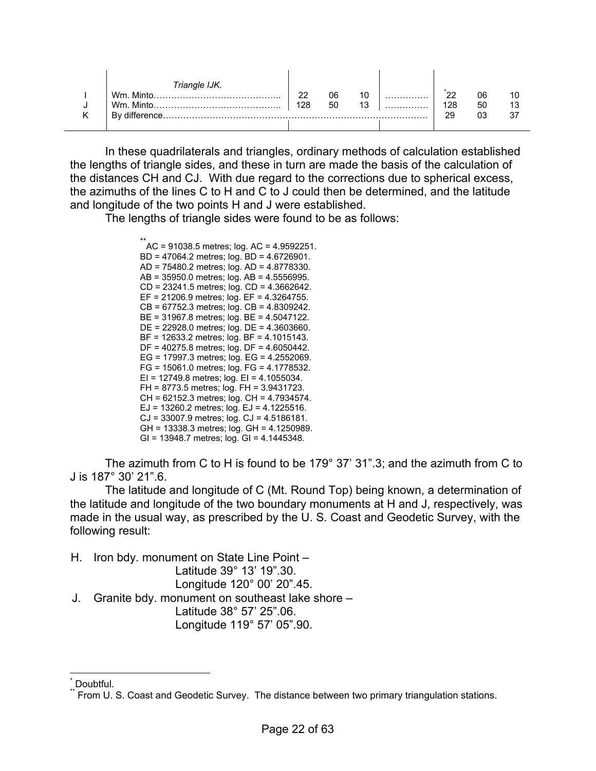| | | | | | | | | |
|---|---|---|---|---|---|---|---|---|
| | *Triangle IJK.* | | | | | | | |
| I | Wm. Minto…………………………………….. | 22 | 06 | 10 | …………… | *22 | 06 | 10 |
| J | Wm. Minto…………………………………….. | 128 | 50 | 13 | …………… | 128 | 50 | 13 |
| K | By difference…………………………………………………………………………. | | | | | 29 | 03 | 37 |

In these quadrilaterals and triangles, ordinary methods of calculation established the lengths of triangle sides, and these in turn are made the basis of the calculation of the distances CH and CJ. With due regard to the corrections due to spherical excess, the azimuths of the lines C to H and C to J could then be determined, and the latitude and longitude of the two points H and J were established.

The lengths of triangle sides were found to be as follows:

**AC = 91038.5 metres; log. AC = 4.9592251.
BD = 47064.2 metres; log. BD = 4.6726901.
AD = 75480.2 metres; log. AD = 4.8778330.
AB = 35950.0 metres; log. AB = 4.5556995.
CD = 23241.5 metres; log. CD = 4.3662642.
EF = 21206.9 metres; log. EF = 4.3264755.
CB = 67752.3 metres; log. CB = 4.8309242.
BE = 31967.8 metres; log. BE = 4.5047122.
DE = 22928.0 metres; log. DE = 4.3603660.
BF = 12633.2 metres; log. BF = 4.1015143.
DF = 40275.8 metres; log. DF = 4.6050442.
EG = 17997.3 metres; log. EG = 4.2552069.
FG = 15061.0 metres; log. FG = 4.1778532.
EI = 12749.8 metres; log. EI = 4.1055034.
FH = 8773.5 metres; log. FH = 3.9431723.
CH = 62152.3 metres; log. CH = 4.7934574.
EJ = 13260.2 metres; log. EJ = 4.1225516.
CJ = 33007.9 metres; log. CJ = 4.5186181.
GH = 13338.3 metres; log. GH = 4.1250989.
GI = 13948.7 metres; log. GI = 4.1445348.

The azimuth from C to H is found to be 179° 37’ 31”.3; and the azimuth from C to J is 187° 30’ 21”.6.

The latitude and longitude of C (Mt. Round Top) being known, a determination of the latitude and longitude of the two boundary monuments at H and J, respectively, was made in the usual way, as prescribed by the U. S. Coast and Geodetic Survey, with the following result:

H. Iron bdy. monument on State Line Point –
Latitude 39° 13’ 19”.30.
Longitude 120° 00’ 20”.45.

J. Granite bdy. monument on southeast lake shore –
Latitude 38° 57’ 25”.06.
Longitude 119° 57’ 05”.90.

---

* Doubtful.

** From U. S. Coast and Geodetic Survey. The distance between two primary triangulation stations.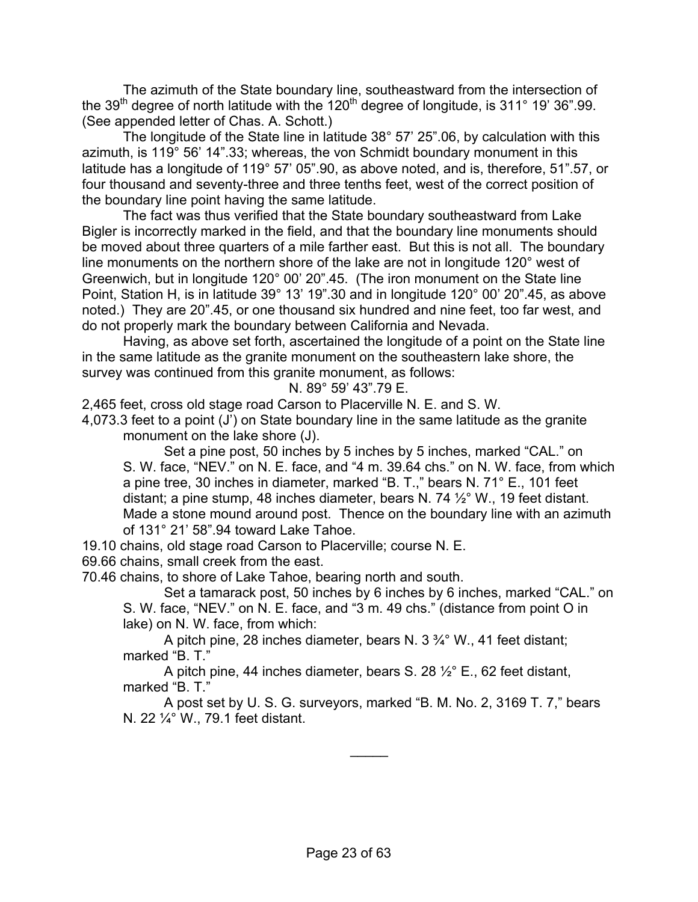The azimuth of the State boundary line, southeastward from the intersection of the 39th degree of north latitude with the 120th degree of longitude, is 311° 19' 36".99. (See appended letter of Chas. A. Schott.)

The longitude of the State line in latitude 38° 57' 25".06, by calculation with this azimuth, is 119° 56' 14".33; whereas, the von Schmidt boundary monument in this latitude has a longitude of 119° 57' 05".90, as above noted, and is, therefore, 51".57, or four thousand and seventy-three and three tenths feet, west of the correct position of the boundary line point having the same latitude.

The fact was thus verified that the State boundary southeastward from Lake Bigler is incorrectly marked in the field, and that the boundary line monuments should be moved about three quarters of a mile farther east. But this is not all. The boundary line monuments on the northern shore of the lake are not in longitude 120° west of Greenwich, but in longitude 120° 00' 20".45. (The iron monument on the State line Point, Station H, is in latitude 39° 13' 19".30 and in longitude 120° 00' 20".45, as above noted.) They are 20".45, or one thousand six hundred and nine feet, too far west, and do not properly mark the boundary between California and Nevada.

Having, as above set forth, ascertained the longitude of a point on the State line in the same latitude as the granite monument on the southeastern lake shore, the survey was continued from this granite monument, as follows:

N. 89° 59' 43".79 E.

2,465 feet, cross old stage road Carson to Placerville N. E. and S. W.

4,073.3 feet to a point (J') on State boundary line in the same latitude as the granite monument on the lake shore (J).

Set a pine post, 50 inches by 5 inches by 5 inches, marked "CAL." on S. W. face, "NEV." on N. E. face, and "4 m. 39.64 chs." on N. W. face, from which a pine tree, 30 inches in diameter, marked "B. T.," bears N. 71° E., 101 feet distant; a pine stump, 48 inches diameter, bears N. 74 ½° W., 19 feet distant. Made a stone mound around post. Thence on the boundary line with an azimuth of 131° 21' 58".94 toward Lake Tahoe.

19.10 chains, old stage road Carson to Placerville; course N. E.

69.66 chains, small creek from the east.

70.46 chains, to shore of Lake Tahoe, bearing north and south.

Set a tamarack post, 50 inches by 6 inches by 6 inches, marked "CAL." on S. W. face, "NEV." on N. E. face, and "3 m. 49 chs." (distance from point O in lake) on N. W. face, from which:

A pitch pine, 28 inches diameter, bears N. 3 ¾° W., 41 feet distant; marked "B. T."

A pitch pine, 44 inches diameter, bears S. 28 ½° E., 62 feet distant, marked "B. T."

A post set by U. S. G. surveyors, marked "B. M. No. 2, 3169 T. 7," bears N. 22 ¼° W., 79.1 feet distant.

\_\_\_\_\_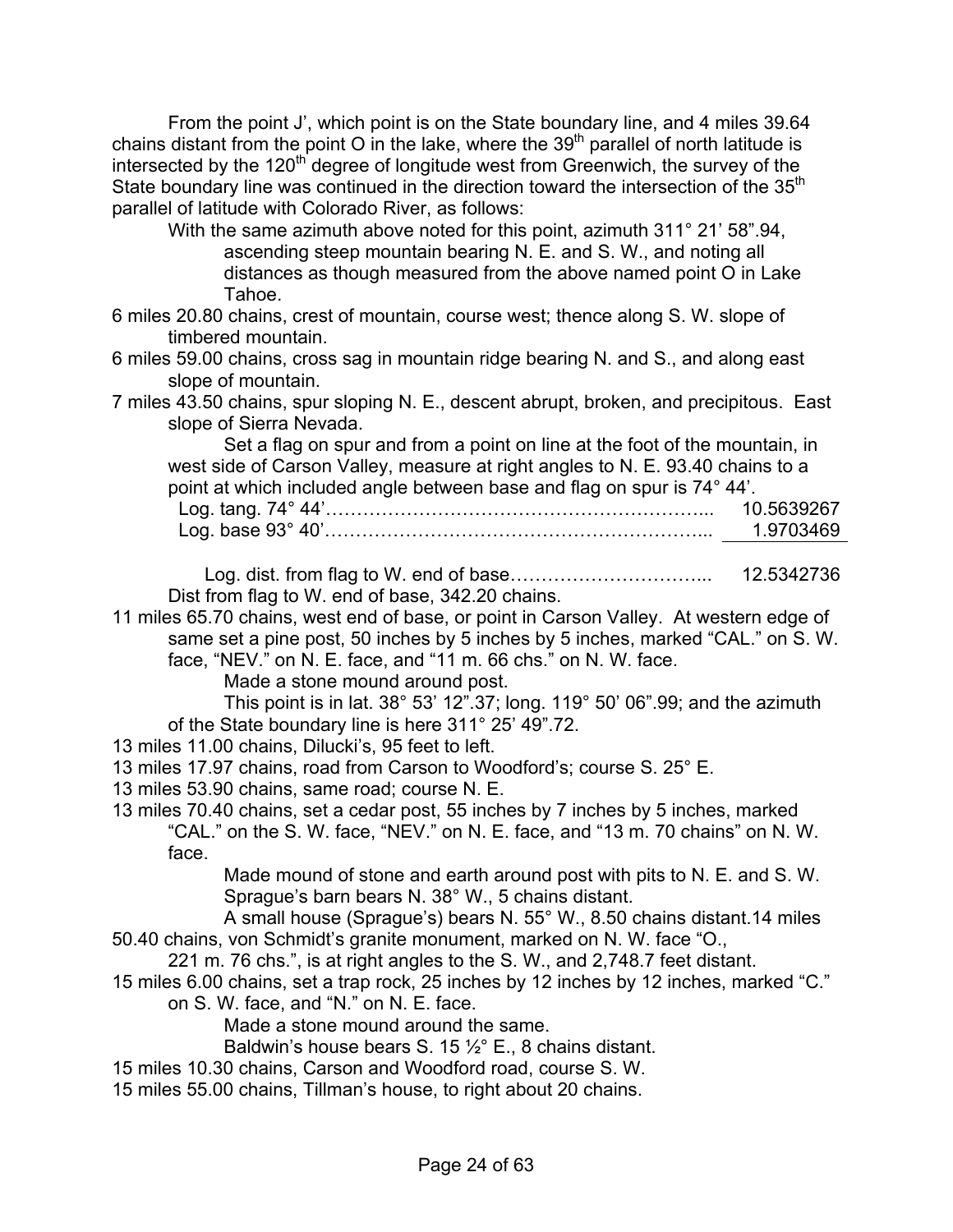From the point J', which point is on the State boundary line, and 4 miles 39.64 chains distant from the point O in the lake, where the 39th parallel of north latitude is intersected by the 120th degree of longitude west from Greenwich, the survey of the State boundary line was continued in the direction toward the intersection of the 35th parallel of latitude with Colorado River, as follows:

With the same azimuth above noted for this point, azimuth 311° 21' 58".94, ascending steep mountain bearing N. E. and S. W., and noting all distances as though measured from the above named point O in Lake Tahoe.

6 miles 20.80 chains, crest of mountain, course west; thence along S. W. slope of timbered mountain.

6 miles 59.00 chains, cross sag in mountain ridge bearing N. and S., and along east slope of mountain.

7 miles 43.50 chains, spur sloping N. E., descent abrupt, broken, and precipitous. East slope of Sierra Nevada.

Set a flag on spur and from a point on line at the foot of the mountain, in west side of Carson Valley, measure at right angles to N. E. 93.40 chains to a point at which included angle between base and flag on spur is 74° 44'.

| | |
|---|---|
| Log. tang. 74° 44'………………………………………………….. | 10.5639267 |
| Log. base 93° 40'………………………………………………….. | 1.9703469 |
| Log. dist. from flag to W. end of base………………………….. | 12.5342736 |

Dist from flag to W. end of base, 342.20 chains.

11 miles 65.70 chains, west end of base, or point in Carson Valley. At western edge of same set a pine post, 50 inches by 5 inches by 5 inches, marked "CAL." on S. W. face, "NEV." on N. E. face, and "11 m. 66 chs." on N. W. face.

Made a stone mound around post.

This point is in lat. 38° 53' 12".37; long. 119° 50' 06".99; and the azimuth of the State boundary line is here 311° 25' 49".72.

13 miles 11.00 chains, Dilucki's, 95 feet to left.

13 miles 17.97 chains, road from Carson to Woodford's; course S. 25° E.

13 miles 53.90 chains, same road; course N. E.

13 miles 70.40 chains, set a cedar post, 55 inches by 7 inches by 5 inches, marked "CAL." on the S. W. face, "NEV." on N. E. face, and "13 m. 70 chains" on N. W. face.

Made mound of stone and earth around post with pits to N. E. and S. W.

Sprague's barn bears N. 38° W., 5 chains distant.

A small house (Sprague's) bears N. 55° W., 8.50 chains distant.

14 miles 50.40 chains, von Schmidt's granite monument, marked on N. W. face "O., 221 m. 76 chs.", is at right angles to the S. W., and 2,748.7 feet distant.

15 miles 6.00 chains, set a trap rock, 25 inches by 12 inches by 12 inches, marked "C." on S. W. face, and "N." on N. E. face.

Made a stone mound around the same.

Baldwin's house bears S. 15 ½° E., 8 chains distant.

15 miles 10.30 chains, Carson and Woodford road, course S. W.

15 miles 55.00 chains, Tillman's house, to right about 20 chains.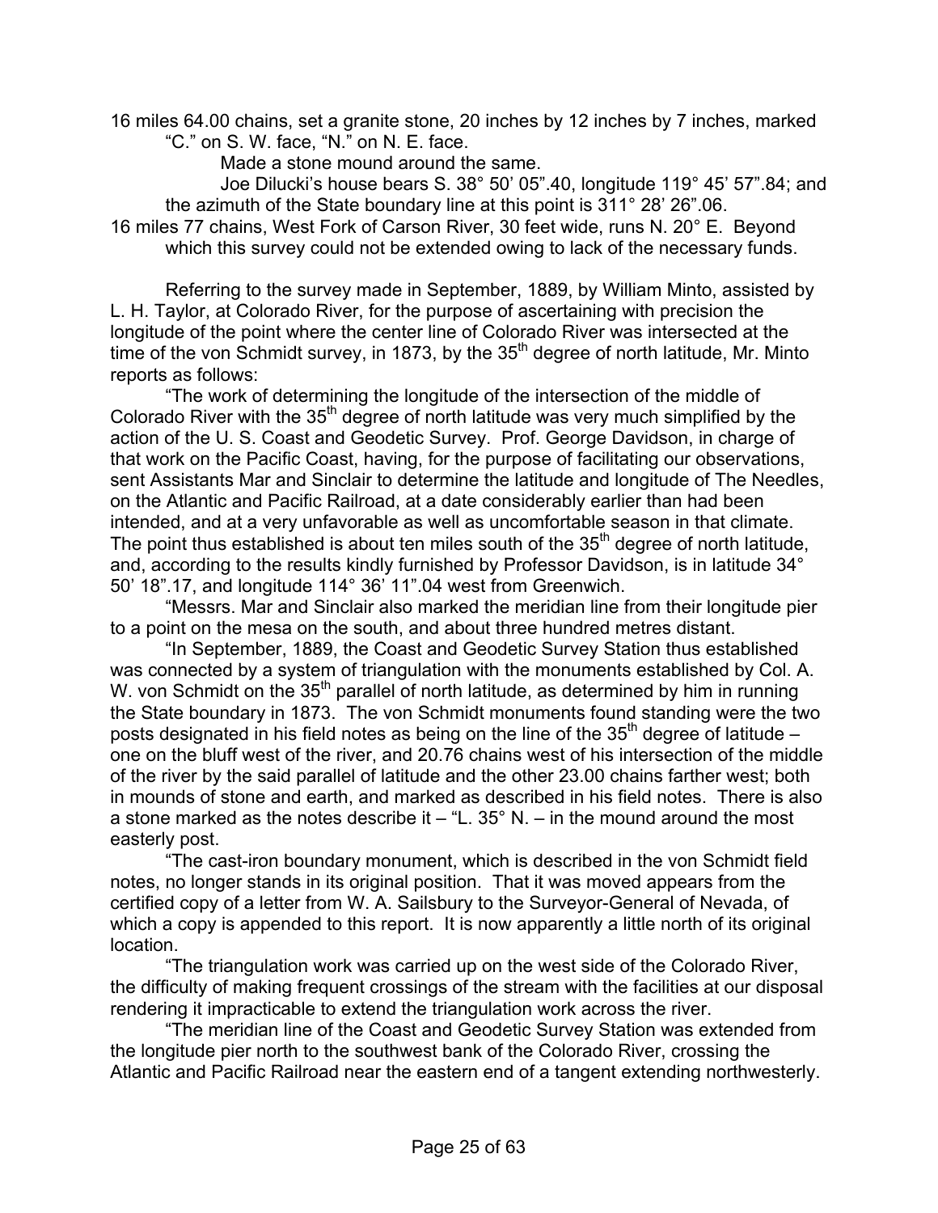16 miles 64.00 chains, set a granite stone, 20 inches by 12 inches by 7 inches, marked "C." on S. W. face, "N." on N. E. face.

Made a stone mound around the same.

Joe Dilucki's house bears S. 38° 50' 05".40, longitude 119° 45' 57".84; and the azimuth of the State boundary line at this point is 311° 28' 26".06.

16 miles 77 chains, West Fork of Carson River, 30 feet wide, runs N. 20° E. Beyond which this survey could not be extended owing to lack of the necessary funds.

Referring to the survey made in September, 1889, by William Minto, assisted by L. H. Taylor, at Colorado River, for the purpose of ascertaining with precision the longitude of the point where the center line of Colorado River was intersected at the time of the von Schmidt survey, in 1873, by the 35th degree of north latitude, Mr. Minto reports as follows:

"The work of determining the longitude of the intersection of the middle of Colorado River with the 35th degree of north latitude was very much simplified by the action of the U. S. Coast and Geodetic Survey. Prof. George Davidson, in charge of that work on the Pacific Coast, having, for the purpose of facilitating our observations, sent Assistants Mar and Sinclair to determine the latitude and longitude of The Needles, on the Atlantic and Pacific Railroad, at a date considerably earlier than had been intended, and at a very unfavorable as well as uncomfortable season in that climate. The point thus established is about ten miles south of the 35th degree of north latitude, and, according to the results kindly furnished by Professor Davidson, is in latitude 34° 50' 18".17, and longitude 114° 36' 11".04 west from Greenwich.

"Messrs. Mar and Sinclair also marked the meridian line from their longitude pier to a point on the mesa on the south, and about three hundred metres distant.

"In September, 1889, the Coast and Geodetic Survey Station thus established was connected by a system of triangulation with the monuments established by Col. A. W. von Schmidt on the 35th parallel of north latitude, as determined by him in running the State boundary in 1873. The von Schmidt monuments found standing were the two posts designated in his field notes as being on the line of the 35th degree of latitude – one on the bluff west of the river, and 20.76 chains west of his intersection of the middle of the river by the said parallel of latitude and the other 23.00 chains farther west; both in mounds of stone and earth, and marked as described in his field notes. There is also a stone marked as the notes describe it – "L. 35° N. – in the mound around the most easterly post.

"The cast-iron boundary monument, which is described in the von Schmidt field notes, no longer stands in its original position. That it was moved appears from the certified copy of a letter from W. A. Sailsbury to the Surveyor-General of Nevada, of which a copy is appended to this report. It is now apparently a little north of its original location.

"The triangulation work was carried up on the west side of the Colorado River, the difficulty of making frequent crossings of the stream with the facilities at our disposal rendering it impracticable to extend the triangulation work across the river.

"The meridian line of the Coast and Geodetic Survey Station was extended from the longitude pier north to the southwest bank of the Colorado River, crossing the Atlantic and Pacific Railroad near the eastern end of a tangent extending northwesterly.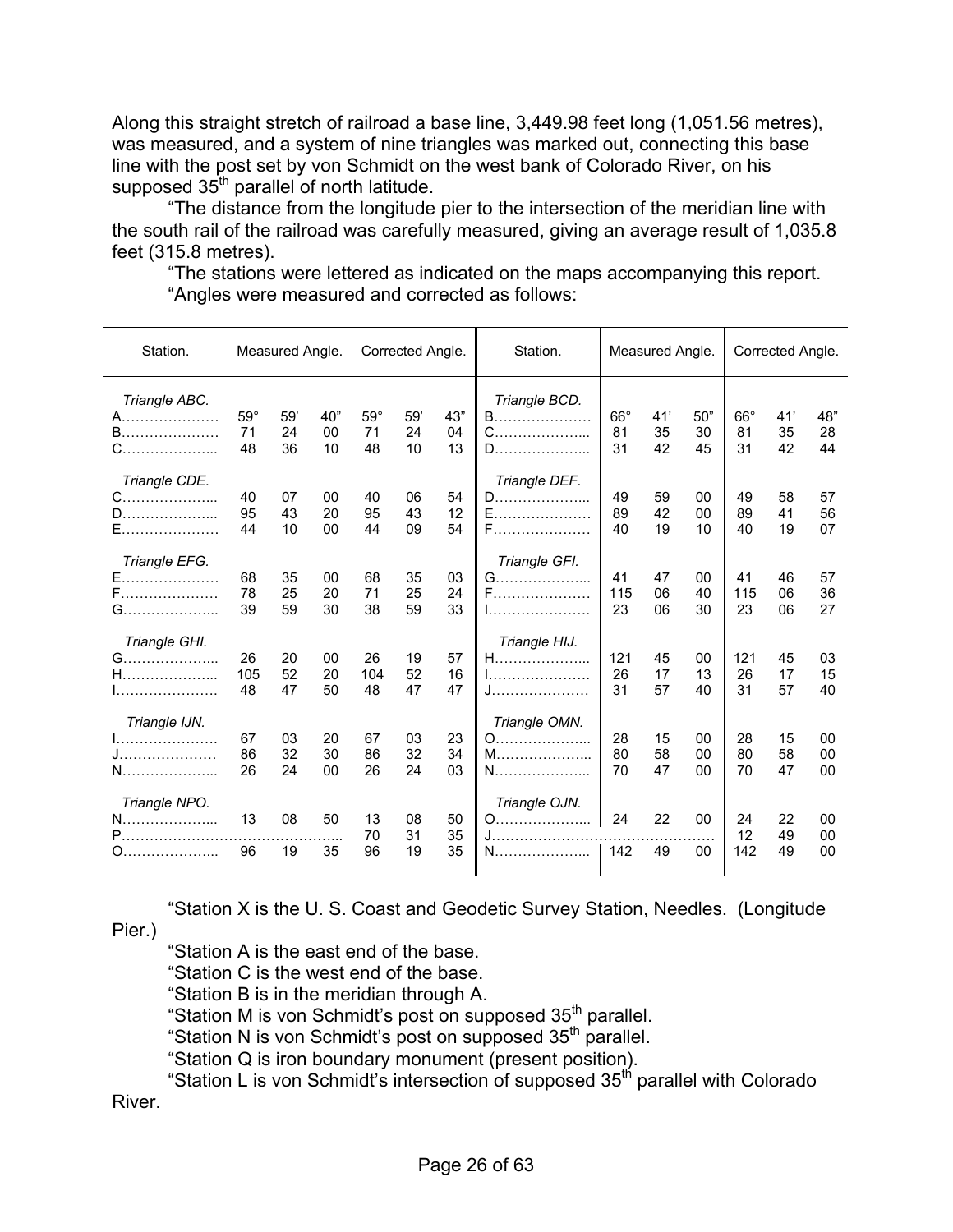Along this straight stretch of railroad a base line, 3,449.98 feet long (1,051.56 metres), was measured, and a system of nine triangles was marked out, connecting this base line with the post set by von Schmidt on the west bank of Colorado River, on his supposed 35th parallel of north latitude.

"The distance from the longitude pier to the intersection of the meridian line with the south rail of the railroad was carefully measured, giving an average result of 1,035.8 feet (315.8 metres).

"The stations were lettered as indicated on the maps accompanying this report.

"Angles were measured and corrected as follows:

| Station. | Measured Angle. | | | Corrected Angle. | | | Station. | Measured Angle. | | | Corrected Angle. | | |
|---|---|---|---|---|---|---|---|---|---|---|---|---|---|
| *Triangle ABC.* | | | | | | | *Triangle BCD.* | | | | | | |
| A………………… | 59° | 59' | 40" | 59° | 59' | 43" | B………………… | 66° | 41' | 50" | 66° | 41' | 48" |
| B………………… | 71 | 24 | 00 | 71 | 24 | 04 | C……………….. | 81 | 35 | 30 | 81 | 35 | 28 |
| C……………….. | 48 | 36 | 10 | 48 | 10 | 13 | D……………….. | 31 | 42 | 45 | 31 | 42 | 44 |
| *Triangle CDE.* | | | | | | | *Triangle DEF.* | | | | | | |
| C……………….. | 40 | 07 | 00 | 40 | 06 | 54 | D……………….. | 49 | 59 | 00 | 49 | 58 | 57 |
| D……………….. | 95 | 43 | 20 | 95 | 43 | 12 | E………………… | 89 | 42 | 00 | 89 | 41 | 56 |
| E………………… | 44 | 10 | 00 | 44 | 09 | 54 | F………………… | 40 | 19 | 10 | 40 | 19 | 07 |
| *Triangle EFG.* | | | | | | | *Triangle GFI.* | | | | | | |
| E………………… | 68 | 35 | 00 | 68 | 35 | 03 | G……………….. | 41 | 47 | 00 | 41 | 46 | 57 |
| F………………… | 78 | 25 | 20 | 71 | 25 | 24 | F………………… | 115 | 06 | 40 | 115 | 06 | 36 |
| G……………….. | 39 | 59 | 30 | 38 | 59 | 33 | I…………………. | 23 | 06 | 30 | 23 | 06 | 27 |
| *Triangle GHI.* | | | | | | | *Triangle HIJ.* | | | | | | |
| G……………….. | 26 | 20 | 00 | 26 | 19 | 57 | H……………….. | 121 | 45 | 00 | 121 | 45 | 03 |
| H……………….. | 105 | 52 | 20 | 104 | 52 | 16 | I…………………. | 26 | 17 | 13 | 26 | 17 | 15 |
| I…………………. | 48 | 47 | 50 | 48 | 47 | 47 | J………………… | 31 | 57 | 40 | 31 | 57 | 40 |
| *Triangle IJN.* | | | | | | | *Triangle OMN.* | | | | | | |
| I…………………. | 67 | 03 | 20 | 67 | 03 | 23 | O……………….. | 28 | 15 | 00 | 28 | 15 | 00 |
| J………………… | 86 | 32 | 30 | 86 | 32 | 34 | M……………….. | 80 | 58 | 00 | 80 | 58 | 00 |
| N……………….. | 26 | 24 | 00 | 26 | 24 | 03 | N……………….. | 70 | 47 | 00 | 70 | 47 | 00 |
| *Triangle NPO.* | | | | | | | *Triangle OJN.* | | | | | | |
| N……………….. | 13 | 08 | 50 | 13 | 08 | 50 | O……………….. | 24 | 22 | 00 | 24 | 22 | 00 |
| P………………………………………. | | | | 70 | 31 | 35 | J………………………………………. | | | | 12 | 49 | 00 |
| O……………….. | 96 | 19 | 35 | 96 | 19 | 35 | N……………….. | 142 | 49 | 00 | 142 | 49 | 00 |

"Station X is the U. S. Coast and Geodetic Survey Station, Needles. (Longitude Pier.)

"Station A is the east end of the base.

"Station C is the west end of the base.

"Station B is in the meridian through A.

"Station M is von Schmidt's post on supposed 35th parallel.

"Station N is von Schmidt's post on supposed 35th parallel.

"Station Q is iron boundary monument (present position).

"Station L is von Schmidt's intersection of supposed 35th parallel with Colorado River.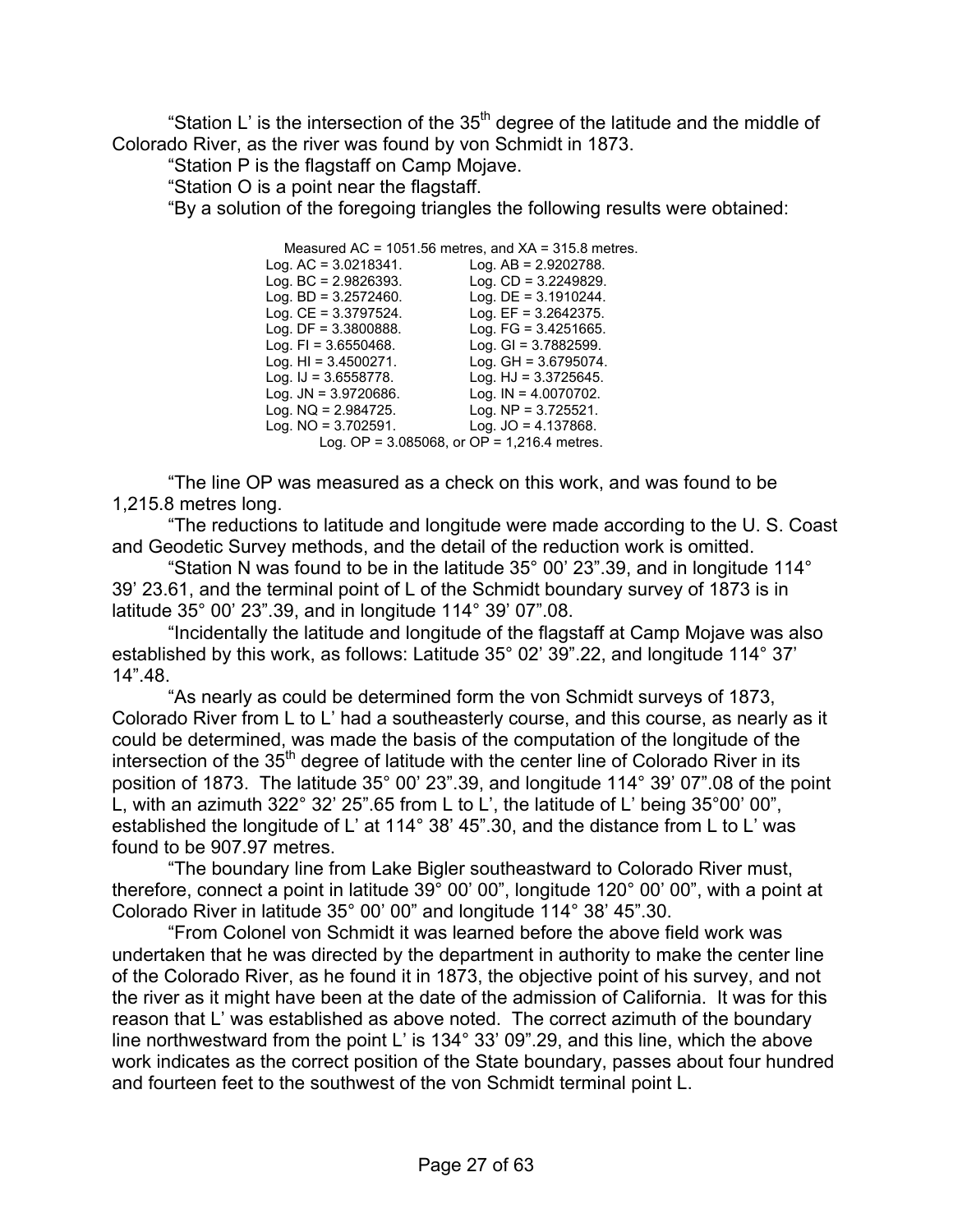"Station L' is the intersection of the 35th degree of the latitude and the middle of Colorado River, as the river was found by von Schmidt in 1873.

"Station P is the flagstaff on Camp Mojave.

"Station O is a point near the flagstaff.

"By a solution of the foregoing triangles the following results were obtained:

Measured AC = 1051.56 metres, and XA = 315.8 metres.

| | |
|---|---|
| Log. AC = 3.0218341. | Log. AB = 2.9202788. |
| Log. BC = 2.9826393. | Log. CD = 3.2249829. |
| Log. BD = 3.2572460. | Log. DE = 3.1910244. |
| Log. CE = 3.3797524. | Log. EF = 3.2642375. |
| Log. DF = 3.3800888. | Log. FG = 3.4251665. |
| Log. FI = 3.6550468. | Log. GI = 3.7882599. |
| Log. HI = 3.4500271. | Log. GH = 3.6795074. |
| Log. IJ = 3.6558778. | Log. HJ = 3.3725645. |
| Log. JN = 3.9720686. | Log. IN = 4.0070702. |
| Log. NQ = 2.984725. | Log. NP = 3.725521. |
| Log. NO = 3.702591. | Log. JO = 4.137868. |

Log. OP = 3.085068, or OP = 1,216.4 metres.

"The line OP was measured as a check on this work, and was found to be 1,215.8 metres long.

"The reductions to latitude and longitude were made according to the U. S. Coast and Geodetic Survey methods, and the detail of the reduction work is omitted.

"Station N was found to be in the latitude 35° 00' 23".39, and in longitude 114° 39' 23.61, and the terminal point of L of the Schmidt boundary survey of 1873 is in latitude 35° 00' 23".39, and in longitude 114° 39' 07".08.

"Incidentally the latitude and longitude of the flagstaff at Camp Mojave was also established by this work, as follows: Latitude 35° 02' 39".22, and longitude 114° 37' 14".48.

"As nearly as could be determined form the von Schmidt surveys of 1873, Colorado River from L to L' had a southeasterly course, and this course, as nearly as it could be determined, was made the basis of the computation of the longitude of the intersection of the 35th degree of latitude with the center line of Colorado River in its position of 1873. The latitude 35° 00' 23".39, and longitude 114° 39' 07".08 of the point L, with an azimuth 322° 32' 25".65 from L to L', the latitude of L' being 35°00' 00", established the longitude of L' at 114° 38' 45".30, and the distance from L to L' was found to be 907.97 metres.

"The boundary line from Lake Bigler southeastward to Colorado River must, therefore, connect a point in latitude 39° 00' 00", longitude 120° 00' 00", with a point at Colorado River in latitude 35° 00' 00" and longitude 114° 38' 45".30.

"From Colonel von Schmidt it was learned before the above field work was undertaken that he was directed by the department in authority to make the center line of the Colorado River, as he found it in 1873, the objective point of his survey, and not the river as it might have been at the date of the admission of California. It was for this reason that L' was established as above noted. The correct azimuth of the boundary line northwestward from the point L' is 134° 33' 09".29, and this line, which the above work indicates as the correct position of the State boundary, passes about four hundred and fourteen feet to the southwest of the von Schmidt terminal point L.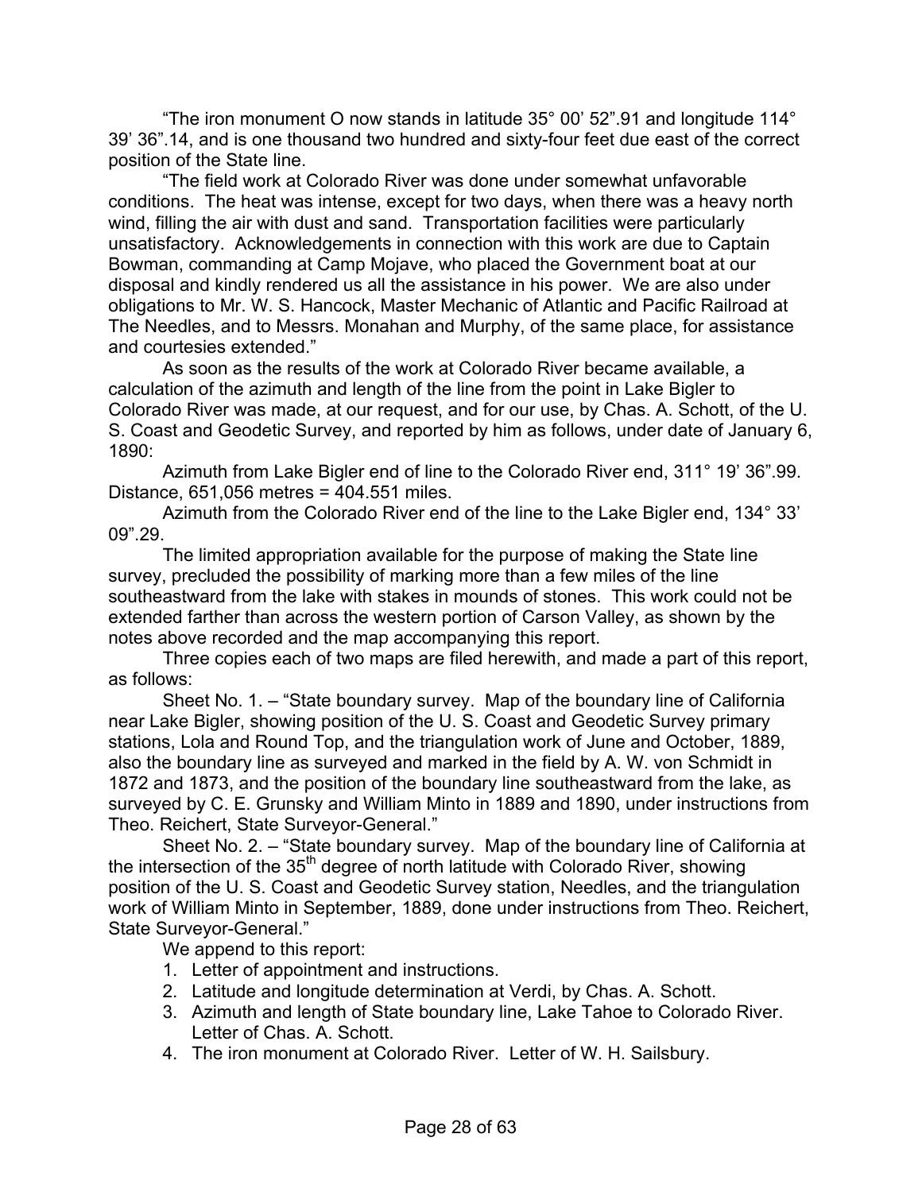"The iron monument O now stands in latitude 35° 00' 52".91 and longitude 114° 39' 36".14, and is one thousand two hundred and sixty-four feet due east of the correct position of the State line.

"The field work at Colorado River was done under somewhat unfavorable conditions. The heat was intense, except for two days, when there was a heavy north wind, filling the air with dust and sand. Transportation facilities were particularly unsatisfactory. Acknowledgements in connection with this work are due to Captain Bowman, commanding at Camp Mojave, who placed the Government boat at our disposal and kindly rendered us all the assistance in his power. We are also under obligations to Mr. W. S. Hancock, Master Mechanic of Atlantic and Pacific Railroad at The Needles, and to Messrs. Monahan and Murphy, of the same place, for assistance and courtesies extended."

As soon as the results of the work at Colorado River became available, a calculation of the azimuth and length of the line from the point in Lake Bigler to Colorado River was made, at our request, and for our use, by Chas. A. Schott, of the U. S. Coast and Geodetic Survey, and reported by him as follows, under date of January 6, 1890:

Azimuth from Lake Bigler end of line to the Colorado River end, 311° 19' 36".99. Distance, 651,056 metres = 404.551 miles.

Azimuth from the Colorado River end of the line to the Lake Bigler end, 134° 33' 09".29.

The limited appropriation available for the purpose of making the State line survey, precluded the possibility of marking more than a few miles of the line southeastward from the lake with stakes in mounds of stones. This work could not be extended farther than across the western portion of Carson Valley, as shown by the notes above recorded and the map accompanying this report.

Three copies each of two maps are filed herewith, and made a part of this report, as follows:

Sheet No. 1. – "State boundary survey. Map of the boundary line of California near Lake Bigler, showing position of the U. S. Coast and Geodetic Survey primary stations, Lola and Round Top, and the triangulation work of June and October, 1889, also the boundary line as surveyed and marked in the field by A. W. von Schmidt in 1872 and 1873, and the position of the boundary line southeastward from the lake, as surveyed by C. E. Grunsky and William Minto in 1889 and 1890, under instructions from Theo. Reichert, State Surveyor-General."

Sheet No. 2. – "State boundary survey. Map of the boundary line of California at the intersection of the 35th degree of north latitude with Colorado River, showing position of the U. S. Coast and Geodetic Survey station, Needles, and the triangulation work of William Minto in September, 1889, done under instructions from Theo. Reichert, State Surveyor-General."

We append to this report:

1. Letter of appointment and instructions.
2. Latitude and longitude determination at Verdi, by Chas. A. Schott.
3. Azimuth and length of State boundary line, Lake Tahoe to Colorado River. Letter of Chas. A. Schott.
4. The iron monument at Colorado River. Letter of W. H. Sailsbury.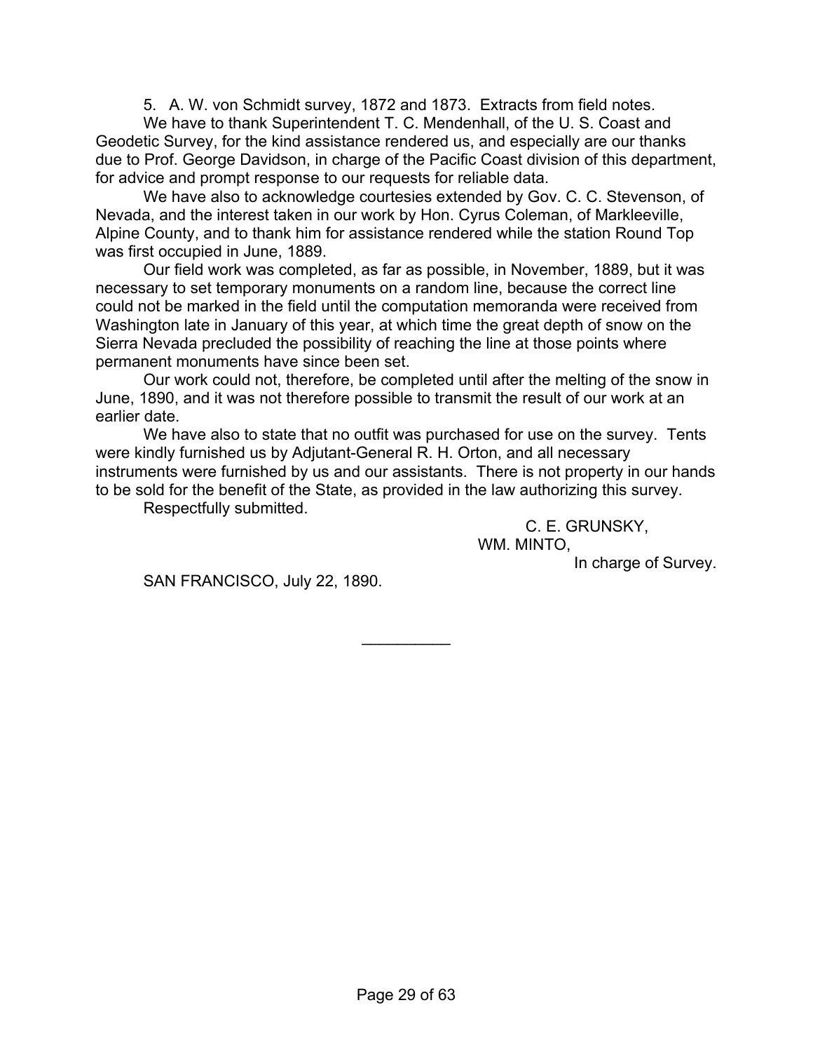5. A. W. von Schmidt survey, 1872 and 1873. Extracts from field notes.

We have to thank Superintendent T. C. Mendenhall, of the U. S. Coast and Geodetic Survey, for the kind assistance rendered us, and especially are our thanks due to Prof. George Davidson, in charge of the Pacific Coast division of this department, for advice and prompt response to our requests for reliable data.

We have also to acknowledge courtesies extended by Gov. C. C. Stevenson, of Nevada, and the interest taken in our work by Hon. Cyrus Coleman, of Markleeville, Alpine County, and to thank him for assistance rendered while the station Round Top was first occupied in June, 1889.

Our field work was completed, as far as possible, in November, 1889, but it was necessary to set temporary monuments on a random line, because the correct line could not be marked in the field until the computation memoranda were received from Washington late in January of this year, at which time the great depth of snow on the Sierra Nevada precluded the possibility of reaching the line at those points where permanent monuments have since been set.

Our work could not, therefore, be completed until after the melting of the snow in June, 1890, and it was not therefore possible to transmit the result of our work at an earlier date.

We have also to state that no outfit was purchased for use on the survey. Tents were kindly furnished us by Adjutant-General R. H. Orton, and all necessary instruments were furnished by us and our assistants. There is not property in our hands to be sold for the benefit of the State, as provided in the law authorizing this survey.

Respectfully submitted.

C. E. GRUNSKY,
WM. MINTO,
In charge of Survey.

SAN FRANCISCO, July 22, 1890.

---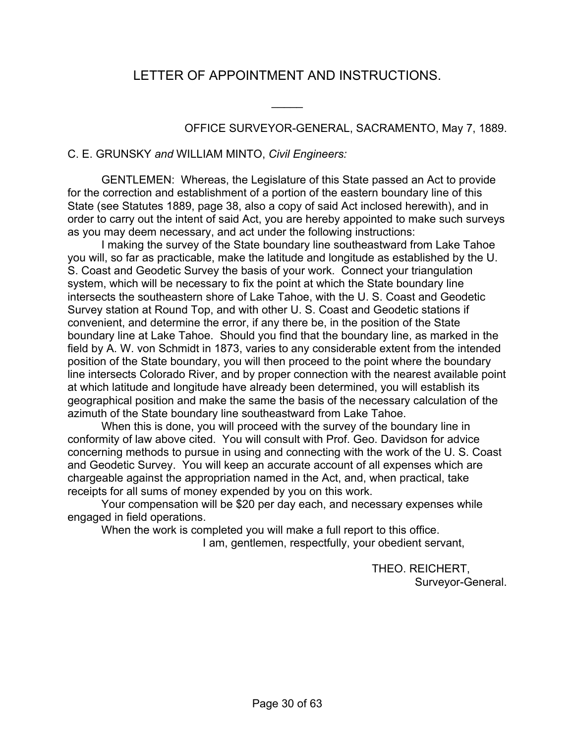# LETTER OF APPOINTMENT AND INSTRUCTIONS.

OFFICE SURVEYOR-GENERAL, SACRAMENTO, May 7, 1889.

C. E. GRUNSKY *and* WILLIAM MINTO, *Civil Engineers:*

GENTLEMEN: Whereas, the Legislature of this State passed an Act to provide for the correction and establishment of a portion of the eastern boundary line of this State (see Statutes 1889, page 38, also a copy of said Act inclosed herewith), and in order to carry out the intent of said Act, you are hereby appointed to make such surveys as you may deem necessary, and act under the following instructions:

I making the survey of the State boundary line southeastward from Lake Tahoe you will, so far as practicable, make the latitude and longitude as established by the U. S. Coast and Geodetic Survey the basis of your work. Connect your triangulation system, which will be necessary to fix the point at which the State boundary line intersects the southeastern shore of Lake Tahoe, with the U. S. Coast and Geodetic Survey station at Round Top, and with other U. S. Coast and Geodetic stations if convenient, and determine the error, if any there be, in the position of the State boundary line at Lake Tahoe. Should you find that the boundary line, as marked in the field by A. W. von Schmidt in 1873, varies to any considerable extent from the intended position of the State boundary, you will then proceed to the point where the boundary line intersects Colorado River, and by proper connection with the nearest available point at which latitude and longitude have already been determined, you will establish its geographical position and make the same the basis of the necessary calculation of the azimuth of the State boundary line southeastward from Lake Tahoe.

When this is done, you will proceed with the survey of the boundary line in conformity of law above cited. You will consult with Prof. Geo. Davidson for advice concerning methods to pursue in using and connecting with the work of the U. S. Coast and Geodetic Survey. You will keep an accurate account of all expenses which are chargeable against the appropriation named in the Act, and, when practical, take receipts for all sums of money expended by you on this work.

Your compensation will be $20 per day each, and necessary expenses while engaged in field operations.

When the work is completed you will make a full report to this office.

I am, gentlemen, respectfully, your obedient servant,

THEO. REICHERT,
Surveyor-General.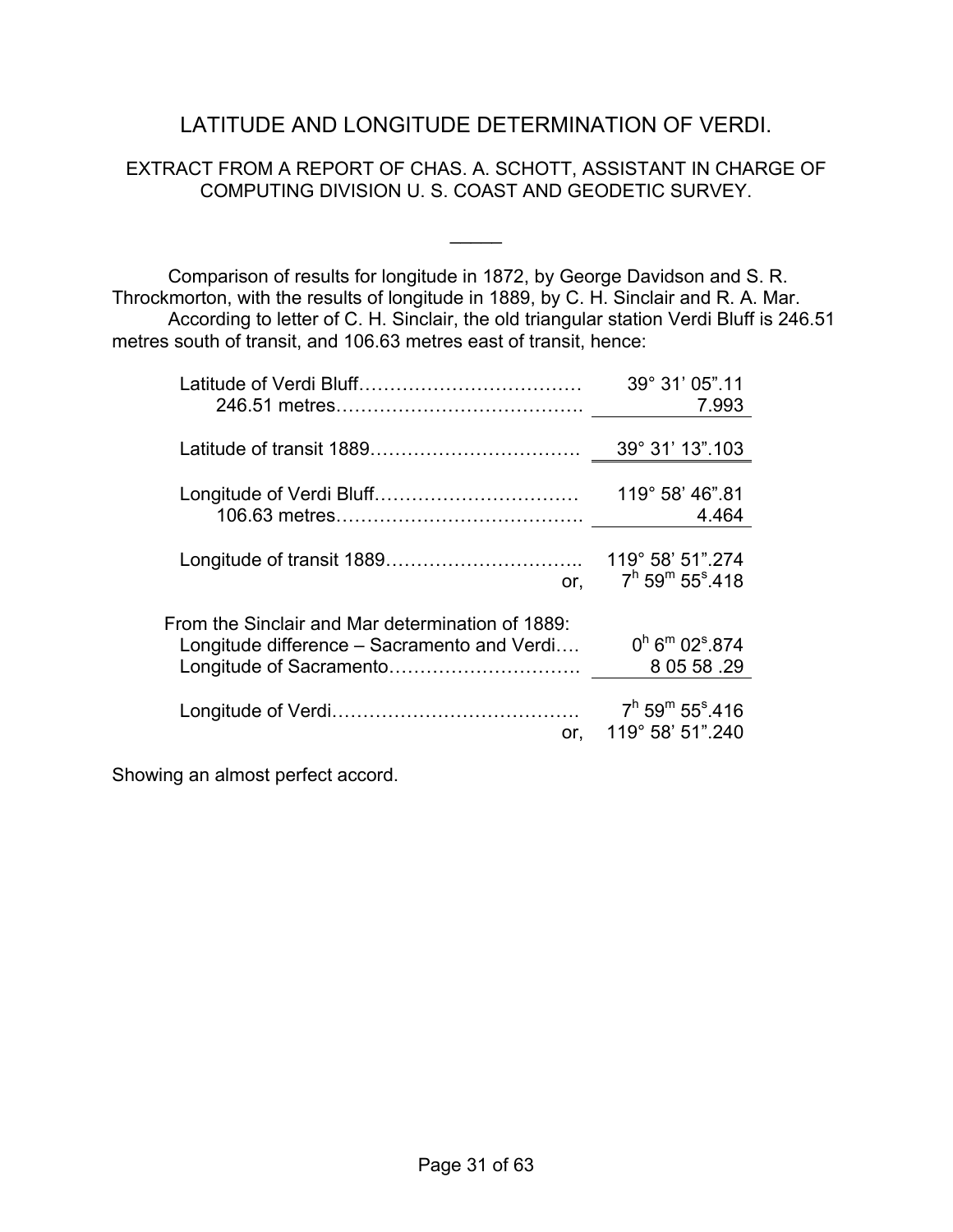# LATITUDE AND LONGITUDE DETERMINATION OF VERDI.

## EXTRACT FROM A REPORT OF CHAS. A. SCHOTT, ASSISTANT IN CHARGE OF COMPUTING DIVISION U. S. COAST AND GEODETIC SURVEY.

---

Comparison of results for longitude in 1872, by George Davidson and S. R. Throckmorton, with the results of longitude in 1889, by C. H. Sinclair and R. A. Mar.

According to letter of C. H. Sinclair, the old triangular station Verdi Bluff is 246.51 metres south of transit, and 106.63 metres east of transit, hence:

| | |
|---|---|
| Latitude of Verdi Bluff………………………………. | 39° 31’ 05”.11 |
| 246.51 metres…………………………………. | 7.993 |
| Latitude of transit 1889……………………………. | 39° 31’ 13”.103 |
| Longitude of Verdi Bluff…………………………… | 119° 58’ 46”.81 |
| 106.63 metres…………………………………. | 4.464 |
| Longitude of transit 1889………………………….. | 119° 58’ 51”.274 |
| or, | $7^h\ 59^m\ 55^s.418$ |
| From the Sinclair and Mar determination of 1889: | |
| Longitude difference – Sacramento and Verdi…. | $0^h\ 6^m\ 02^s.874$ |
| Longitude of Sacramento…………………………. | 8 05 58 .29 |
| Longitude of Verdi…………………………………. | $7^h\ 59^m\ 55^s.416$ |
| or, | 119° 58’ 51”.240 |

Showing an almost perfect accord.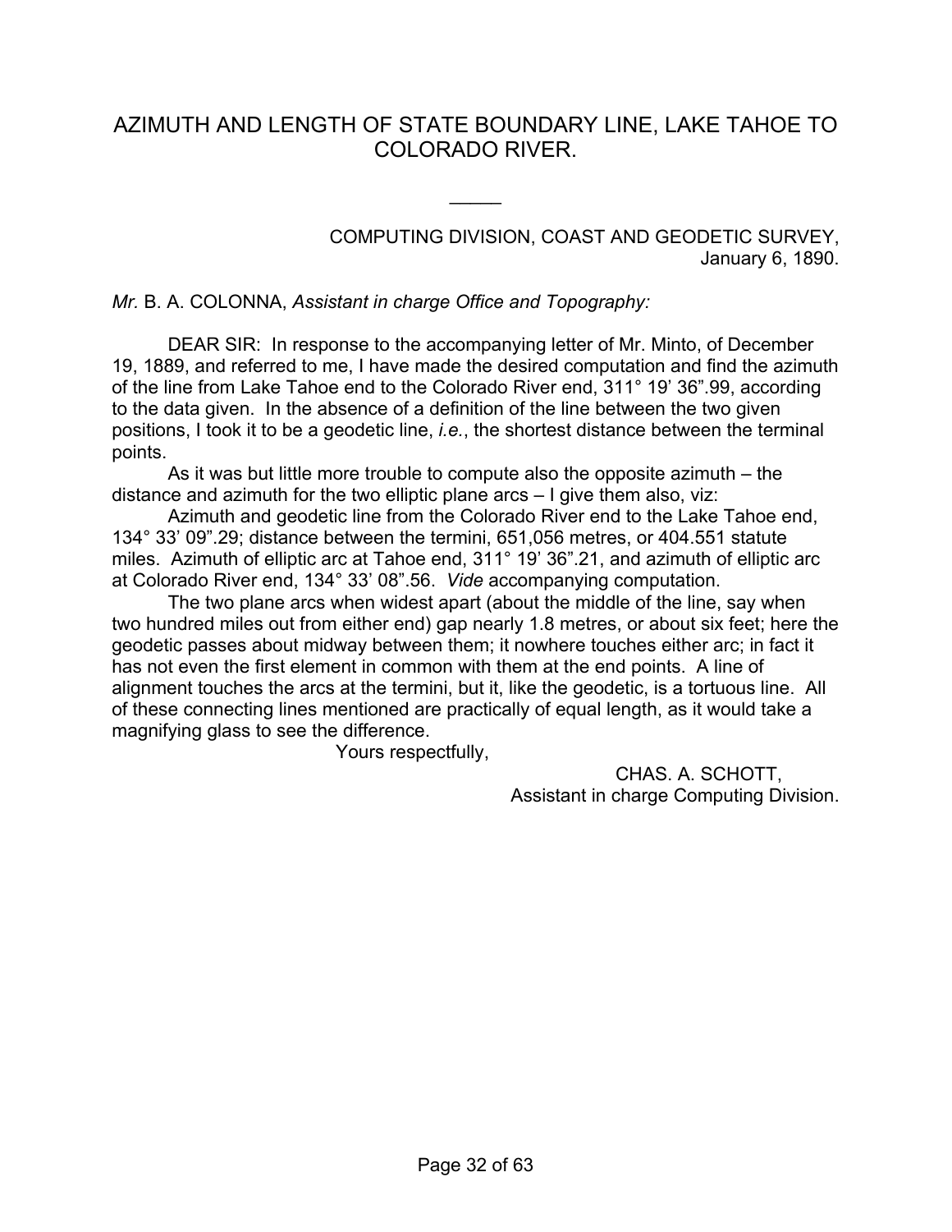# AZIMUTH AND LENGTH OF STATE BOUNDARY LINE, LAKE TAHOE TO COLORADO RIVER.

_____

COMPUTING DIVISION, COAST AND GEODETIC SURVEY,
January 6, 1890.

*Mr.* B. A. COLONNA, *Assistant in charge Office and Topography:*

DEAR SIR: In response to the accompanying letter of Mr. Minto, of December 19, 1889, and referred to me, I have made the desired computation and find the azimuth of the line from Lake Tahoe end to the Colorado River end, 311° 19' 36".99, according to the data given. In the absence of a definition of the line between the two given positions, I took it to be a geodetic line, *i.e.*, the shortest distance between the terminal points.

As it was but little more trouble to compute also the opposite azimuth – the distance and azimuth for the two elliptic plane arcs – I give them also, viz:

Azimuth and geodetic line from the Colorado River end to the Lake Tahoe end, 134° 33' 09".29; distance between the termini, 651,056 metres, or 404.551 statute miles. Azimuth of elliptic arc at Tahoe end, 311° 19' 36".21, and azimuth of elliptic arc at Colorado River end, 134° 33' 08".56. *Vide* accompanying computation.

The two plane arcs when widest apart (about the middle of the line, say when two hundred miles out from either end) gap nearly 1.8 metres, or about six feet; here the geodetic passes about midway between them; it nowhere touches either arc; in fact it has not even the first element in common with them at the end points. A line of alignment touches the arcs at the termini, but it, like the geodetic, is a tortuous line. All of these connecting lines mentioned are practically of equal length, as it would take a magnifying glass to see the difference.

Yours respectfully,

CHAS. A. SCHOTT,
Assistant in charge Computing Division.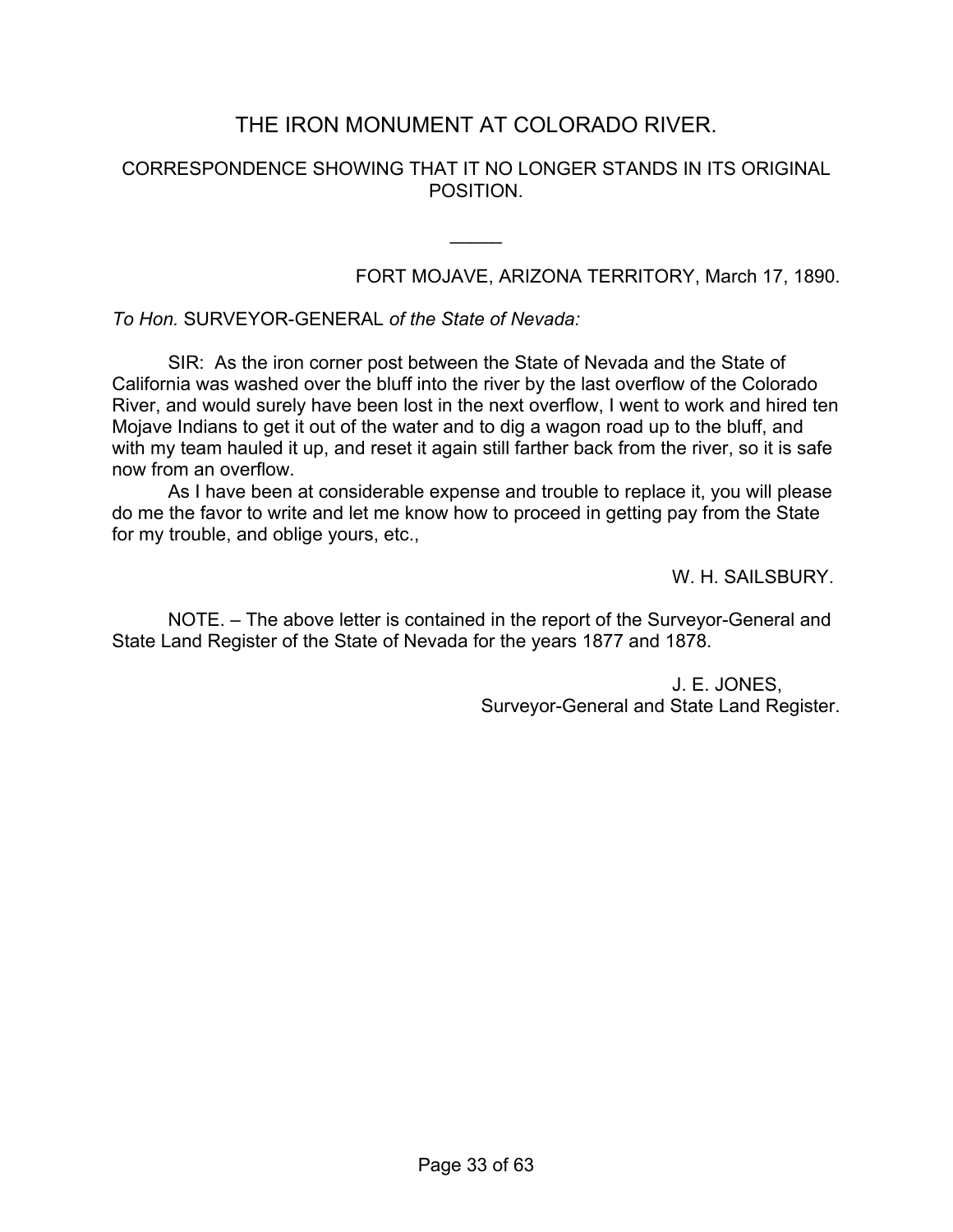# THE IRON MONUMENT AT COLORADO RIVER.

## CORRESPONDENCE SHOWING THAT IT NO LONGER STANDS IN ITS ORIGINAL POSITION.

---

FORT MOJAVE, ARIZONA TERRITORY, March 17, 1890.

*To Hon.* SURVEYOR-GENERAL *of the State of Nevada:*

SIR: As the iron corner post between the State of Nevada and the State of California was washed over the bluff into the river by the last overflow of the Colorado River, and would surely have been lost in the next overflow, I went to work and hired ten Mojave Indians to get it out of the water and to dig a wagon road up to the bluff, and with my team hauled it up, and reset it again still farther back from the river, so it is safe now from an overflow.

As I have been at considerable expense and trouble to replace it, you will please do me the favor to write and let me know how to proceed in getting pay from the State for my trouble, and oblige yours, etc.,

W. H. SAILSBURY.

NOTE. – The above letter is contained in the report of the Surveyor-General and State Land Register of the State of Nevada for the years 1877 and 1878.

J. E. JONES,
Surveyor-General and State Land Register.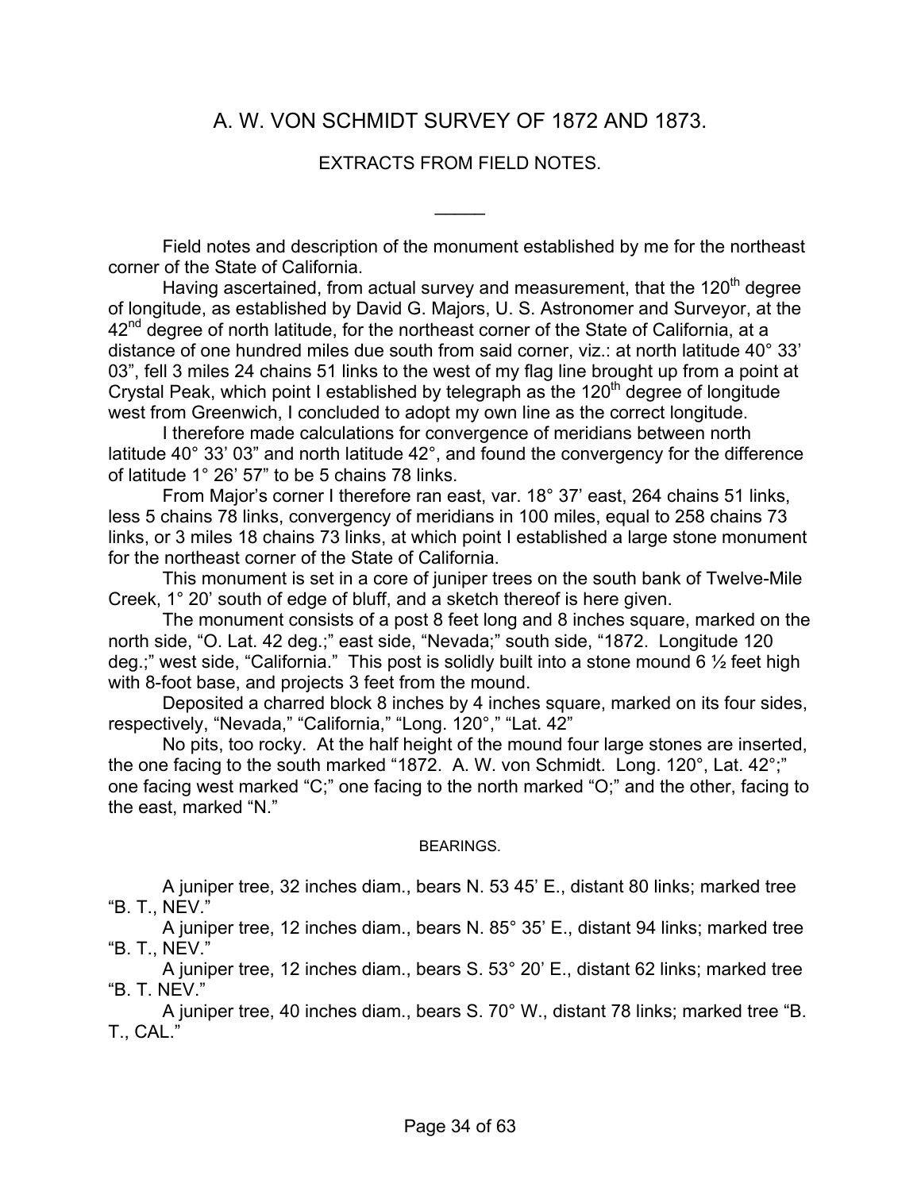# A. W. VON SCHMIDT SURVEY OF 1872 AND 1873.

## EXTRACTS FROM FIELD NOTES.

---

Field notes and description of the monument established by me for the northeast corner of the State of California.

Having ascertained, from actual survey and measurement, that the 120th degree of longitude, as established by David G. Majors, U. S. Astronomer and Surveyor, at the 42nd degree of north latitude, for the northeast corner of the State of California, at a distance of one hundred miles due south from said corner, viz.: at north latitude 40° 33' 03", fell 3 miles 24 chains 51 links to the west of my flag line brought up from a point at Crystal Peak, which point I established by telegraph as the 120th degree of longitude west from Greenwich, I concluded to adopt my own line as the correct longitude.

I therefore made calculations for convergence of meridians between north latitude 40° 33' 03" and north latitude 42°, and found the convergency for the difference of latitude 1° 26' 57" to be 5 chains 78 links.

From Major's corner I therefore ran east, var. 18° 37' east, 264 chains 51 links, less 5 chains 78 links, convergency of meridians in 100 miles, equal to 258 chains 73 links, or 3 miles 18 chains 73 links, at which point I established a large stone monument for the northeast corner of the State of California.

This monument is set in a core of juniper trees on the south bank of Twelve-Mile Creek, 1° 20' south of edge of bluff, and a sketch thereof is here given.

The monument consists of a post 8 feet long and 8 inches square, marked on the north side, "O. Lat. 42 deg.;" east side, "Nevada;" south side, "1872. Longitude 120 deg.;" west side, "California." This post is solidly built into a stone mound 6 ½ feet high with 8-foot base, and projects 3 feet from the mound.

Deposited a charred block 8 inches by 4 inches square, marked on its four sides, respectively, "Nevada," "California," "Long. 120°," "Lat. 42"

No pits, too rocky. At the half height of the mound four large stones are inserted, the one facing to the south marked "1872. A. W. von Schmidt. Long. 120°, Lat. 42°;" one facing west marked "C;" one facing to the north marked "O;" and the other, facing to the east, marked "N."

### BEARINGS.

A juniper tree, 32 inches diam., bears N. 53 45' E., distant 80 links; marked tree "B. T., NEV."

A juniper tree, 12 inches diam., bears N. 85° 35' E., distant 94 links; marked tree "B. T., NEV."

A juniper tree, 12 inches diam., bears S. 53° 20' E., distant 62 links; marked tree "B. T. NEV."

A juniper tree, 40 inches diam., bears S. 70° W., distant 78 links; marked tree "B. T., CAL."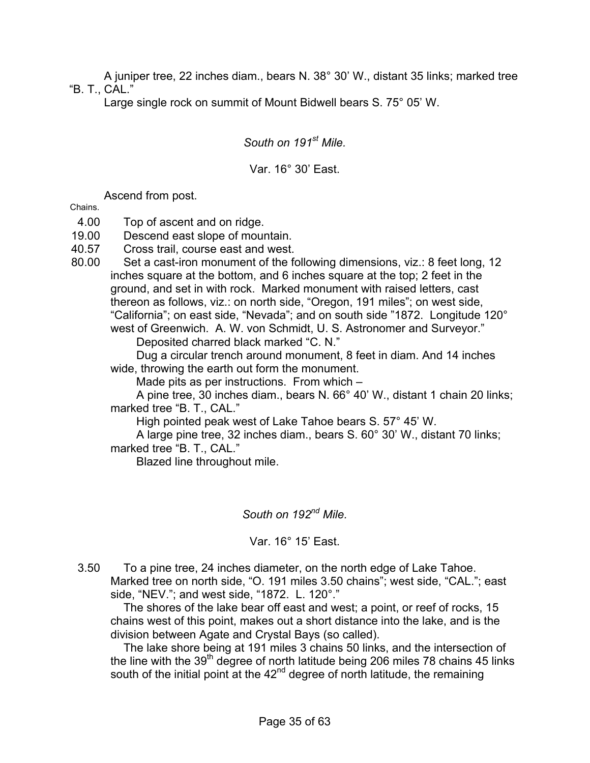A juniper tree, 22 inches diam., bears N. 38° 30' W., distant 35 links; marked tree "B. T., CAL."

Large single rock on summit of Mount Bidwell bears S. 75° 05' W.

*South on 191st Mile.*

Var. 16° 30' East.

Ascend from post.

Chains.

4.00 Top of ascent and on ridge.

19.00 Descend east slope of mountain.

40.57 Cross trail, course east and west.

80.00 Set a cast-iron monument of the following dimensions, viz.: 8 feet long, 12 inches square at the bottom, and 6 inches square at the top; 2 feet in the ground, and set in with rock. Marked monument with raised letters, cast thereon as follows, viz.: on north side, "Oregon, 191 miles"; on west side, "California"; on east side, "Nevada"; and on south side "1872. Longitude 120° west of Greenwich. A. W. von Schmidt, U. S. Astronomer and Surveyor."

Deposited charred black marked "C. N."

Dug a circular trench around monument, 8 feet in diam. And 14 inches wide, throwing the earth out form the monument.

Made pits as per instructions. From which –

A pine tree, 30 inches diam., bears N. 66° 40' W., distant 1 chain 20 links; marked tree "B. T., CAL."

High pointed peak west of Lake Tahoe bears S. 57° 45' W.

A large pine tree, 32 inches diam., bears S. 60° 30' W., distant 70 links; marked tree "B. T., CAL."

Blazed line throughout mile.

*South on 192nd Mile.*

Var. 16° 15' East.

3.50 To a pine tree, 24 inches diameter, on the north edge of Lake Tahoe. Marked tree on north side, "O. 191 miles 3.50 chains"; west side, "CAL."; east side, "NEV."; and west side, "1872. L. 120°."

The shores of the lake bear off east and west; a point, or reef of rocks, 15 chains west of this point, makes out a short distance into the lake, and is the division between Agate and Crystal Bays (so called).

The lake shore being at 191 miles 3 chains 50 links, and the intersection of the line with the 39th degree of north latitude being 206 miles 78 chains 45 links south of the initial point at the 42nd degree of north latitude, the remaining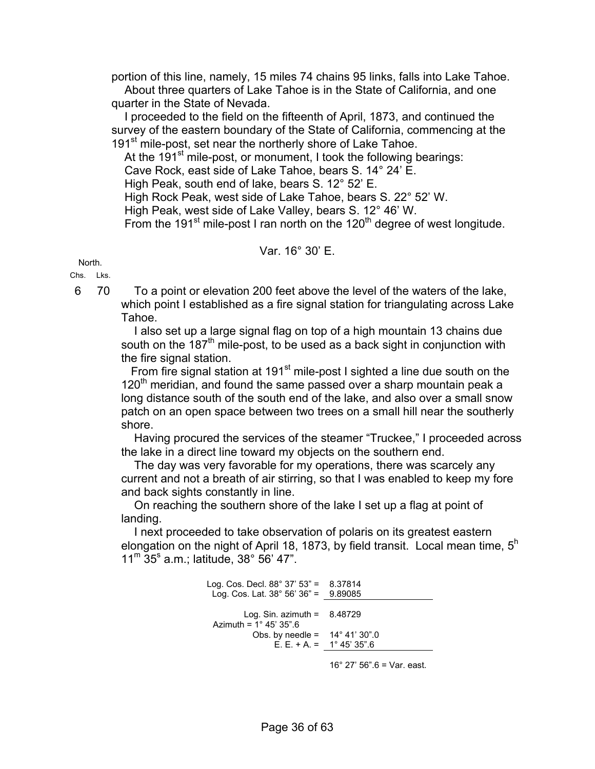portion of this line, namely, 15 miles 74 chains 95 links, falls into Lake Tahoe.

About three quarters of Lake Tahoe is in the State of California, and one quarter in the State of Nevada.

I proceeded to the field on the fifteenth of April, 1873, and continued the survey of the eastern boundary of the State of California, commencing at the 191st mile-post, set near the northerly shore of Lake Tahoe.

At the 191st mile-post, or monument, I took the following bearings:

Cave Rock, east side of Lake Tahoe, bears S. 14° 24' E.

High Peak, south end of lake, bears S. 12° 52' E.

High Rock Peak, west side of Lake Tahoe, bears S. 22° 52' W.

High Peak, west side of Lake Valley, bears S. 12° 46' W.

From the 191st mile-post I ran north on the 120th degree of west longitude.

Var. 16° 30' E.

North.

| Chs. | Lks. | |
|---|---|---|
| 6 | 70 | To a point or elevation 200 feet above the level of the waters of the lake, which point I established as a fire signal station for triangulating across Lake Tahoe. |

I also set up a large signal flag on top of a high mountain 13 chains due south on the 187th mile-post, to be used as a back sight in conjunction with the fire signal station.

From fire signal station at 191st mile-post I sighted a line due south on the 120th meridian, and found the same passed over a sharp mountain peak a long distance south of the south end of the lake, and also over a small snow patch on an open space between two trees on a small hill near the southerly shore.

Having procured the services of the steamer "Truckee," I proceeded across the lake in a direct line toward my objects on the southern end.

The day was very favorable for my operations, there was scarcely any current and not a breath of air stirring, so that I was enabled to keep my fore and back sights constantly in line.

On reaching the southern shore of the lake I set up a flag at point of landing.

I next proceeded to take observation of polaris on its greatest eastern elongation on the night of April 18, 1873, by field transit. Local mean time, $5^h\ 11^m\ 35^s$ a.m.; latitude, 38° 56' 47".

| | |
|---|---|
| Log. Cos. Decl. 88° 37' 53" = | 8.37814 |
| Log. Cos. Lat. 38° 56' 36" = | 9.89085 |
| Log. Sin. azimuth = | 8.48729 |
| Azimuth = 1° 45' 35".6 | |
| Obs. by needle = | 14° 41' 30".0 |
| E. E. + A. = | 1° 45' 35".6 |
| | 16° 27' 56".6 = Var. east. |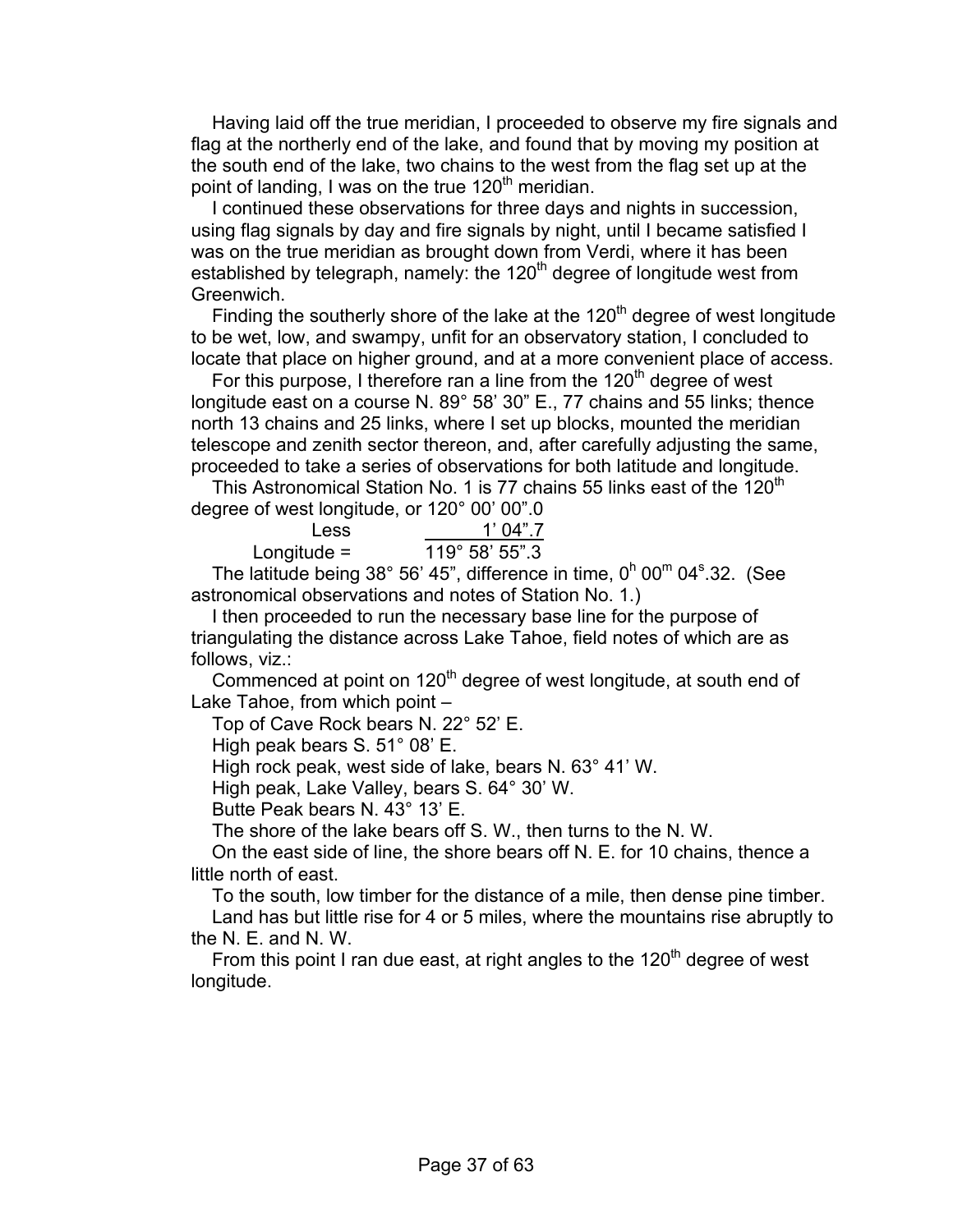Having laid off the true meridian, I proceeded to observe my fire signals and flag at the northerly end of the lake, and found that by moving my position at the south end of the lake, two chains to the west from the flag set up at the point of landing, I was on the true 120th meridian.

I continued these observations for three days and nights in succession, using flag signals by day and fire signals by night, until I became satisfied I was on the true meridian as brought down from Verdi, where it has been established by telegraph, namely: the 120th degree of longitude west from Greenwich.

Finding the southerly shore of the lake at the 120th degree of west longitude to be wet, low, and swampy, unfit for an observatory station, I concluded to locate that place on higher ground, and at a more convenient place of access.

For this purpose, I therefore ran a line from the 120th degree of west longitude east on a course N. 89° 58' 30" E., 77 chains and 55 links; thence north 13 chains and 25 links, where I set up blocks, mounted the meridian telescope and zenith sector thereon, and, after carefully adjusting the same, proceeded to take a series of observations for both latitude and longitude.

This Astronomical Station No. 1 is 77 chains 55 links east of the 120th degree of west longitude, or 120° 00' 00".0

| | |
|---|---|
| Less | 1' 04".7 |
| Longitude = | 119° 58' 55".3 |

The latitude being 38° 56' 45", difference in time, $0^h\ 00^m\ 04^s.32$. (See astronomical observations and notes of Station No. 1.)

I then proceeded to run the necessary base line for the purpose of triangulating the distance across Lake Tahoe, field notes of which are as follows, viz.:

Commenced at point on 120th degree of west longitude, at south end of Lake Tahoe, from which point –

Top of Cave Rock bears N. 22° 52' E.

High peak bears S. 51° 08' E.

High rock peak, west side of lake, bears N. 63° 41' W.

High peak, Lake Valley, bears S. 64° 30' W.

Butte Peak bears N. 43° 13' E.

The shore of the lake bears off S. W., then turns to the N. W.

On the east side of line, the shore bears off N. E. for 10 chains, thence a little north of east.

To the south, low timber for the distance of a mile, then dense pine timber.

Land has but little rise for 4 or 5 miles, where the mountains rise abruptly to the N. E. and N. W.

From this point I ran due east, at right angles to the 120th degree of west longitude.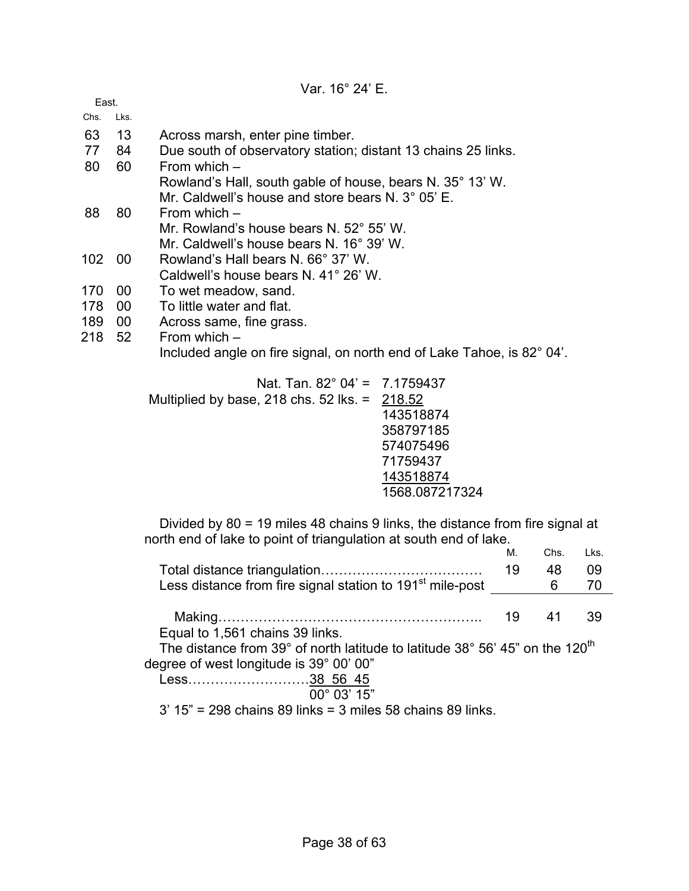Var. 16° 24' E.

| East. | | |
|---|---|---|
| Chs. | Lks. | |
| 63 | 13 | Across marsh, enter pine timber. |
| 77 | 84 | Due south of observatory station; distant 13 chains 25 links. |
| 80 | 60 | From which – |
| | | Rowland's Hall, south gable of house, bears N. 35° 13' W. |
| | | Mr. Caldwell's house and store bears N. 3° 05' E. |
| 88 | 80 | From which – |
| | | Mr. Rowland's house bears N. 52° 55' W. |
| | | Mr. Caldwell's house bears N. 16° 39' W. |
| 102 | 00 | Rowland's Hall bears N. 66° 37' W. |
| | | Caldwell's house bears N. 41° 26' W. |
| 170 | 00 | To wet meadow, sand. |
| 178 | 00 | To little water and flat. |
| 189 | 00 | Across same, fine grass. |
| 218 | 52 | From which – |
| | | Included angle on fire signal, on north end of Lake Tahoe, is 82° 04'. |

```
                  Nat. Tan. 82° 04' =  7.1759437
Multiplied by base, 218 chs. 52 lks. =  218.52
                                        143518874
                                        358797185
                                        574075496
                                        71759437
                                        143518874
                                        1568.087217324
```

Divided by 80 = 19 miles 48 chains 9 links, the distance from fire signal at north end of lake to point of triangulation at south end of lake.

| | M. | Chs. | Lks. |
|---|---|---|---|
| Total distance triangulation……………………………… | 19 | 48 | 09 |
| Less distance from fire signal station to 191st mile-post | | 6 | 70 |
| Making………………………………………………….. | 19 | 41 | 39 |

Equal to 1,561 chains 39 links.

The distance from 39° of north latitude to latitude 38° 56' 45" on the 120th degree of west longitude is 39° 00' 00"

```
Less………………………38 56 45
                     00° 03' 15"
```

3' 15" = 298 chains 89 links = 3 miles 58 chains 89 links.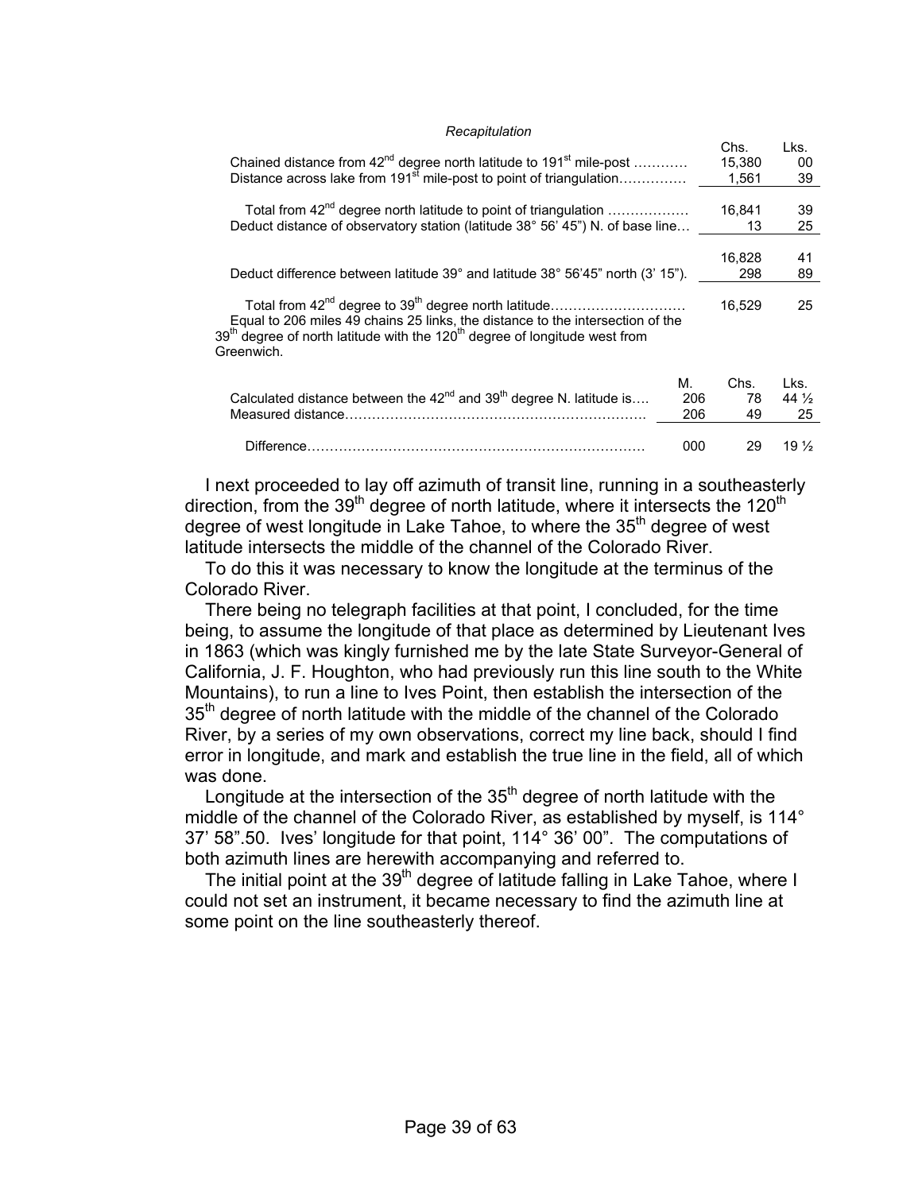*Recapitulation*

| | Chs. | Lks. |
|---|---|---|
| Chained distance from 42nd degree north latitude to 191st mile-post ………… | 15,380 | 00 |
| Distance across lake from 191st mile-post to point of triangulation………….. | 1,561 | 39 |
| Total from 42nd degree north latitude to point of triangulation ……………… | 16,841 | 39 |
| Deduct distance of observatory station (latitude 38° 56' 45") N. of base line… | 13 | 25 |
| | 16,828 | 41 |
| Deduct difference between latitude 39° and latitude 38° 56'45" north (3' 15"). | 298 | 89 |
| Total from 42nd degree to 39th degree north latitude………………………… | 16,529 | 25 |

Equal to 206 miles 49 chains 25 links, the distance to the intersection of the 39th degree of north latitude with the 120th degree of longitude west from Greenwich.

| | M. | Chs. | Lks. |
|---|---|---|---|
| Calculated distance between the 42nd and 39th degree N. latitude is…. | 206 | 78 | 44 ½ |
| Measured distance…………………………………………………………. | 206 | 49 | 25 |
| Difference………………………………………………………………… | 000 | 29 | 19 ½ |

I next proceeded to lay off azimuth of transit line, running in a southeasterly direction, from the 39th degree of north latitude, where it intersects the 120th degree of west longitude in Lake Tahoe, to where the 35th degree of west latitude intersects the middle of the channel of the Colorado River.

To do this it was necessary to know the longitude at the terminus of the Colorado River.

There being no telegraph facilities at that point, I concluded, for the time being, to assume the longitude of that place as determined by Lieutenant Ives in 1863 (which was kingly furnished me by the late State Surveyor-General of California, J. F. Houghton, who had previously run this line south to the White Mountains), to run a line to Ives Point, then establish the intersection of the 35th degree of north latitude with the middle of the channel of the Colorado River, by a series of my own observations, correct my line back, should I find error in longitude, and mark and establish the true line in the field, all of which was done.

Longitude at the intersection of the 35th degree of north latitude with the middle of the channel of the Colorado River, as established by myself, is 114° 37' 58".50. Ives' longitude for that point, 114° 36' 00". The computations of both azimuth lines are herewith accompanying and referred to.

The initial point at the 39th degree of latitude falling in Lake Tahoe, where I could not set an instrument, it became necessary to find the azimuth line at some point on the line southeasterly thereof.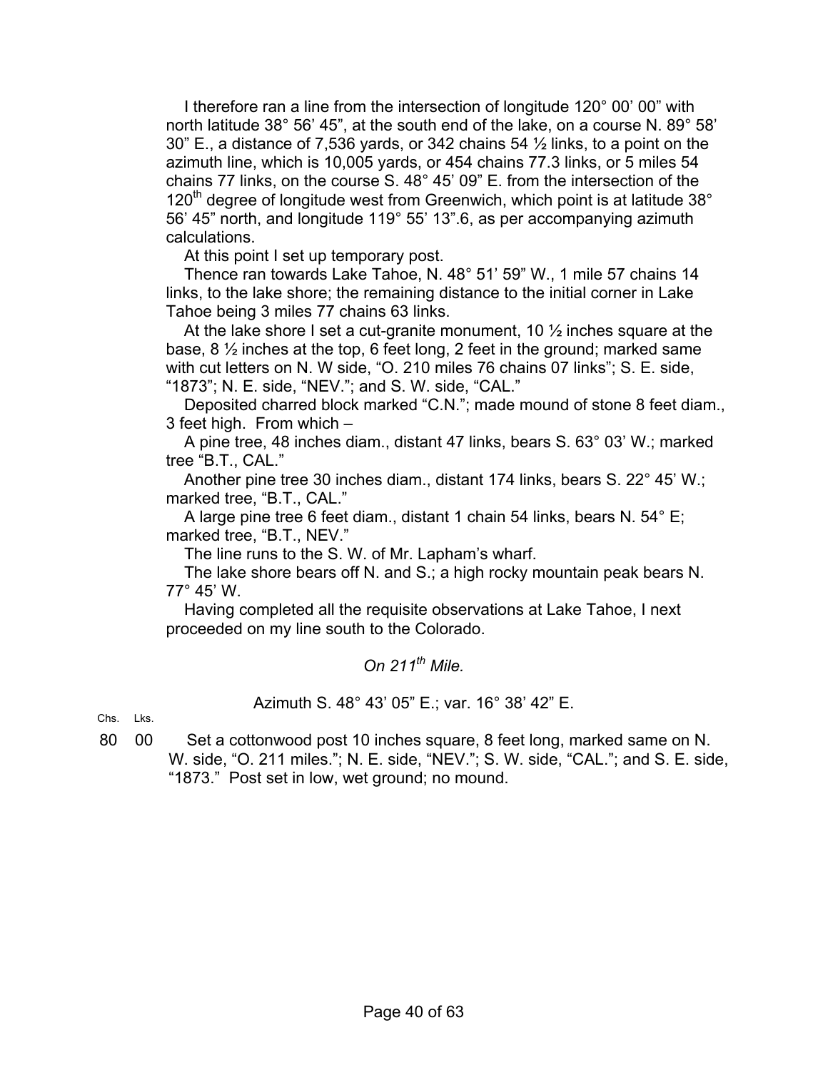I therefore ran a line from the intersection of longitude 120° 00' 00" with north latitude 38° 56' 45", at the south end of the lake, on a course N. 89° 58' 30" E., a distance of 7,536 yards, or 342 chains 54 ½ links, to a point on the azimuth line, which is 10,005 yards, or 454 chains 77.3 links, or 5 miles 54 chains 77 links, on the course S. 48° 45' 09" E. from the intersection of the 120th degree of longitude west from Greenwich, which point is at latitude 38° 56' 45" north, and longitude 119° 55' 13".6, as per accompanying azimuth calculations.

At this point I set up temporary post.

Thence ran towards Lake Tahoe, N. 48° 51' 59" W., 1 mile 57 chains 14 links, to the lake shore; the remaining distance to the initial corner in Lake Tahoe being 3 miles 77 chains 63 links.

At the lake shore I set a cut-granite monument, 10 ½ inches square at the base, 8 ½ inches at the top, 6 feet long, 2 feet in the ground; marked same with cut letters on N. W side, "O. 210 miles 76 chains 07 links"; S. E. side, "1873"; N. E. side, "NEV."; and S. W. side, "CAL."

Deposited charred block marked "C.N."; made mound of stone 8 feet diam., 3 feet high. From which –

A pine tree, 48 inches diam., distant 47 links, bears S. 63° 03' W.; marked tree "B.T., CAL."

Another pine tree 30 inches diam., distant 174 links, bears S. 22° 45' W.; marked tree, "B.T., CAL."

A large pine tree 6 feet diam., distant 1 chain 54 links, bears N. 54° E; marked tree, "B.T., NEV."

The line runs to the S. W. of Mr. Lapham's wharf.

The lake shore bears off N. and S.; a high rocky mountain peak bears N. 77° 45' W.

Having completed all the requisite observations at Lake Tahoe, I next proceeded on my line south to the Colorado.

*On 211th Mile.*

Azimuth S. 48° 43' 05" E.; var. 16° 38' 42" E.

| Chs. | Lks. | |
|---|---|---|
| 80 | 00 | Set a cottonwood post 10 inches square, 8 feet long, marked same on N. W. side, "O. 211 miles."; N. E. side, "NEV."; S. W. side, "CAL."; and S. E. side, "1873." Post set in low, wet ground; no mound. |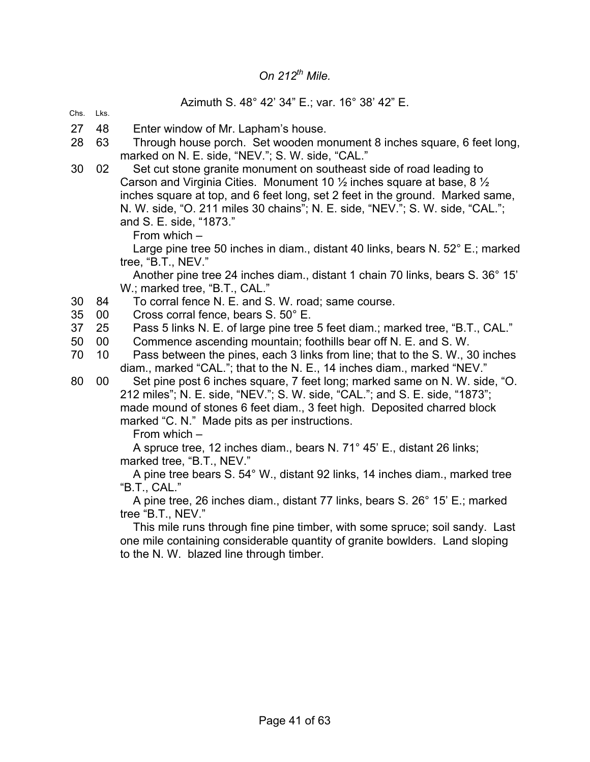*On 212$^{th}$ Mile.*

Azimuth S. 48° 42' 34" E.; var. 16° 38' 42" E.

| Chs. | Lks. | |
|---|---|---|
| 27 | 48 | Enter window of Mr. Lapham's house. |
| 28 | 63 | Through house porch. Set wooden monument 8 inches square, 6 feet long, marked on N. E. side, "NEV."; S. W. side, "CAL." |
| 30 | 02 | Set cut stone granite monument on southeast side of road leading to Carson and Virginia Cities. Monument 10 ½ inches square at base, 8 ½ inches square at top, and 6 feet long, set 2 feet in the ground. Marked same, N. W. side, "O. 211 miles 30 chains"; N. E. side, "NEV."; S. W. side, "CAL."; and S. E. side, "1873." From which – Large pine tree 50 inches in diam., distant 40 links, bears N. 52° E.; marked tree, "B.T., NEV." Another pine tree 24 inches diam., distant 1 chain 70 links, bears S. 36° 15' W.; marked tree, "B.T., CAL." |
| 30 | 84 | To corral fence N. E. and S. W. road; same course. |
| 35 | 00 | Cross corral fence, bears S. 50° E. |
| 37 | 25 | Pass 5 links N. E. of large pine tree 5 feet diam.; marked tree, "B.T., CAL." |
| 50 | 00 | Commence ascending mountain; foothills bear off N. E. and S. W. |
| 70 | 10 | Pass between the pines, each 3 links from line; that to the S. W., 30 inches diam., marked "CAL."; that to the N. E., 14 inches diam., marked "NEV." |
| 80 | 00 | Set pine post 6 inches square, 7 feet long; marked same on N. W. side, "O. 212 miles"; N. E. side, "NEV."; S. W. side, "CAL."; and S. E. side, "1873"; made mound of stones 6 feet diam., 3 feet high. Deposited charred block marked "C. N." Made pits as per instructions. From which – A spruce tree, 12 inches diam., bears N. 71° 45' E., distant 26 links; marked tree, "B.T., NEV." A pine tree bears S. 54° W., distant 92 links, 14 inches diam., marked tree "B.T., CAL." A pine tree, 26 inches diam., distant 77 links, bears S. 26° 15' E.; marked tree "B.T., NEV." This mile runs through fine pine timber, with some spruce; soil sandy. Last one mile containing considerable quantity of granite bowlders. Land sloping to the N. W. blazed line through timber. |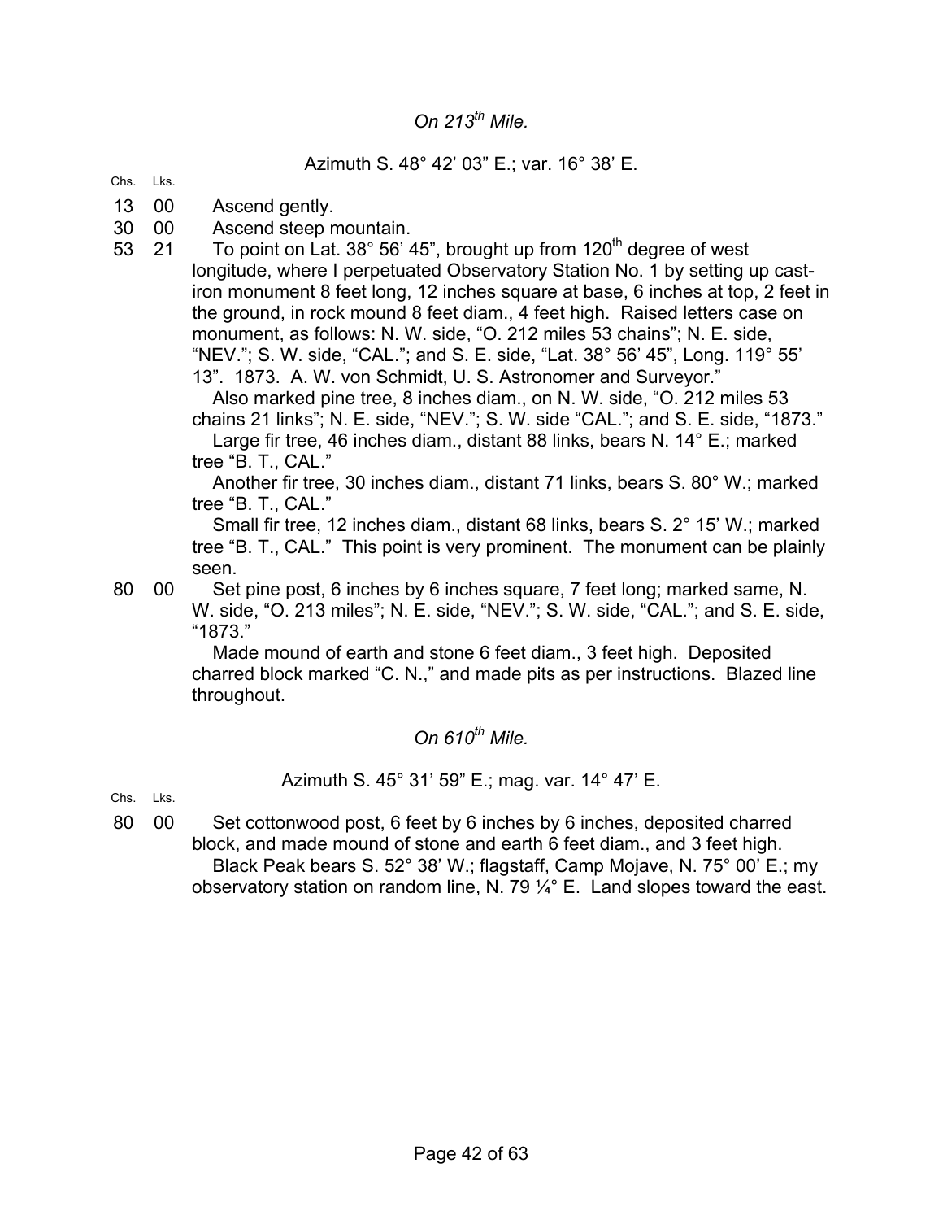*On 213th Mile.*

Azimuth S. 48° 42' 03" E.; var. 16° 38' E.

| Chs. | Lks. | |
|---|---|---|
| 13 | 00 | Ascend gently. |
| 30 | 00 | Ascend steep mountain. |
| 53 | 21 | To point on Lat. 38° 56' 45", brought up from 120th degree of west longitude, where I perpetuated Observatory Station No. 1 by setting up cast-iron monument 8 feet long, 12 inches square at base, 6 inches at top, 2 feet in the ground, in rock mound 8 feet diam., 4 feet high. Raised letters case on monument, as follows: N. W. side, "O. 212 miles 53 chains"; N. E. side, "NEV."; S. W. side, "CAL."; and S. E. side, "Lat. 38° 56' 45", Long. 119° 55' 13". 1873. A. W. von Schmidt, U. S. Astronomer and Surveyor." |

Also marked pine tree, 8 inches diam., on N. W. side, "O. 212 miles 53 chains 21 links"; N. E. side, "NEV."; S. W. side "CAL."; and S. E. side, "1873."

Large fir tree, 46 inches diam., distant 88 links, bears N. 14° E.; marked tree "B. T., CAL."

Another fir tree, 30 inches diam., distant 71 links, bears S. 80° W.; marked tree "B. T., CAL."

Small fir tree, 12 inches diam., distant 68 links, bears S. 2° 15' W.; marked tree "B. T., CAL." This point is very prominent. The monument can be plainly seen.

| Chs. | Lks. | |
|---|---|---|
| 80 | 00 | Set pine post, 6 inches by 6 inches square, 7 feet long; marked same, N. W. side, "O. 213 miles"; N. E. side, "NEV."; S. W. side, "CAL."; and S. E. side, "1873." |

Made mound of earth and stone 6 feet diam., 3 feet high. Deposited charred block marked "C. N.," and made pits as per instructions. Blazed line throughout.

*On 610th Mile.*

Azimuth S. 45° 31' 59" E.; mag. var. 14° 47' E.

| Chs. | Lks. | |
|---|---|---|
| 80 | 00 | Set cottonwood post, 6 feet by 6 inches by 6 inches, deposited charred block, and made mound of stone and earth 6 feet diam., and 3 feet high. |

Black Peak bears S. 52° 38' W.; flagstaff, Camp Mojave, N. 75° 00' E.; my observatory station on random line, N. 79 ¼° E. Land slopes toward the east.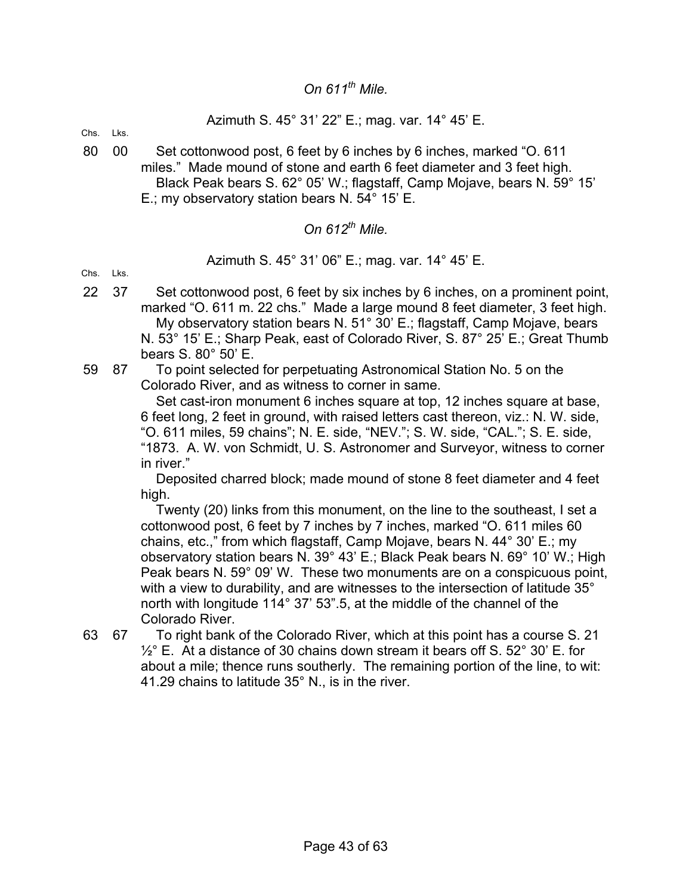*On 611th Mile.*

Azimuth S. 45° 31' 22" E.; mag. var. 14° 45' E.

| Chs. | Lks. | |
|---|---|---|
| 80 | 00 | Set cottonwood post, 6 feet by 6 inches by 6 inches, marked "O. 611 miles." Made mound of stone and earth 6 feet diameter and 3 feet high. Black Peak bears S. 62° 05' W.; flagstaff, Camp Mojave, bears N. 59° 15' E.; my observatory station bears N. 54° 15' E. |

*On 612th Mile.*

Azimuth S. 45° 31' 06" E.; mag. var. 14° 45' E.

| Chs. | Lks. | |
|---|---|---|
| 22 | 37 | Set cottonwood post, 6 feet by six inches by 6 inches, on a prominent point, marked "O. 611 m. 22 chs." Made a large mound 8 feet diameter, 3 feet high. My observatory station bears N. 51° 30' E.; flagstaff, Camp Mojave, bears N. 53° 15' E.; Sharp Peak, east of Colorado River, S. 87° 25' E.; Great Thumb bears S. 80° 50' E. |
| 59 | 87 | To point selected for perpetuating Astronomical Station No. 5 on the Colorado River, and as witness to corner in same. Set cast-iron monument 6 inches square at top, 12 inches square at base, 6 feet long, 2 feet in ground, with raised letters cast thereon, viz.: N. W. side, "O. 611 miles, 59 chains"; N. E. side, "NEV."; S. W. side, "CAL."; S. E. side, "1873. A. W. von Schmidt, U. S. Astronomer and Surveyor, witness to corner in river." Deposited charred block; made mound of stone 8 feet diameter and 4 feet high. Twenty (20) links from this monument, on the line to the southeast, I set a cottonwood post, 6 feet by 7 inches by 7 inches, marked "O. 611 miles 60 chains, etc.," from which flagstaff, Camp Mojave, bears N. 44° 30' E.; my observatory station bears N. 39° 43' E.; Black Peak bears N. 69° 10' W.; High Peak bears N. 59° 09' W. These two monuments are on a conspicuous point, with a view to durability, and are witnesses to the intersection of latitude 35° north with longitude 114° 37' 53".5, at the middle of the channel of the Colorado River. |
| 63 | 67 | To right bank of the Colorado River, which at this point has a course S. 21 ½° E. At a distance of 30 chains down stream it bears off S. 52° 30' E. for about a mile; thence runs southerly. The remaining portion of the line, to wit: 41.29 chains to latitude 35° N., is in the river. |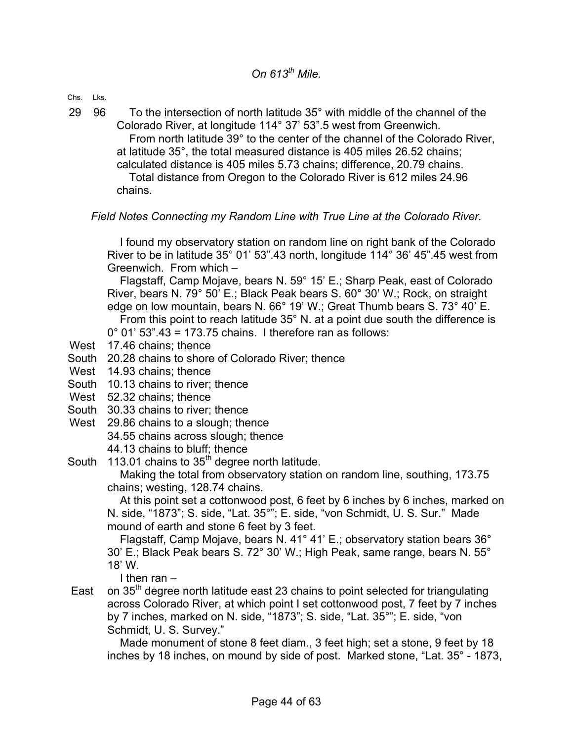*On 613[th] Mile.*

| Chs. | Lks. | |
|---|---|---|
| 29 | 96 | To the intersection of north latitude 35° with middle of the channel of the Colorado River, at longitude 114° 37' 53".5 west from Greenwich. |

From north latitude 39° to the center of the channel of the Colorado River, at latitude 35°, the total measured distance is 405 miles 26.52 chains; calculated distance is 405 miles 5.73 chains; difference, 20.79 chains.

Total distance from Oregon to the Colorado River is 612 miles 24.96 chains.

*Field Notes Connecting my Random Line with True Line at the Colorado River.*

I found my observatory station on random line on right bank of the Colorado River to be in latitude 35° 01' 53".43 north, longitude 114° 36' 45".45 west from Greenwich. From which –

Flagstaff, Camp Mojave, bears N. 59° 15' E.; Sharp Peak, east of Colorado River, bears N. 79° 50' E.; Black Peak bears S. 60° 30' W.; Rock, on straight edge on low mountain, bears N. 66° 19' W.; Great Thumb bears S. 73° 40' E.

From this point to reach latitude 35° N. at a point due south the difference is 0° 01' 53".43 = 173.75 chains. I therefore ran as follows:

West 17.46 chains; thence
South 20.28 chains to shore of Colorado River; thence
West 14.93 chains; thence
South 10.13 chains to river; thence
West 52.32 chains; thence
South 30.33 chains to river; thence
West 29.86 chains to a slough; thence
34.55 chains across slough; thence
44.13 chains to bluff; thence
South 113.01 chains to 35[th] degree north latitude.

Making the total from observatory station on random line, southing, 173.75 chains; westing, 128.74 chains.

At this point set a cottonwood post, 6 feet by 6 inches by 6 inches, marked on N. side, "1873"; S. side, "Lat. 35°"; E. side, "von Schmidt, U. S. Sur." Made mound of earth and stone 6 feet by 3 feet.

Flagstaff, Camp Mojave, bears N. 41° 41' E.; observatory station bears 36° 30' E.; Black Peak bears S. 72° 30' W.; High Peak, same range, bears N. 55° 18' W.

I then ran –

East on 35[th] degree north latitude east 23 chains to point selected for triangulating across Colorado River, at which point I set cottonwood post, 7 feet by 7 inches by 7 inches, marked on N. side, "1873"; S. side, "Lat. 35°"; E. side, "von Schmidt, U. S. Survey."

Made monument of stone 8 feet diam., 3 feet high; set a stone, 9 feet by 18 inches by 18 inches, on mound by side of post. Marked stone, "Lat. 35° - 1873,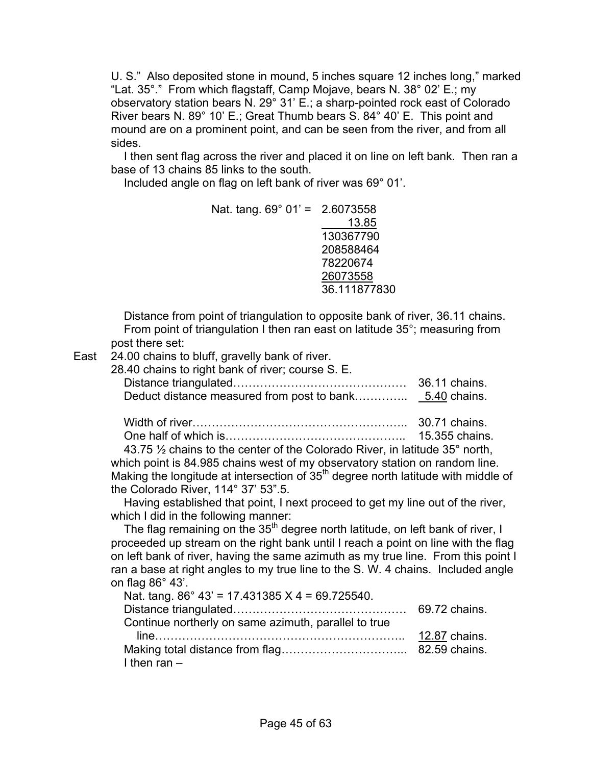U. S." Also deposited stone in mound, 5 inches square 12 inches long," marked "Lat. 35°." From which flagstaff, Camp Mojave, bears N. 38° 02' E.; my observatory station bears N. 29° 31' E.; a sharp-pointed rock east of Colorado River bears N. 89° 10' E.; Great Thumb bears S. 84° 40' E. This point and mound are on a prominent point, and can be seen from the river, and from all sides.

I then sent flag across the river and placed it on line on left bank. Then ran a base of 13 chains 85 links to the south.

Included angle on flag on left bank of river was 69° 01'.

```
Nat. tang. 69° 01' =  2.6073558
                          13.85
                      130367790
                      208588464
                      78220674
                      26073558
                      36.111877830
```

Distance from point of triangulation to opposite bank of river, 36.11 chains.

From point of triangulation I then ran east on latitude 35°; measuring from post there set:

East 24.00 chains to bluff, gravelly bank of river.

28.40 chains to right bank of river; course S. E.

| | |
|---|---|
| Distance triangulated………………………………………… | 36.11 chains. |
| Deduct distance measured from post to bank………….. | 5.40 chains. |
| Width of river……………………………………………….. | 30.71 chains. |
| One half of which is……………………………………….. | 15.355 chains. |

43.75 ½ chains to the center of the Colorado River, in latitude 35° north, which point is 84.985 chains west of my observatory station on random line. Making the longitude at intersection of 35th degree north latitude with middle of the Colorado River, 114° 37' 53".5.

Having established that point, I next proceed to get my line out of the river, which I did in the following manner:

The flag remaining on the 35th degree north latitude, on left bank of river, I proceeded up stream on the right bank until I reach a point on line with the flag on left bank of river, having the same azimuth as my true line. From this point I ran a base at right angles to my true line to the S. W. 4 chains. Included angle on flag 86° 43'.

Nat. tang. 86° 43' = 17.431385 X 4 = 69.725540.

| | |
|---|---|
| Distance triangulated……………………………………… | 69.72 chains. |
| Continue northerly on same azimuth, parallel to true line……………………………………………………….. | 12.87 chains. |
| Making total distance from flag…………………………... | 82.59 chains. |

I then ran –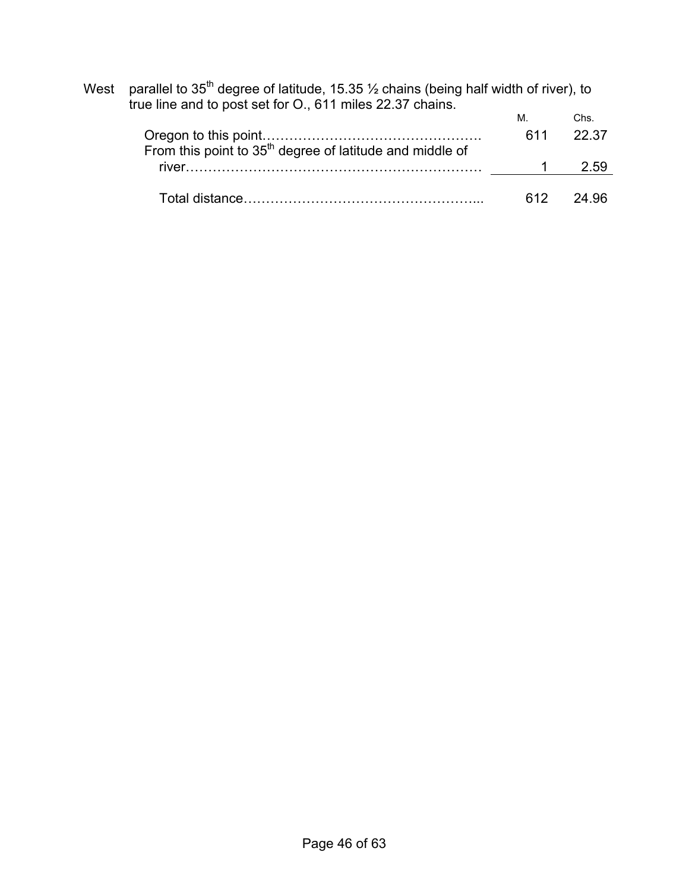West parallel to 35th degree of latitude, 15.35 ½ chains (being half width of river), to true line and to post set for O., 611 miles 22.37 chains.

| | M. | Chs. |
|---|---|---|
| Oregon to this point…………………………………………. | 611 | 22.37 |
| From this point to 35th degree of latitude and middle of river………………………………………………………… | 1 | 2.59 |
| Total distance……………………………………………... | 612 | 24.96 |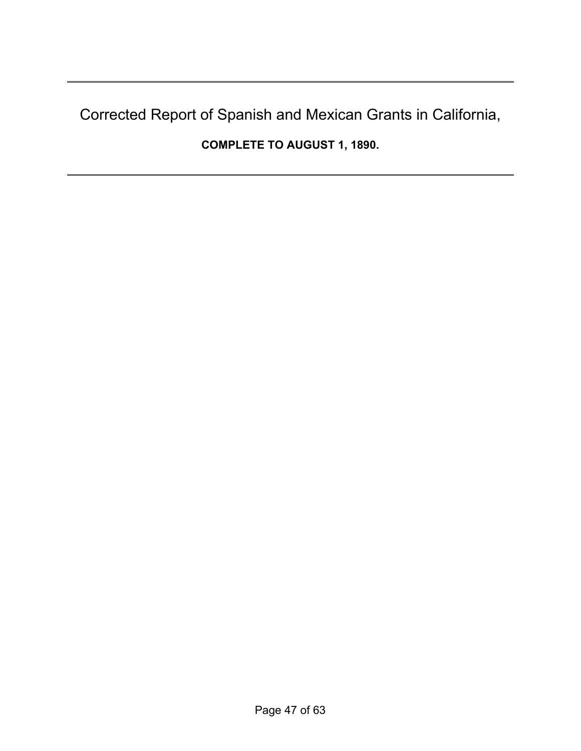---

# Corrected Report of Spanish and Mexican Grants in California,

**COMPLETE TO AUGUST 1, 1890.**

---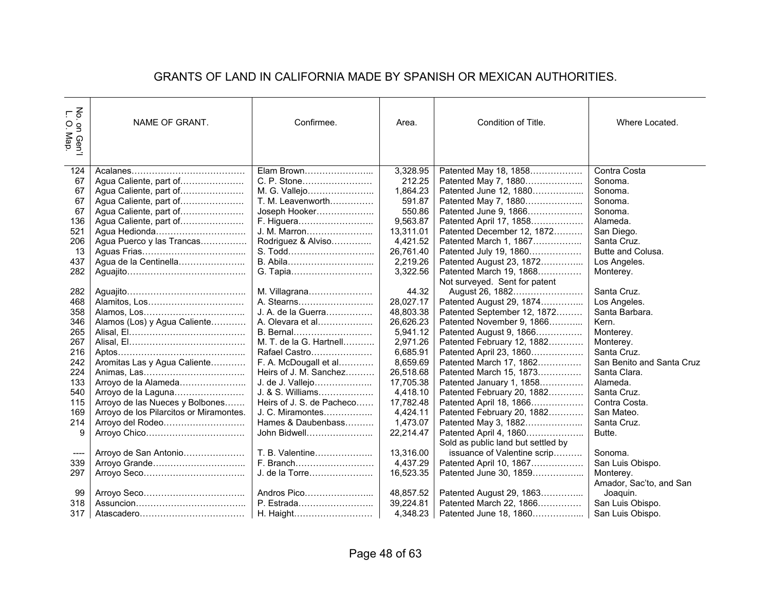# GRANTS OF LAND IN CALIFORNIA MADE BY SPANISH OR MEXICAN AUTHORITIES.

| No. on Gen'l L. O. Map. | NAME OF GRANT. | Confirmee. | Area. | Condition of Title. | Where Located. |
|---|---|---|---|---|---|
| 124 | Acalanes | Elam Brown | 3,328.95 | Patented May 18, 1858 | Contra Costa |
| 67 | Agua Caliente, part of | C. P. Stone | 212.25 | Patented May 7, 1880 | Sonoma. |
| 67 | Agua Caliente, part of | M. G. Vallejo | 1,864.23 | Patented June 12, 1880 | Sonoma. |
| 67 | Agua Caliente, part of | T. M. Leavenworth | 591.87 | Patented May 7, 1880 | Sonoma. |
| 67 | Agua Caliente, part of | Joseph Hooker | 550.86 | Patented June 9, 1866 | Sonoma. |
| 136 | Agua Caliente, part of | F. Higuera | 9,563.87 | Patented April 17, 1858 | Alameda. |
| 521 | Agua Hedionda | J. M. Marron | 13,311.01 | Patented December 12, 1872 | San Diego. |
| 206 | Agua Puerco y las Trancas | Rodriguez & Alviso | 4,421.52 | Patented March 1, 1867 | Santa Cruz. |
| 13 | Aguas Frias | S. Todd | 26,761.40 | Patented July 19, 1860 | Butte and Colusa. |
| 437 | Agua de la Centinella | B. Abila | 2,219.26 | Patented August 23, 1872 | Los Angeles. |
| 282 | Aguajito | G. Tapia | 3,322.56 | Patented March 19, 1868 | Monterey. |
| 282 | Aguajito | M. Villagrana | 44.32 | Not surveyed. Sent for patent August 26, 1882 | Santa Cruz. |
| 468 | Alamitos, Los | A. Stearns | 28,027.17 | Patented August 29, 1874 | Los Angeles. |
| 358 | Alamos, Los | J. A. de la Guerra | 48,803.38 | Patented September 12, 1872 | Santa Barbara. |
| 346 | Alamos (Los) y Agua Caliente | A. Olevara et al | 26,626.23 | Patented November 9, 1866 | Kern. |
| 265 | Alisal, El | B. Bernal | 5,941.12 | Patented August 9, 1866 | Monterey. |
| 267 | Alisal, El | M. T. de la G. Hartnell | 2,971.26 | Patented February 12, 1882 | Monterey. |
| 216 | Aptos | Rafael Castro | 6,685.91 | Patented April 23, 1860 | Santa Cruz. |
| 242 | Aromitas Las y Agua Caliente | F. A. McDougall et al | 8,659.69 | Patented March 17, 1862 | San Benito and Santa Cruz |
| 224 | Animas, Las | Heirs of J. M. Sanchez | 26,518.68 | Patented March 15, 1873 | Santa Clara. |
| 133 | Arroyo de la Alameda | J. de J. Vallejo | 17,705.38 | Patented January 1, 1858 | Alameda. |
| 540 | Arroyo de la Laguna | J. & S. Williams | 4,418.10 | Patented February 20, 1882 | Santa Cruz. |
| 115 | Arroyo de las Nueces y Bolbones | Heirs of J. S. de Pacheco | 17,782.48 | Patented April 18, 1866 | Contra Costa. |
| 169 | Arroyo de los Pilarcitos or Miramontes. | J. C. Miramontes | 4,424.11 | Patented February 20, 1882 | San Mateo. |
| 214 | Arroyo del Rodeo | Hames & Daubenbass | 1,473.07 | Patented May 3, 1882 | Santa Cruz. |
| 9 | Arroyo Chico | John Bidwell | 22,214.47 | Patented April 4, 1860 | Butte. |
| ---- | Arroyo de San Antonio | T. B. Valentine | 13,316.00 | Sold as public land but settled by issuance of Valentine scrip | Sonoma. |
| 339 | Arroyo Grande | F. Branch | 4,437.29 | Patented April 10, 1867 | San Luis Obispo. |
| 297 | Arroyo Seco | J. de la Torre | 16,523.35 | Patented June 30, 1859 | Monterey. |
| 99 | Arroyo Seco | Andros Pico | 48,857.52 | Patented August 29, 1863 | Amador, Sac'to, and San Joaquin. |
| 318 | Assuncion | P. Estrada | 39,224.81 | Patented March 22, 1866 | San Luis Obispo. |
| 317 | Atascadero | H. Haight | 4,348.23 | Patented June 18, 1860 | San Luis Obispo. |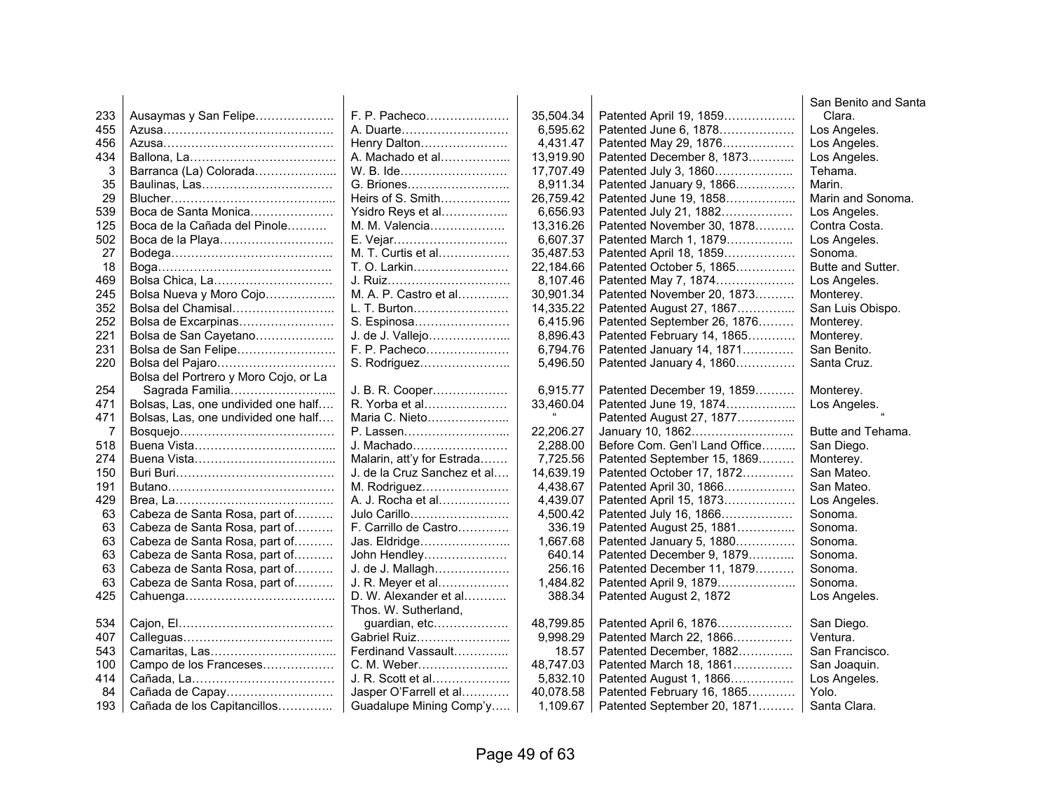| | | | | | |
|---|---|---|---|---|---|
| 233 | Ausaymas y San Felipe……………….. | F. P. Pacheco………………… | 35,504.34 | Patented April 19, 1859……………… | San Benito and Santa Clara. |
| 455 | Azusa……………………………………. | A. Duarte……………………… | 6,595.62 | Patented June 6, 1878………………. | Los Angeles. |
| 456 | Azusa……………………………………. | Henry Dalton…………………. | 4,431.47 | Patented May 29, 1876………………. | Los Angeles. |
| 434 | Ballona, La……………………………… | A. Machado et al…………….. | 13,919.90 | Patented December 8, 1873……….. | Los Angeles. |
| 3 | Barranca (La) Colorada……………….. | W. B. Ide……………………… | 17,707.49 | Patented July 3, 1860……………….. | Tehama. |
| 35 | Baulinas, Las…………………………… | G. Briones…………………….. | 8,911.34 | Patented January 9, 1866…………… | Marin. |
| 29 | Blucher…………………………………... | Heirs of S. Smith…………….. | 26,759.42 | Patented June 19, 1858…………….. | Marin and Sonoma. |
| 539 | Boca de Santa Monica………………… | Ysidro Reys et al…………….. | 6,656.93 | Patented July 21, 1882……………… | Los Angeles. |
| 125 | Boca de la Cañada del Pinole………. | M. M. Valencia………………. | 13,316.26 | Patented November 30, 1878………. | Contra Costa. |
| 502 | Boca de la Playa……………………….. | E. Vejar……………………….. | 6,607.37 | Patented March 1, 1879…………….. | Los Angeles. |
| 27 | Bodega…………………………………. | M. T. Curtis et al……………. | 35,487.53 | Patented April 18, 1859……………… | Sonoma. |
| 18 | Boga…………………………………….. | T. O. Larkin………………….. | 22,184.66 | Patented October 5, 1865…………… | Butte and Sutter. |
| 469 | Bolsa Chica, La………………………… | J. Ruiz…………………………. | 8,107.46 | Patented May 7, 1874……………….. | Los Angeles. |
| 245 | Bolsa Nueva y Moro Cojo…………….. | M. A. P. Castro et al………… | 30,901.34 | Patented November 20, 1873………. | Monterey. |
| 352 | Bolsa del Chamisal…………………….. | L. T. Burton………………….. | 14,335.22 | Patented August 27, 1867………….. | San Luis Obispo. |
| 252 | Bolsa de Excarpinas…………………… | S. Espinosa………………….. | 6,415.96 | Patented September 26, 1876……… | Monterey. |
| 221 | Bolsa de San Cayetano……………….. | J. de J. Vallejo………………. | 8,896.43 | Patented February 14, 1865………… | Monterey. |
| 231 | Bolsa de San Felipe…………………… | F. P. Pacheco………………… | 6,794.76 | Patented January 14, 1871…………. | San Benito. |
| 220 | Bolsa del Pajaro……………………….. | S. Rodriguez…………………. | 5,496.50 | Patented January 4, 1860…………… | Santa Cruz. |
| 254 | Bolsa del Portrero y Moro Cojo, or La Sagrada Familia…………………….. | J. B. R. Cooper………………. | 6,915.77 | Patented December 19, 1859………. | Monterey. |
| 471 | Bolsas, Las, one undivided one half…. | R. Yorba et al………………… | 33,460.04 | Patented June 19, 1874…………….. | Los Angeles. |
| 471 | Bolsas, Las, one undivided one half…. | Maria C. Nieto……………….. | " | Patented August 27, 1877………….. | " |
| 7 | Bosquejo………………………………… | P. Lassen…………………….. | 22,206.27 | January 10, 1862……………………. | Butte and Tehama. |
| 518 | Buena Vista……………………………... | J. Machado…………………… | 2,288.00 | Before Com. Gen'l Land Office…….. | San Diego. |
| 274 | Buena Vista……………………………... | Malarin, att'y for Estrada……. | 7,725.56 | Patented September 15, 1869……… | Monterey. |
| 150 | Buri Buri………………………………… | J. de la Cruz Sanchez et al…. | 14,639.19 | Patented October 17, 1872…………. | San Mateo. |
| 191 | Butano…………………………………… | M. Rodriguez…………………. | 4,438.67 | Patented April 30, 1866……………… | San Mateo. |
| 429 | Brea, La………………………………… | A. J. Rocha et al……………. | 4,439.07 | Patented April 15, 1873……………… | Los Angeles. |
| 63 | Cabeza de Santa Rosa, part of………. | Julo Carillo…………………… | 4,500.42 | Patented July 16, 1866……………… | Sonoma. |
| 63 | Cabeza de Santa Rosa, part of………. | F. Carrillo de Castro………… | 336.19 | Patented August 25, 1881………….. | Sonoma. |
| 63 | Cabeza de Santa Rosa, part of………. | Jas. Eldridge…………………. | 1,667.68 | Patented January 5, 1880…………… | Sonoma. |
| 63 | Cabeza de Santa Rosa, part of………. | John Hendley………………… | 640.14 | Patented December 9, 1879……….. | Sonoma. |
| 63 | Cabeza de Santa Rosa, part of………. | J. de J. Mallagh……………… | 256.16 | Patented December 11, 1879………. | Sonoma. |
| 63 | Cabeza de Santa Rosa, part of………. | J. R. Meyer et al…………….. | 1,484.82 | Patented April 9, 1879………………. | Sonoma. |
| 425 | Cahuenga……………………………….. | D. W. Alexander et al………. | 388.34 | Patented August 2, 1872 | Los Angeles. |
| 534 | Cajon, El………………………………… | Thos. W. Sutherland, guardian, etc……………… | 48,799.85 | Patented April 6, 1876……………… | San Diego. |
| 407 | Calleguas……………………………….. | Gabriel Ruiz………………….. | 9,998.29 | Patented March 22, 1866…………… | Ventura. |
| 543 | Camaritas, Las………………………….. | Ferdinand Vassault………….. | 18.57 | Patented December, 1882…………. | San Francisco. |
| 100 | Campo de los Franceses……………… | C. M. Weber…………………. | 48,747.03 | Patented March 18, 1861…………… | San Joaquin. |
| 414 | Cañada, La……………………………… | J. R. Scott et al……………… | 5,832.10 | Patented August 1, 1866……………. | Los Angeles. |
| 84 | Cañada de Capay……………………… | Jasper O'Farrell et al………… | 40,078.58 | Patented February 16, 1865……….. | Yolo. |
| 193 | Cañada de los Capitancillos………….. | Guadalupe Mining Comp'y….. | 1,109.67 | Patented September 20, 1871……… | Santa Clara. |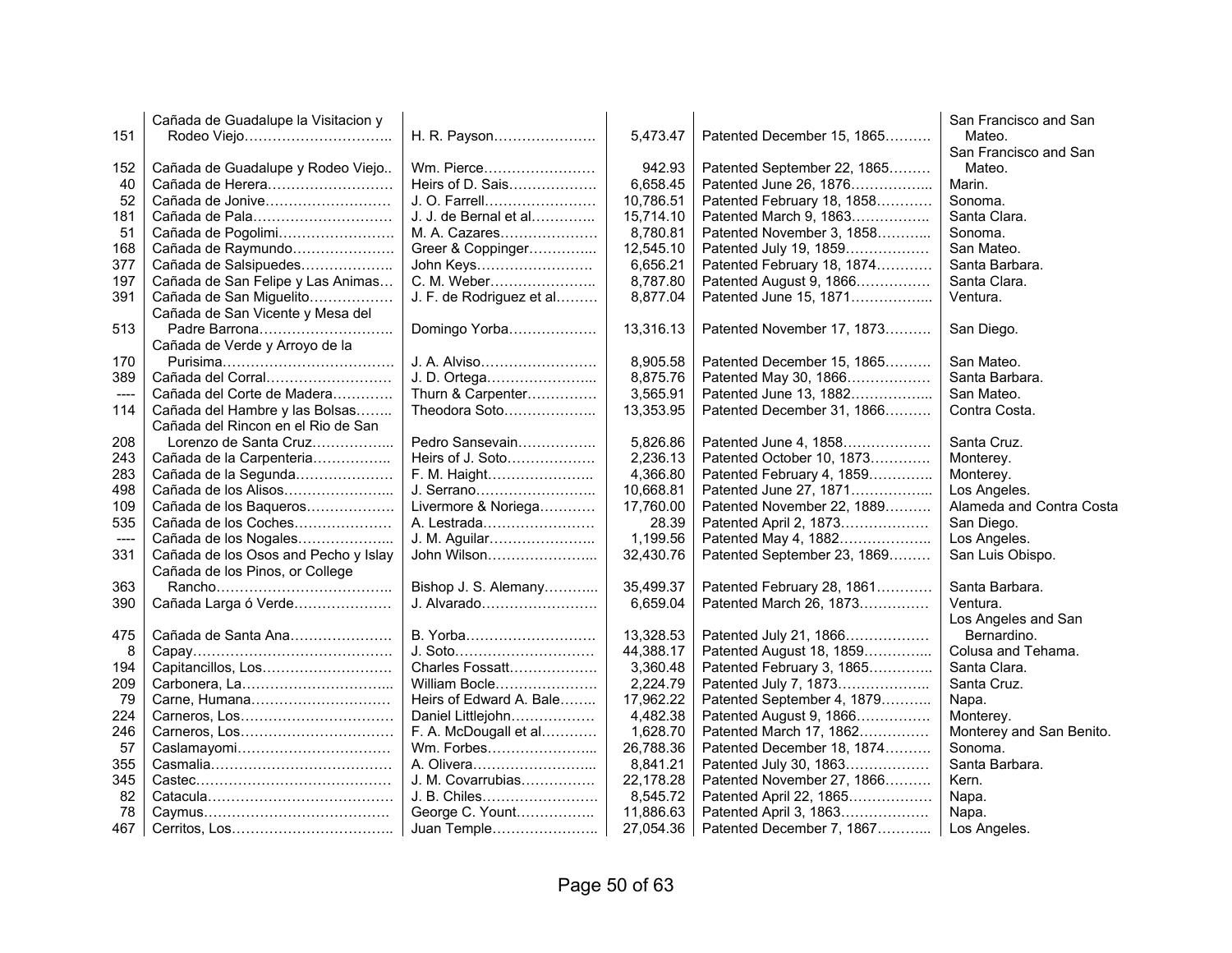| | | | | | |
|---|---|---|---|---|---|
| 151 | Cañada de Guadalupe la Visitacion y Rodeo Viejo………………………….. | H. R. Payson…………………. | 5,473.47 | Patented December 15, 1865………. | San Francisco and San Mateo. |
| 152 | Cañada de Guadalupe y Rodeo Viejo.. | Wm. Pierce…………………… | 942.93 | Patented September 22, 1865……… | San Francisco and San Mateo. |
| 40 | Cañada de Herera……………………… | Heirs of D. Sais……………… | 6,658.45 | Patented June 26, 1876…………….. | Marin. |
| 52 | Cañada de Jonive……………………… | J. O. Farrell…………………… | 10,786.51 | Patented February 18, 1858………… | Sonoma. |
| 181 | Cañada de Pala………………………… | J. J. de Bernal et al………….. | 15,714.10 | Patented March 9, 1863…………….. | Santa Clara. |
| 51 | Cañada de Pogolimi…………………… | M. A. Cazares………………… | 8,780.81 | Patented November 3, 1858……….. | Sonoma. |
| 168 | Cañada de Raymundo…………………. | Greer & Coppinger………….. | 12,545.10 | Patented July 19, 1859……………… | San Mateo. |
| 377 | Cañada de Salsipuedes……………….. | John Keys……………………. | 6,656.21 | Patented February 18, 1874………… | Santa Barbara. |
| 197 | Cañada de San Felipe y Las Animas… | C. M. Weber………………….. | 8,787.80 | Patented August 9, 1866……………. | Santa Clara. |
| 391 | Cañada de San Miguelito……………… | J. F. de Rodriguez et al……… | 8,877.04 | Patented June 15, 1871…………….. | Ventura. |
| 513 | Cañada de San Vicente y Mesa del Padre Barrona……………………….. | Domingo Yorba……………… | 13,316.13 | Patented November 17, 1873………. | San Diego. |
| 170 | Cañada de Verde y Arroyo de la Purisima……………………………… | J. A. Alviso…………………… | 8,905.58 | Patented December 15, 1865………. | San Mateo. |
| 389 | Cañada del Corral……………………… | J. D. Ortega………………….. | 8,875.76 | Patented May 30, 1866……………… | Santa Barbara. |
| ---- | Cañada del Corte de Madera………… | Thurn & Carpenter………….. | 3,565.91 | Patented June 13, 1882…………….. | San Mateo. |
| 114 | Cañada del Hambre y las Bolsas…….. | Theodora Soto……………….. | 13,353.95 | Patented December 31, 1866………. | Contra Costa. |
| 208 | Cañada del Rincon en el Rio de San Lorenzo de Santa Cruz…………….. | Pedro Sansevain…………….. | 5,826.86 | Patented June 4, 1858………………. | Santa Cruz. |
| 243 | Cañada de la Carpenteria……………. | Heirs of J. Soto……………… | 2,236.13 | Patented October 10, 1873………… | Monterey. |
| 283 | Cañada de la Segunda………………… | F. M. Haight………………….. | 4,366.80 | Patented February 4, 1859………….. | Monterey. |
| 498 | Cañada de los Alisos………………….. | J. Serrano……………………. | 10,668.81 | Patented June 27, 1871…………….. | Los Angeles. |
| 109 | Cañada de los Baqueros……………… | Livermore & Noriega……….. | 17,760.00 | Patented November 22, 1889………. | Alameda and Contra Costa |
| 535 | Cañada de los Coches………………… | A. Lestrada…………………… | 28.39 | Patented April 2, 1873……………… | San Diego. |
| ---- | Cañada de los Nogales……………….. | J. M. Aguilar………………….. | 1,199.56 | Patented May 4, 1882……………….. | Los Angeles. |
| 331 | Cañada de los Osos and Pecho y Islay | John Wilson………………….. | 32,430.76 | Patented September 23, 1869……… | San Luis Obispo. |
| 363 | Cañada de los Pinos, or College Rancho……………………………….. | Bishop J. S. Alemany……….. | 35,499.37 | Patented February 28, 1861………… | Santa Barbara. |
| 390 | Cañada Larga ó Verde………………… | J. Alvarado…………………… | 6,659.04 | Patented March 26, 1873…………… | Ventura. |
| 475 | Cañada de Santa Ana………………… | B. Yorba……………………… | 13,328.53 | Patented July 21, 1866……………… | Los Angeles and San Bernardino. |
| 8 | Capay…………………………………… | J. Soto………………………… | 44,388.17 | Patented August 18, 1859………….. | Colusa and Tehama. |
| 194 | Capitancillos, Los……………………… | Charles Fossatt……………… | 3,360.48 | Patented February 3, 1865………….. | Santa Clara. |
| 209 | Carbonera, La………………………….. | William Bocle………………… | 2,224.79 | Patented July 7, 1873……………….. | Santa Cruz. |
| 79 | Carne, Humana………………………… | Heirs of Edward A. Bale…….. | 17,962.22 | Patented September 4, 1879……….. | Napa. |
| 224 | Carneros, Los………………………….. | Daniel Littlejohn…………….. | 4,482.38 | Patented August 9, 1866……………. | Monterey. |
| 246 | Carneros, Los………………………….. | F. A. McDougall et al……….. | 1,628.70 | Patented March 17, 1862…………… | Monterey and San Benito. |
| 57 | Caslamayomi…………………………… | Wm. Forbes………………….. | 26,788.36 | Patented December 18, 1874………. | Sonoma. |
| 355 | Casmalia………………………………… | A. Olivera…………………….. | 8,841.21 | Patented July 30, 1863……………… | Santa Barbara. |
| 345 | Castec…………………………………… | J. M. Covarrubias…………… | 22,178.28 | Patented November 27, 1866………. | Kern. |
| 82 | Catacula………………………………… | J. B. Chiles…………………… | 8,545.72 | Patented April 22, 1865……………… | Napa. |
| 78 | Caymus…………………………………. | George C. Yount…………….. | 11,886.63 | Patented April 3, 1863………………. | Napa. |
| 467 | Cerritos, Los……………………………. | Juan Temple…………………. | 27,054.36 | Patented December 7, 1867……….. | Los Angeles. |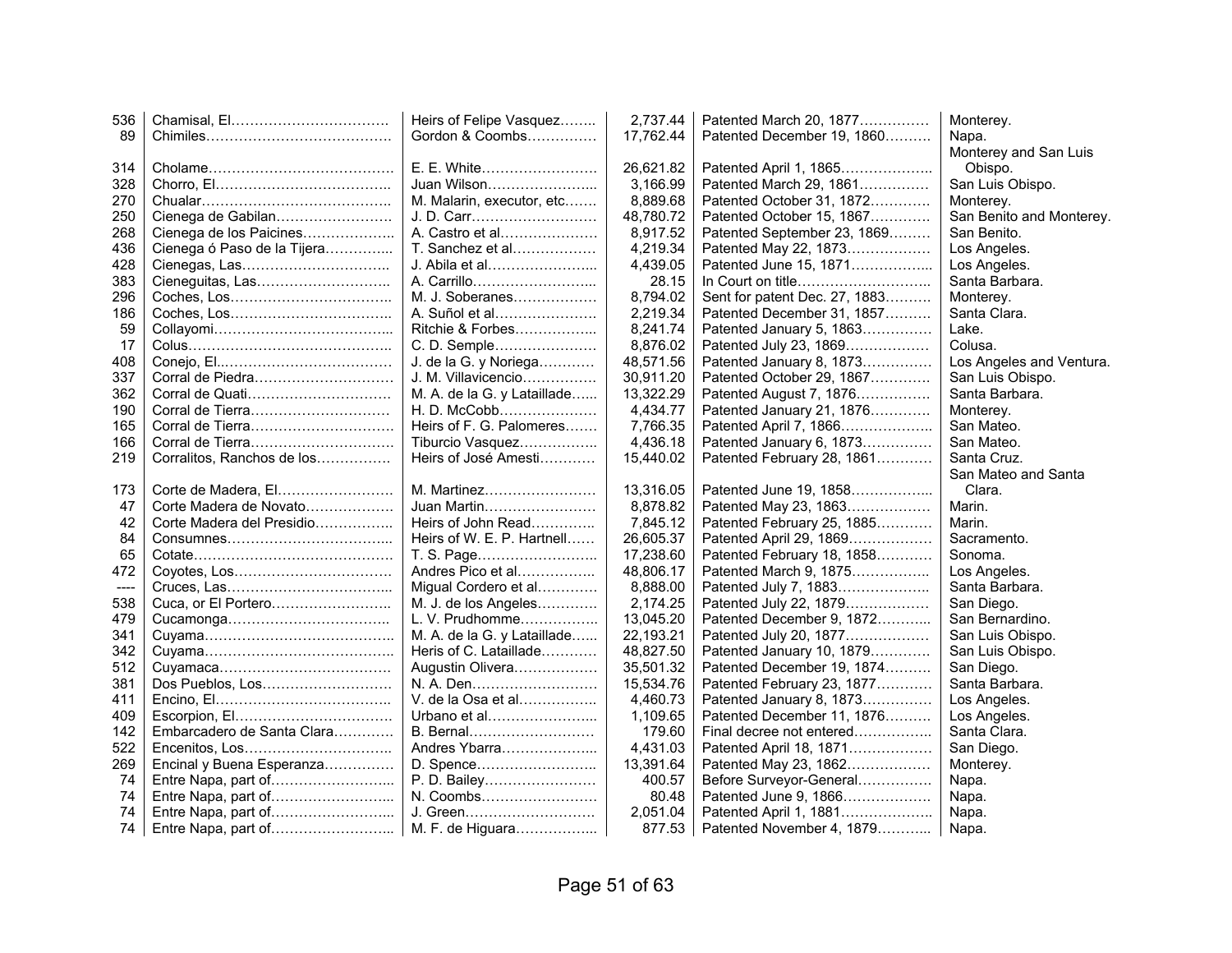| | | | | | |
|---|---|---|---|---|---|
| 536 | Chamisal, El | Heirs of Felipe Vasquez | 2,737.44 | Patented March 20, 1877 | Monterey. |
| 89 | Chimiles | Gordon & Coombs | 17,762.44 | Patented December 19, 1860 | Napa. |
| 314 | Cholame | E. E. White | 26,621.82 | Patented April 1, 1865 | Monterey and San Luis Obispo. |
| 328 | Chorro, El | Juan Wilson | 3,166.99 | Patented March 29, 1861 | San Luis Obispo. |
| 270 | Chualar | M. Malarin, executor, etc | 8,889.68 | Patented October 31, 1872 | Monterey. |
| 250 | Cienega de Gabilan | J. D. Carr | 48,780.72 | Patented October 15, 1867 | San Benito and Monterey. |
| 268 | Cienega de los Paicines | A. Castro et al | 8,917.52 | Patented September 23, 1869 | San Benito. |
| 436 | Cienega ó Paso de la Tijera | T. Sanchez et al | 4,219.34 | Patented May 22, 1873 | Los Angeles. |
| 428 | Cienegas, Las | J. Abila et al | 4,439.05 | Patented June 15, 1871 | Los Angeles. |
| 383 | Cieneguitas, Las | A. Carrillo | 28.15 | In Court on title | Santa Barbara. |
| 296 | Coches, Los | M. J. Soberanes | 8,794.02 | Sent for patent Dec. 27, 1883 | Monterey. |
| 186 | Coches, Los | A. Suñol et al | 2,219.34 | Patented December 31, 1857 | Santa Clara. |
| 59 | Collayomi | Ritchie & Forbes | 8,241.74 | Patented January 5, 1863 | Lake. |
| 17 | Colus | C. D. Semple | 8,876.02 | Patented July 23, 1869 | Colusa. |
| 408 | Conejo, El | J. de la G. y Noriega | 48,571.56 | Patented January 8, 1873 | Los Angeles and Ventura. |
| 337 | Corral de Piedra | J. M. Villavicencio | 30,911.20 | Patented October 29, 1867 | San Luis Obispo. |
| 362 | Corral de Quati | M. A. de la G. y Lataillade | 13,322.29 | Patented August 7, 1876 | Santa Barbara. |
| 190 | Corral de Tierra | H. D. McCobb | 4,434.77 | Patented January 21, 1876 | Monterey. |
| 165 | Corral de Tierra | Heirs of F. G. Palomeres | 7,766.35 | Patented April 7, 1866 | San Mateo. |
| 166 | Corral de Tierra | Tiburcio Vasquez | 4,436.18 | Patented January 6, 1873 | San Mateo. |
| 219 | Corralitos, Ranchos de los | Heirs of José Amesti | 15,440.02 | Patented February 28, 1861 | Santa Cruz. |
| 173 | Corte de Madera, El | M. Martinez | 13,316.05 | Patented June 19, 1858 | San Mateo and Santa Clara. |
| 47 | Corte Madera de Novato | Juan Martin | 8,878.82 | Patented May 23, 1863 | Marin. |
| 42 | Corte Madera del Presidio | Heirs of John Read | 7,845.12 | Patented February 25, 1885 | Marin. |
| 84 | Consumnes | Heirs of W. E. P. Hartnell | 26,605.37 | Patented April 29, 1869 | Sacramento. |
| 65 | Cotate | T. S. Page | 17,238.60 | Patented February 18, 1858 | Sonoma. |
| 472 | Coyotes, Los | Andres Pico et al | 48,806.17 | Patented March 9, 1875 | Los Angeles. |
| ---- | Cruces, Las | Migual Cordero et al | 8,888.00 | Patented July 7, 1883 | Santa Barbara. |
| 538 | Cuca, or El Portero | M. J. de los Angeles | 2,174.25 | Patented July 22, 1879 | San Diego. |
| 479 | Cucamonga | L. V. Prudhomme | 13,045.20 | Patented December 9, 1872 | San Bernardino. |
| 341 | Cuyama | M. A. de la G. y Lataillade | 22,193.21 | Patented July 20, 1877 | San Luis Obispo. |
| 342 | Cuyama | Heris of C. Lataillade | 48,827.50 | Patented January 10, 1879 | San Luis Obispo. |
| 512 | Cuyamaca | Augustin Olivera | 35,501.32 | Patented December 19, 1874 | San Diego. |
| 381 | Dos Pueblos, Los | N. A. Den | 15,534.76 | Patented February 23, 1877 | Santa Barbara. |
| 411 | Encino, El | V. de la Osa et al | 4,460.73 | Patented January 8, 1873 | Los Angeles. |
| 409 | Escorpion, El | Urbano et al | 1,109.65 | Patented December 11, 1876 | Los Angeles. |
| 142 | Embarcadero de Santa Clara | B. Bernal | 179.60 | Final decree not entered | Santa Clara. |
| 522 | Encenitos, Los | Andres Ybarra | 4,431.03 | Patented April 18, 1871 | San Diego. |
| 269 | Encinal y Buena Esperanza | D. Spence | 13,391.64 | Patented May 23, 1862 | Monterey. |
| 74 | Entre Napa, part of | P. D. Bailey | 400.57 | Before Surveyor-General | Napa. |
| 74 | Entre Napa, part of | N. Coombs | 80.48 | Patented June 9, 1866 | Napa. |
| 74 | Entre Napa, part of | J. Green | 2,051.04 | Patented April 1, 1881 | Napa. |
| 74 | Entre Napa, part of | M. F. de Higuara | 877.53 | Patented November 4, 1879 | Napa. |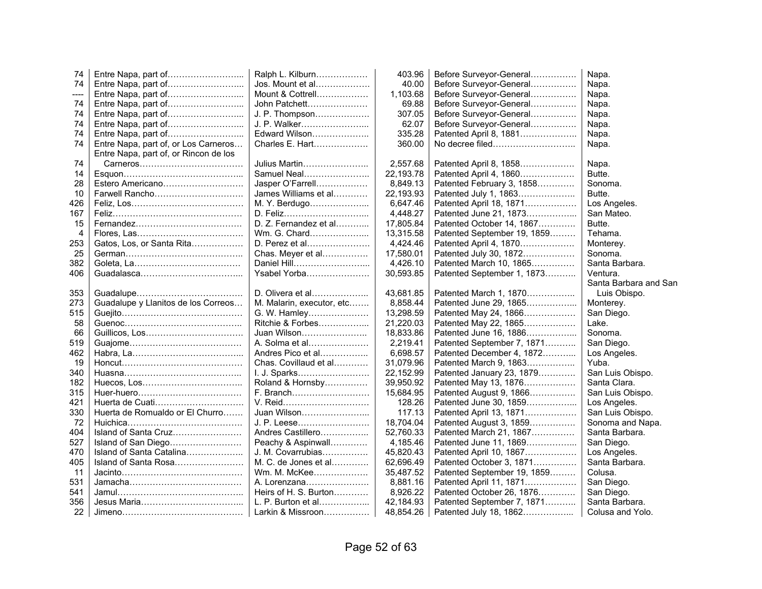| | | | | | |
|---|---|---|---|---|---|
| 74 | Entre Napa, part of | Ralph L. Kilburn | 403.96 | Before Surveyor-General | Napa. |
| 74 | Entre Napa, part of | Jos. Mount et al | 40.00 | Before Surveyor-General | Napa. |
| ---- | Entre Napa, part of | Mount & Cottrell | 1,103.68 | Before Surveyor-General | Napa. |
| 74 | Entre Napa, part of | John Patchett | 69.88 | Before Surveyor-General | Napa. |
| 74 | Entre Napa, part of | J. P. Thompson | 307.05 | Before Surveyor-General | Napa. |
| 74 | Entre Napa, part of | J. P. Walker | 62.07 | Before Surveyor-General | Napa. |
| 74 | Entre Napa, part of | Edward Wilson | 335.28 | Patented April 8, 1881 | Napa. |
| 74 | Entre Napa, part of, or Los Carneros | Charles E. Hart | 360.00 | No decree filed | Napa. |
| 74 | Entre Napa, part of, or Rincon de los Carneros | Julius Martin | 2,557.68 | Patented April 8, 1858 | Napa. |
| 14 | Esquon | Samuel Neal | 22,193.78 | Patented April 4, 1860 | Butte. |
| 28 | Estero Americano | Jasper O'Farrell | 8,849.13 | Patented February 3, 1858 | Sonoma. |
| 10 | Farwell Rancho | James Williams et al | 22,193.93 | Patented July 1, 1863 | Butte. |
| 426 | Feliz, Los | M. Y. Berdugo | 6,647.46 | Patented April 18, 1871 | Los Angeles. |
| 167 | Feliz | D. Feliz | 4,448.27 | Patented June 21, 1873 | San Mateo. |
| 15 | Fernandez | D. Z. Fernandez et al | 17,805.84 | Patented October 14, 1867 | Butte. |
| 4 | Flores, Las | Wm. G. Chard | 13,315.58 | Patented September 19, 1859 | Tehama. |
| 253 | Gatos, Los, or Santa Rita | D. Perez et al | 4,424.46 | Patented April 4, 1870 | Monterey. |
| 25 | German | Chas. Meyer et al | 17,580.01 | Patented July 30, 1872 | Sonoma. |
| 382 | Goleta, La | Daniel Hill | 4,426.10 | Patented March 10, 1865 | Santa Barbara. |
| 406 | Guadalasca | Ysabel Yorba | 30,593.85 | Patented September 1, 1873 | Ventura. |
| 353 | Guadalupe | D. Olivera et al | 43,681.85 | Patented March 1, 1870 | Santa Barbara and San Luis Obispo. |
| 273 | Guadalupe y Llanitos de los Correos | M. Malarin, executor, etc | 8,858.44 | Patented June 29, 1865 | Monterey. |
| 515 | Guejito | G. W. Hamley | 13,298.59 | Patented May 24, 1866 | San Diego. |
| 58 | Guenoc | Ritchie & Forbes | 21,220.03 | Patented May 22, 1865 | Lake. |
| 66 | Guillicos, Los | Juan Wilson | 18,833.86 | Patented June 16, 1886 | Sonoma. |
| 519 | Guajome | A. Solma et al | 2,219.41 | Patented September 7, 1871 | San Diego. |
| 462 | Habra, La | Andres Pico et al | 6,698.57 | Patented December 4, 1872 | Los Angeles. |
| 19 | Honcut | Chas. Covillaud et al | 31,079.96 | Patented March 9, 1863 | Yuba. |
| 340 | Huasna | I. J. Sparks | 22,152.99 | Patented January 23, 1879 | San Luis Obispo. |
| 182 | Huecos, Los | Roland & Hornsby | 39,950.92 | Patented May 13, 1876 | Santa Clara. |
| 315 | Huer-huero | F. Branch | 15,684.95 | Patented August 9, 1866 | San Luis Obispo. |
| 421 | Huerta de Cuati | V. Reid | 128.26 | Patented June 30, 1859 | Los Angeles. |
| 330 | Huerta de Romualdo or El Churro | Juan Wilson | 117.13 | Patented April 13, 1871 | San Luis Obispo. |
| 72 | Huichica | J. P. Leese | 18,704.04 | Patented August 3, 1859 | Sonoma and Napa. |
| 404 | Island of Santa Cruz | Andres Castillero | 52,760.33 | Patented March 21, 1867 | Santa Barbara. |
| 527 | Island of San Diego | Peachy & Aspinwall | 4,185.46 | Patented June 11, 1869 | San Diego. |
| 470 | Island of Santa Catalina | J. M. Covarrubias | 45,820.43 | Patented April 10, 1867 | Los Angeles. |
| 405 | Island of Santa Rosa | M. C. de Jones et al | 62,696.49 | Patented October 3, 1871 | Santa Barbara. |
| 11 | Jacinto | Wm. M. McKee | 35,487.52 | Patented September 19, 1859 | Colusa. |
| 531 | Jamacha | A. Lorenzana | 8,881.16 | Patented April 11, 1871 | San Diego. |
| 541 | Jamul | Heirs of H. S. Burton | 8,926.22 | Patented October 26, 1876 | San Diego. |
| 356 | Jesus Maria | L. P. Burton et al | 42,184.93 | Patented September 7, 1871 | Santa Barbara. |
| 22 | Jimeno | Larkin & Missroon | 48,854.26 | Patented July 18, 1862 | Colusa and Yolo. |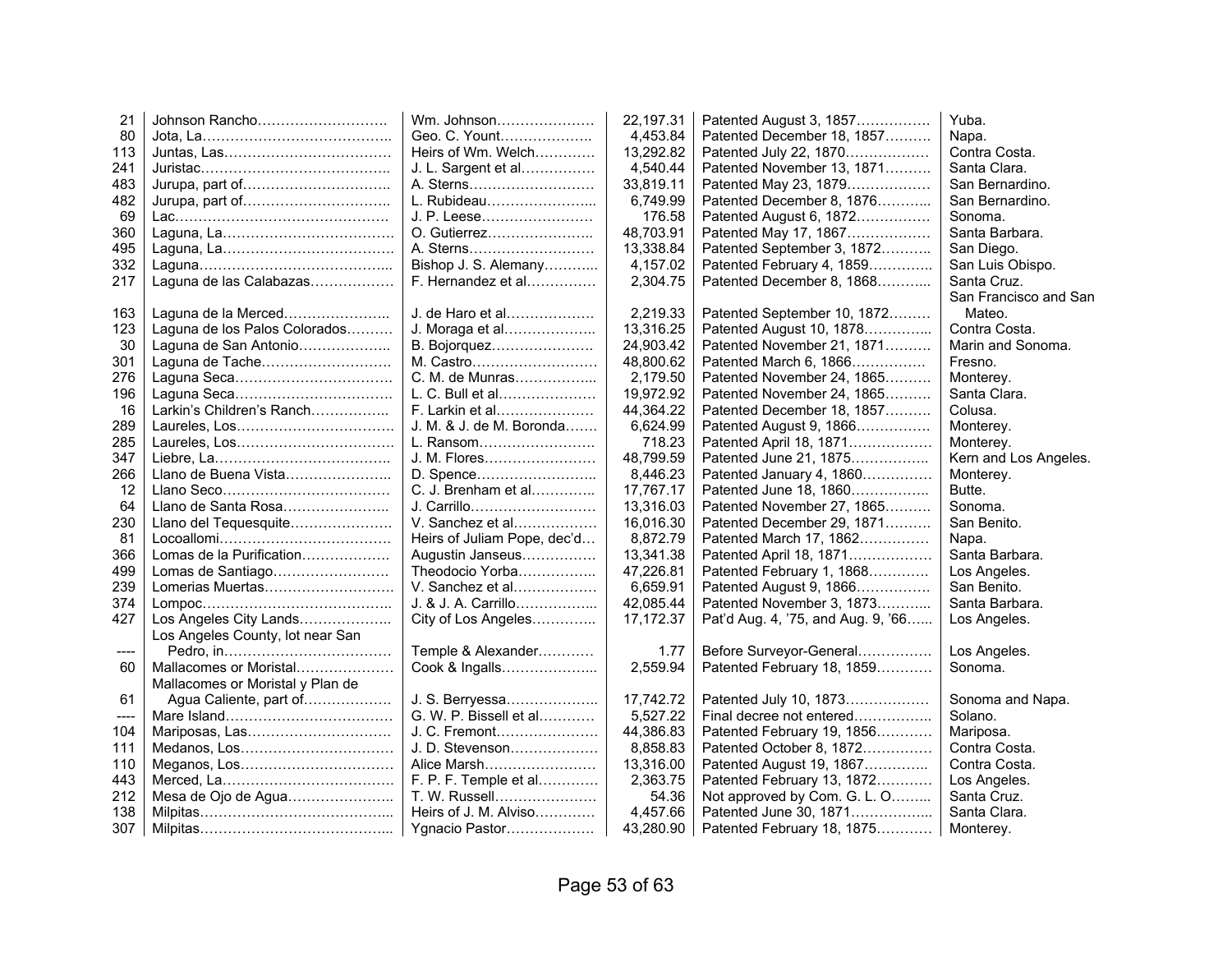| | | | | | |
|---|---|---|---|---|---|
| 21 | Johnson Rancho………………………. | Wm. Johnson………………… | 22,197.31 | Patented August 3, 1857……………. | Yuba. |
| 80 | Jota, La………………………………….. | Geo. C. Yount……………….. | 4,453.84 | Patented December 18, 1857………. | Napa. |
| 113 | Juntas, Las……………………………… | Heirs of Wm. Welch………… | 13,292.82 | Patented July 22, 1870……………… | Contra Costa. |
| 241 | Juristac………………………………….. | J. L. Sargent et al…………… | 4,540.44 | Patented November 13, 1871………. | Santa Clara. |
| 483 | Jurupa, part of………………………….. | A. Sterns……………………… | 33,819.11 | Patented May 23, 1879……………… | San Bernardino. |
| 482 | Jurupa, part of………………………….. | L. Rubideau…………………... | 6,749.99 | Patented December 8, 1876………... | San Bernardino. |
| 69 | Lac………………………………………. | J. P. Leese…………………… | 176.58 | Patented August 6, 1872…………… | Sonoma. |
| 360 | Laguna, La……………………………… | O. Gutierrez………………….. | 48,703.91 | Patented May 17, 1867……………… | Santa Barbara. |
| 495 | Laguna, La……………………………… | A. Sterns……………………… | 13,338.84 | Patented September 3, 1872……….. | San Diego. |
| 332 | Laguna…………………………………... | Bishop J. S. Alemany……….. | 4,157.02 | Patented February 4, 1859………….. | San Luis Obispo. |
| 217 | Laguna de las Calabazas……………… | F. Hernandez et al…………… | 2,304.75 | Patented December 8, 1868………... | Santa Cruz. |
| 163 | Laguna de la Merced………………….. | J. de Haro et al……………… | 2,219.33 | Patented September 10, 1872……… | San Francisco and San Mateo. |
| 123 | Laguna de los Palos Colorados………. | J. Moraga et al……………….. | 13,316.25 | Patented August 10, 1878…………... | Contra Costa. |
| 30 | Laguna de San Antonio……………….. | B. Bojorquez…………………. | 24,903.42 | Patented November 21, 1871………. | Marin and Sonoma. |
| 301 | Laguna de Tache………………………. | M. Castro……………………… | 48,800.62 | Patented March 6, 1866……………. | Fresno. |
| 276 | Laguna Seca……………………………. | C. M. de Munras……………... | 2,179.50 | Patented November 24, 1865………. | Monterey. |
| 196 | Laguna Seca……………………………. | L. C. Bull et al………………… | 19,972.92 | Patented November 24, 1865………. | Santa Clara. |
| 16 | Larkin's Children's Ranch…………….. | F. Larkin et al………………… | 44,364.22 | Patented December 18, 1857………. | Colusa. |
| 289 | Laureles, Los…………………………… | J. M. & J. de M. Boronda……. | 6,624.99 | Patented August 9, 1866……………. | Monterey. |
| 285 | Laureles, Los…………………………… | L. Ransom……………………. | 718.23 | Patented April 18, 1871……………… | Monterey. |
| 347 | Liebre, La………………………………. | J. M. Flores…………………… | 48,799.59 | Patented June 21, 1875…………….. | Kern and Los Angeles. |
| 266 | Llano de Buena Vista………………….. | D. Spence…………………….. | 8,446.23 | Patented January 4, 1860………….. | Monterey. |
| 12 | Llano Seco………………………………. | C. J. Brenham et al………….. | 17,767.17 | Patented June 18, 1860…………….. | Butte. |
| 64 | Llano de Santa Rosa………………….. | J. Carrillo……………………… | 13,316.03 | Patented November 27, 1865………. | Sonoma. |
| 230 | Llano del Tequesquite…………………. | V. Sanchez et al……………… | 16,016.30 | Patented December 29, 1871………. | San Benito. |
| 81 | Locoallomi………………………………. | Heirs of Juliam Pope, dec'd… | 8,872.79 | Patented March 17, 1862…………… | Napa. |
| 366 | Lomas de la Purification……………… | Augustin Janseus…………… | 13,341.38 | Patented April 18, 1871……………… | Santa Barbara. |
| 499 | Lomas de Santiago……………………. | Theodocio Yorba…………….. | 47,226.81 | Patented February 1, 1868…………. | Los Angeles. |
| 239 | Lomerias Muertas………………………. | V. Sanchez et al……………… | 6,659.91 | Patented August 9, 1866……………. | San Benito. |
| 374 | Lompoc………………………………….. | J. & J. A. Carrillo……………... | 42,085.44 | Patented November 3, 1873……….. | Santa Barbara. |
| 427 | Los Angeles City Lands……………….. | City of Los Angeles…………. | 17,172.37 | Pat'd Aug. 4, '75, and Aug. 9, '66…... | Los Angeles. |
| ---- | Los Angeles County, lot near San Pedro, in……………………………… | Temple & Alexander………… | 1.77 | Before Surveyor-General……………. | Los Angeles. |
| 60 | Mallacomes or Moristal……………….. | Cook & Ingalls………………... | 2,559.94 | Patented February 18, 1859……….. | Sonoma. |
| 61 | Mallacomes or Moristal y Plan de Agua Caliente, part of……………… | J. S. Berryessa……………….. | 17,742.72 | Patented July 10, 1873……………… | Sonoma and Napa. |
| ---- | Mare Island……………………………… | G. W. P. Bissell et al………… | 5,527.22 | Final decree not entered…………….. | Solano. |
| 104 | Mariposas, Las…………………………. | J. C. Fremont…………………. | 44,386.83 | Patented February 19, 1856……….. | Mariposa. |
| 111 | Medanos, Los…………………………… | J. D. Stevenson……………… | 8,858.83 | Patented October 8, 1872………….. | Contra Costa. |
| 110 | Meganos, Los…………………………… | Alice Marsh…………………… | 13,316.00 | Patented August 19, 1867………….. | Contra Costa. |
| 443 | Merced, La………………………………. | F. P. F. Temple et al………… | 2,363.75 | Patented February 13, 1872……….. | Los Angeles. |
| 212 | Mesa de Ojo de Agua………………….. | T. W. Russell………………… | 54.36 | Not approved by Com. G. L. O……... | Santa Cruz. |
| 138 | Milpitas…………………………………... | Heirs of J. M. Alviso………… | 4,457.66 | Patented June 30, 1871……………... | Santa Clara. |
| 307 | Milpitas…………………………………... | Ygnacio Pastor………………. | 43,280.90 | Patented February 18, 1875……….. | Monterey. |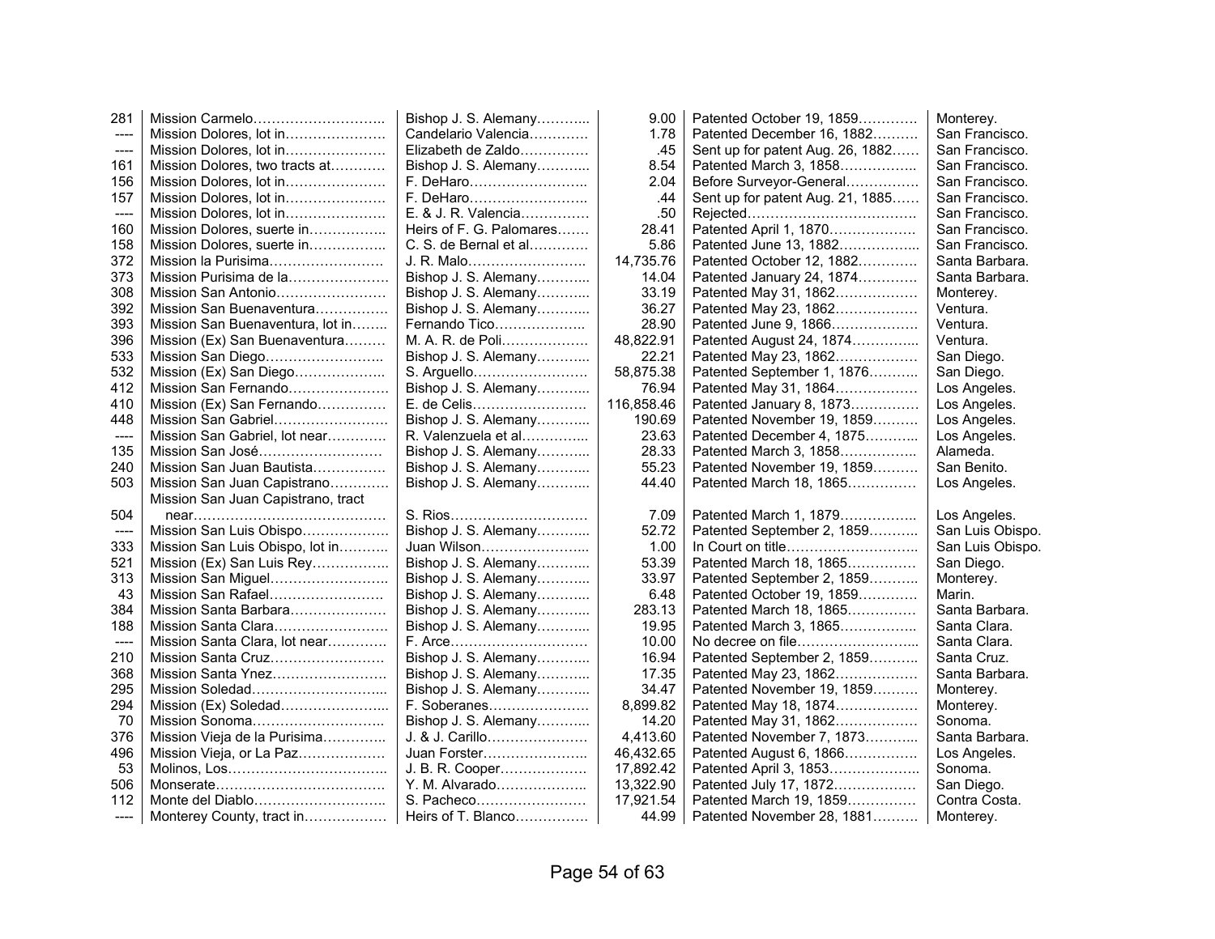| | | | | | |
|---|---|---|---|---|---|
| 281 | Mission Carmelo……………………….. | Bishop J. S. Alemany……….. | 9.00 | Patented October 19, 1859………… | Monterey. |
| ---- | Mission Dolores, lot in………………… | Candelario Valencia………… | 1.78 | Patented December 16, 1882………. | San Francisco. |
| ---- | Mission Dolores, lot in………………… | Elizabeth de Zaldo………….. | .45 | Sent up for patent Aug. 26, 1882…… | San Francisco. |
| 161 | Mission Dolores, two tracts at………… | Bishop J. S. Alemany……….. | 8.54 | Patented March 3, 1858…………….. | San Francisco. |
| 156 | Mission Dolores, lot in………………… | F. DeHaro……………………. | 2.04 | Before Surveyor-General……………. | San Francisco. |
| 157 | Mission Dolores, lot in………………… | F. DeHaro…………………….. | .44 | Sent up for patent Aug. 21, 1885…… | San Francisco. |
| ---- | Mission Dolores, lot in………………… | E. & J. R. Valencia………….. | .50 | Rejected……………………………… | San Francisco. |
| 160 | Mission Dolores, suerte in…………….. | Heirs of F. G. Palomares……. | 28.41 | Patented April 1, 1870………………. | San Francisco. |
| 158 | Mission Dolores, suerte in…………….. | C. S. de Bernal et al………… | 5.86 | Patented June 13, 1882…………….. | San Francisco. |
| 372 | Mission la Purisima…………………… | J. R. Malo……………………. | 14,735.76 | Patented October 12, 1882………… | Santa Barbara. |
| 373 | Mission Purisima de la………………… | Bishop J. S. Alemany……….. | 14.04 | Patented January 24, 1874…………. | Santa Barbara. |
| 308 | Mission San Antonio…………………… | Bishop J. S. Alemany……….. | 33.19 | Patented May 31, 1862……………… | Monterey. |
| 392 | Mission San Buenaventura…………… | Bishop J. S. Alemany……….. | 36.27 | Patented May 23, 1862……………… | Ventura. |
| 393 | Mission San Buenaventura, lot in…….. | Fernando Tico……………….. | 28.90 | Patented June 9, 1866………………. | Ventura. |
| 396 | Mission (Ex) San Buenaventura……… | M. A. R. de Poli……………… | 48,822.91 | Patented August 24, 1874………….. | Ventura. |
| 533 | Mission San Diego…………………….. | Bishop J. S. Alemany……….. | 22.21 | Patented May 23, 1862……………… | San Diego. |
| 532 | Mission (Ex) San Diego……………….. | S. Arguello…………………… | 58,875.38 | Patented September 1, 1876……….. | San Diego. |
| 412 | Mission San Fernando………………… | Bishop J. S. Alemany……….. | 76.94 | Patented May 31, 1864……………… | Los Angeles. |
| 410 | Mission (Ex) San Fernando…………… | E. de Celis…………………… | 116,858.46 | Patented January 8, 1873…………… | Los Angeles. |
| 448 | Mission San Gabriel…………………… | Bishop J. S. Alemany……….. | 190.69 | Patented November 19, 1859………. | Los Angeles. |
| ---- | Mission San Gabriel, lot near………… | R. Valenzuela et al………….. | 23.63 | Patented December 4, 1875………… | Los Angeles. |
| 135 | Mission San José……………………… | Bishop J. S. Alemany……….. | 28.33 | Patented March 3, 1858…………….. | Alameda. |
| 240 | Mission San Juan Bautista…………… | Bishop J. S. Alemany……….. | 55.23 | Patented November 19, 1859………. | San Benito. |
| 503 | Mission San Juan Capistrano………… | Bishop J. S. Alemany……….. | 44.40 | Patented March 18, 1865…………… | Los Angeles. |
| 504 | Mission San Juan Capistrano, tract near…………………………………… | S. Rios………………………… | 7.09 | Patented March 1, 1879…………….. | Los Angeles. |
| ---- | Mission San Luis Obispo……………… | Bishop J. S. Alemany……….. | 52.72 | Patented September 2, 1859……….. | San Luis Obispo. |
| 333 | Mission San Luis Obispo, lot in………. | Juan Wilson………………….. | 1.00 | In Court on title……………………… | San Luis Obispo. |
| 521 | Mission (Ex) San Luis Rey……………. | Bishop J. S. Alemany……….. | 53.39 | Patented March 18, 1865…………… | San Diego. |
| 313 | Mission San Miguel…………………… | Bishop J. S. Alemany……….. | 33.97 | Patented September 2, 1859……….. | Monterey. |
| 43 | Mission San Rafael…………………… | Bishop J. S. Alemany……….. | 6.48 | Patented October 19, 1859………… | Marin. |
| 384 | Mission Santa Barbara……………….. | Bishop J. S. Alemany……….. | 283.13 | Patented March 18, 1865…………… | Santa Barbara. |
| 188 | Mission Santa Clara…………………… | Bishop J. S. Alemany……….. | 19.95 | Patented March 3, 1865…………….. | Santa Clara. |
| ---- | Mission Santa Clara, lot near………… | F. Arce………………………… | 10.00 | No decree on file……………………. | Santa Clara. |
| 210 | Mission Santa Cruz……………………. | Bishop J. S. Alemany……….. | 16.94 | Patented September 2, 1859……….. | Santa Cruz. |
| 368 | Mission Santa Ynez…………………… | Bishop J. S. Alemany……….. | 17.35 | Patented May 23, 1862……………… | Santa Barbara. |
| 295 | Mission Soledad……………………….. | Bishop J. S. Alemany……….. | 34.47 | Patented November 19, 1859………. | Monterey. |
| 294 | Mission (Ex) Soledad…………………. | F. Soberanes…………………. | 8,899.82 | Patented May 18, 1874……………… | Monterey. |
| 70 | Mission Sonoma……………………….. | Bishop J. S. Alemany……….. | 14.20 | Patented May 31, 1862……………… | Sonoma. |
| 376 | Mission Vieja de la Purisima………….. | J. & J. Carillo………………… | 4,413.60 | Patented November 7, 1873……….. | Santa Barbara. |
| 496 | Mission Vieja, or La Paz……………… | Juan Forster………………….. | 46,432.65 | Patented August 6, 1866……………. | Los Angeles. |
| 53 | Molinos, Los…………………………….. | J. B. R. Cooper………………. | 17,892.42 | Patented April 3, 1853………………. | Sonoma. |
| 506 | Monserate………………………………. | Y. M. Alvarado……………….. | 13,322.90 | Patented July 17, 1872……………… | San Diego. |
| 112 | Monte del Diablo……………………….. | S. Pacheco…………………… | 17,921.54 | Patented March 19, 1859…………… | Contra Costa. |
| ---- | Monterey County, tract in……………… | Heirs of T. Blanco……………. | 44.99 | Patented November 28, 1881………. | Monterey. |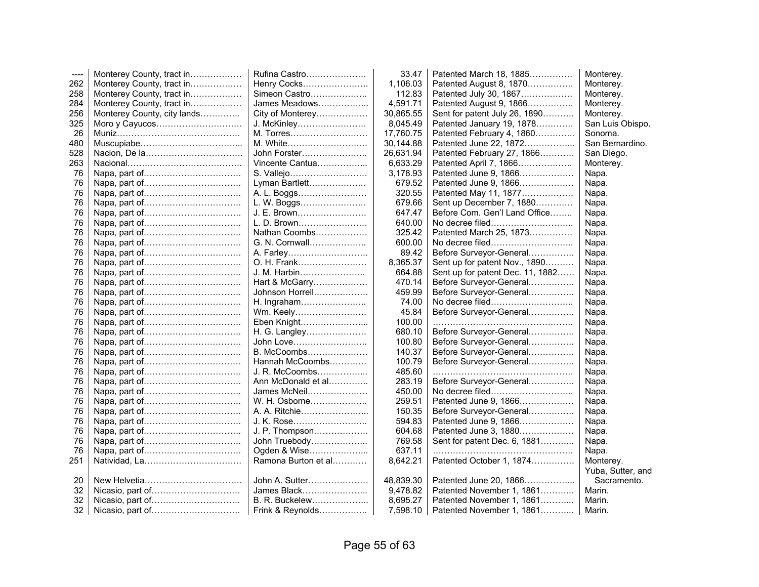| | | | | | |
|---|---|---|---|---|---|
| ---- | Monterey County, tract in……………… | Rufina Castro………………… | 33.47 | Patented March 18, 1885…………… | Monterey. |
| 262 | Monterey County, tract in……………… | Henry Cocks………………….. | 1,106.03 | Patented August 8, 1870…………… | Monterey. |
| 258 | Monterey County, tract in……………… | Simeon Castro……………….. | 112.83 | Patented July 30, 1867……………… | Monterey. |
| 284 | Monterey County, tract in……………… | James Meadows……………... | 4,591.71 | Patented August 9, 1866…………… | Monterey. |
| 256 | Monterey County, city lands………….. | City of Monterey……………… | 30,865.55 | Sent for patent July 26, 1890………. | Monterey. |
| 325 | Moro y Cayucos………………………… | J. McKinley…………………… | 8,045.49 | Patented January 19, 1878………… | San Luis Obispo. |
| 26 | Muniz…………………………………… | M. Torres……………………… | 17,760.75 | Patented February 4, 1860………….. | Sonoma. |
| 480 | Muscupiabe……………………………... | M. White……………………… | 30,144.88 | Patented June 22, 1872…………….. | San Bernardino. |
| 528 | Nacion, De la…………………………… | John Forster………………….. | 26,631.94 | Patented February 27, 1866………… | San Diego. |
| 263 | Nacional………………………………… | Vincente Cantua……………... | 6,633.29 | Patented April 7, 1866……………… | Monterey. |
| 76 | Napa, part of…………………………… | S. Vallejo……………………… | 3,178.93 | Patented June 9, 1866……………… | Napa. |
| 76 | Napa, part of…………………………… | Lyman Bartlett……………….. | 679.52 | Patented June 9, 1866……………… | Napa. |
| 76 | Napa, part of…………………………… | A. L. Boggs…………………… | 320.55 | Patented May 11, 1877……………… | Napa. |
| 76 | Napa, part of…………………………… | L. W. Boggs………………….. | 679.66 | Sent up December 7, 1880………… | Napa. |
| 76 | Napa, part of…………………………… | J. E. Brown…………………… | 647.47 | Before Com. Gen'l Land Office…….. | Napa. |
| 76 | Napa, part of…………………………… | L. D. Brown…………………… | 640.00 | No decree filed……………………….. | Napa. |
| 76 | Napa, part of…………………………… | Nathan Coombs……………… | 325.42 | Patented March 25, 1873…………… | Napa. |
| 76 | Napa, part of…………………………… | G. N. Cornwall……………….. | 600.00 | No decree filed……………………….. | Napa. |
| 76 | Napa, part of…………………………… | A. Farley……………………… | 89.42 | Before Surveyor-General……………. | Napa. |
| 76 | Napa, part of…………………………… | O. H. Frank…………………… | 8,365.37 | Sent up for patent Nov., 1890……… | Napa. |
| 76 | Napa, part of…………………………… | J. M. Harbin………………….. | 664.88 | Sent up for patent Dec. 11, 1882…… | Napa. |
| 76 | Napa, part of…………………………… | Hart & McGarry……………… | 470.14 | Before Surveyor-General……………. | Napa. |
| 76 | Napa, part of…………………………… | Johnson Horrell……………… | 459.99 | Before Surveyor-General……………. | Napa. |
| 76 | Napa, part of…………………………… | H. Ingraham………………….. | 74.00 | No decree filed……………………….. | Napa. |
| 76 | Napa, part of…………………………… | Wm. Keely…………………… | 45.84 | Before Surveyor-General……………. | Napa. |
| 76 | Napa, part of…………………………… | Eben Knight…………………... | 100.00 | ………………………………………… | Napa. |
| 76 | Napa, part of…………………………… | H. G. Langley………………… | 680.10 | Before Surveyor-General……………. | Napa. |
| 76 | Napa, part of…………………………… | John Love…………………….. | 100.80 | Before Surveyor-General……………. | Napa. |
| 76 | Napa, part of…………………………… | B. McCoombs………………… | 140.37 | Before Surveyor-General……………. | Napa. |
| 76 | Napa, part of…………………………… | Hannah McCoombs………… | 100.79 | Before Surveyor-General……………. | Napa. |
| 76 | Napa, part of…………………………… | J. R. McCoombs……………... | 485.60 | ………………………………………… | Napa. |
| 76 | Napa, part of…………………………… | Ann McDonald et al………….. | 283.19 | Before Surveyor-General……………. | Napa. |
| 76 | Napa, part of…………………………… | James McNeil………………… | 450.00 | No decree filed……………………….. | Napa. |
| 76 | Napa, part of…………………………… | W. H. Osborne……………….. | 259.51 | Patented June 9, 1866……………… | Napa. |
| 76 | Napa, part of…………………………… | A. A. Ritchie…………………... | 150.35 | Before Surveyor-General……………. | Napa. |
| 76 | Napa, part of…………………………… | J. K. Rose…………………….. | 594.83 | Patented June 9, 1866……………… | Napa. |
| 76 | Napa, part of…………………………… | J. P. Thompson……………… | 604.68 | Patented June 3, 1880……………… | Napa. |
| 76 | Napa, part of…………………………… | John Truebody……………….. | 769.58 | Sent for patent Dec. 6, 1881……….. | Napa. |
| 76 | Napa, part of…………………………… | Ogden & Wise………………... | 637.11 | ………………………………………… | Napa. |
| 251 | Natividad, La…………………………… | Ramona Burton et al………… | 8,642.21 | Patented October 1, 1874………….. | Monterey. |
| 20 | New Helvetia…………………………… | John A. Sutter………………… | 48,839.30 | Patented June 20, 1866…………….. | Yuba, Sutter, and Sacramento. |
| 32 | Nicasio, part of………………………… | James Black………………….. | 9,478.82 | Patented November 1, 1861……….. | Marin. |
| 32 | Nicasio, part of………………………… | B. R. Buckelew………………. | 8,695.27 | Patented November 1, 1861……….. | Marin. |
| 32 | Nicasio, part of………………………… | Frink & Reynolds……………. | 7,598.10 | Patented November 1, 1861……….. | Marin. |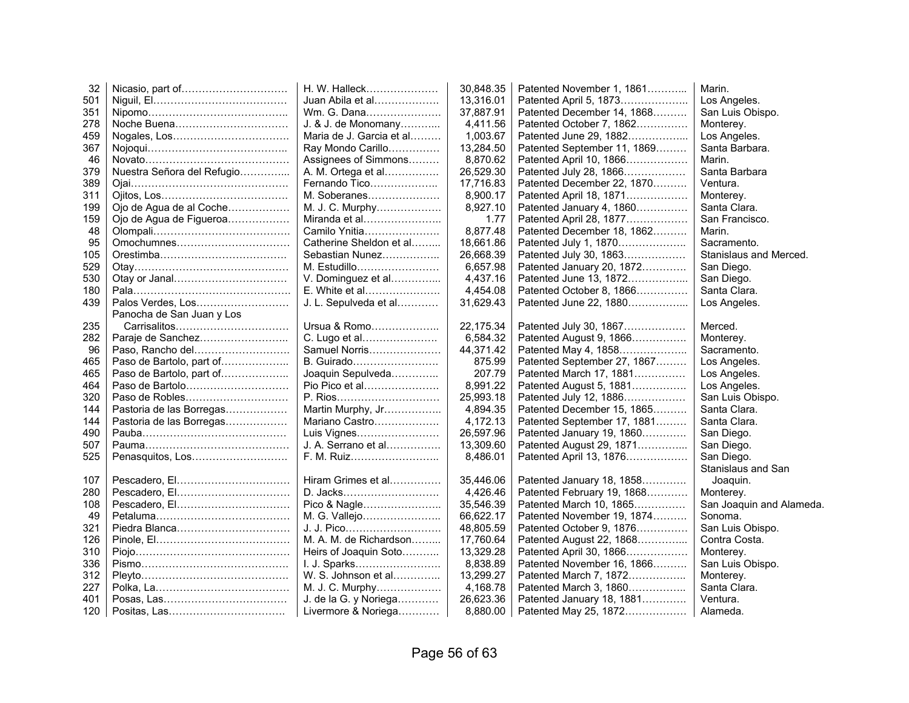| | | | | | |
|---|---|---|---|---|---|
| 32 | Nicasio, part of………………………… | H. W. Halleck………………… | 30,848.35 | Patented November 1, 1861……….. | Marin. |
| 501 | Niguil, El………………………………… | Juan Abila et al……………… | 13,316.01 | Patented April 5, 1873……………….. | Los Angeles. |
| 351 | Nipomo………………………………….. | Wm. G. Dana………………… | 37,887.91 | Patented December 14, 1868……… | San Luis Obispo. |
| 278 | Noche Buena…………………………… | J. & J. de Monomany……….. | 4,411.56 | Patented October 7, 1862…………… | Monterey. |
| 459 | Nogales, Los……………………………. | Maria de J. Garcia et al……… | 1,003.67 | Patented June 29, 1882…………….. | Los Angeles. |
| 367 | Nojoqui………………………………….. | Ray Mondo Carillo………….. | 13,284.50 | Patented September 11, 1869……… | Santa Barbara. |
| 46 | Novato…………………………………… | Assignees of Simmons……… | 8,870.62 | Patented April 10, 1866……………… | Marin. |
| 379 | Nuestra Señora del Refugio………….. | A. M. Ortega et al…………… | 26,529.30 | Patented July 28, 1866……………… | Santa Barbara |
| 389 | Ojai……………………………………… | Fernando Tico……………….. | 17,716.83 | Patented December 22, 1870……… | Ventura. |
| 311 | Ojitos, Los……………………………… | M. Soberanes………………… | 8,900.17 | Patented April 18, 1871……………… | Monterey. |
| 199 | Ojo de Agua de al Coche……………… | M. J. C. Murphy……………… | 8,927.10 | Patented January 4, 1860…………… | Santa Clara. |
| 159 | Ojo de Agua de Figueroa……………… | Miranda et al………………….. | 1.77 | Patented April 28, 1877……………… | San Francisco. |
| 48 | Olompali………………………………… | Camilo Ynitia………………… | 8,877.48 | Patented December 18, 1862……… | Marin. |
| 95 | Omochumnes…………………………… | Catherine Sheldon et al…….. | 18,661.86 | Patented July 1, 1870……………….. | Sacramento. |
| 105 | Orestimba………………………………. | Sebastian Nunez……………. | 26,668.39 | Patented July 30, 1863……………… | Stanislaus and Merced. |
| 529 | Otay……………………………………… | M. Estudillo…………………… | 6,657.98 | Patented January 20, 1872………… | San Diego. |
| 530 | Otay or Janal…………………………… | V. Dominguez et al………….. | 4,437.16 | Patented June 13, 1872…………….. | San Diego. |
| 180 | Pala……………………………………… | E. White et al………………… | 4,454.08 | Patented October 8, 1866………………. | Santa Clara. |
| 439 | Palos Verdes, Los……………………… | J. L. Sepulveda et al………… | 31,629.43 | Patented June 22, 1880…………….. | Los Angeles. |
| 235 | Panocha de San Juan y Los Carrisalitos…………………………… | Ursua & Romo……………….. | 22,175.34 | Patented July 30, 1867……………… | Merced. |
| 282 | Paraje de Sanchez…………………….. | C. Lugo et al………………… | 6,584.32 | Patented August 9, 1866…………… | Monterey. |
| 96 | Paso, Rancho del……………………… | Samuel Norris………………… | 44,371.42 | Patented May 4, 1858……………….. | Sacramento. |
| 465 | Paso de Bartolo, part of……………….. | B. Guirado……………………. | 875.99 | Patented September 27, 1867……… | Los Angeles. |
| 465 | Paso de Bartolo, part of……………….. | Joaquin Sepulveda………….. | 207.79 | Patented March 17, 1881…………… | Los Angeles. |
| 464 | Paso de Bartolo………………………… | Pio Pico et al…………………. | 8,991.22 | Patented August 5, 1881……………. | Los Angeles. |
| 320 | Paso de Robles………………………… | P. Rios………………………… | 25,993.18 | Patented July 12, 1886……………… | San Luis Obispo. |
| 144 | Pastoria de las Borregas……………… | Martin Murphy, Jr……………. | 4,894.35 | Patented December 15, 1865……… | Santa Clara. |
| 144 | Pastoria de las Borregas……………… | Mariano Castro………………. | 4,172.13 | Patented September 17, 1881……… | Santa Clara. |
| 490 | Pauba…………………………………… | Luis Vignes…………………… | 26,597.96 | Patented January 19, 1860………… | San Diego. |
| 507 | Pauma…………………………………… | J. A. Serrano et al…………… | 13,309.60 | Patented August 29, 1871………….. | San Diego. |
| 525 | Penasquitos, Los……………………… | F. M. Ruiz……………………. | 8,486.01 | Patented April 13, 1876……………… | San Diego. |
| 107 | Pescadero, El………………………….. | Hiram Grimes et al………….. | 35,446.06 | Patented January 18, 1858………… | Stanislaus and San Joaquin. |
| 280 | Pescadero, El………………………….. | D. Jacks………………………. | 4,426.46 | Patented February 19, 1868………… | Monterey. |
| 108 | Pescadero, El………………………….. | Pico & Nagle…………………. | 35,546.39 | Patented March 10, 1865…………… | San Joaquin and Alameda. |
| 49 | Petaluma………………………………… | M. G. Vallejo…………………. | 66,622.17 | Patented November 19, 1874……… | Sonoma. |
| 321 | Piedra Blanca………………………….. | J. J. Pico……………………… | 48,805.59 | Patented October 9, 1876…………… | San Luis Obispo. |
| 126 | Pinole, El………………………………… | M. A. M. de Richardson…….. | 17,760.64 | Patented August 22, 1868………….. | Contra Costa. |
| 310 | Piojo……………………………………… | Heirs of Joaquin Soto………. | 13,329.28 | Patented April 30, 1866……………… | Monterey. |
| 336 | Pismo……………………………………. | I. J. Sparks…………………… | 8,838.89 | Patented November 16, 1866……… | San Luis Obispo. |
| 312 | Pleyto…………………………………… | W. S. Johnson et al…………. | 13,299.27 | Patented March 7, 1872…………….. | Monterey. |
| 227 | Polka, La……………………………….. | M. J. C. Murphy……………… | 4,168.78 | Patented March 3, 1860…………….. | Santa Clara. |
| 401 | Posas, Las……………………………… | J. de la G. y Noriega………… | 26,623.36 | Patented January 18, 1881………… | Ventura. |
| 120 | Positas, Las……………………………. | Livermore & Noriega………… | 8,880.00 | Patented May 25, 1872……………… | Alameda. |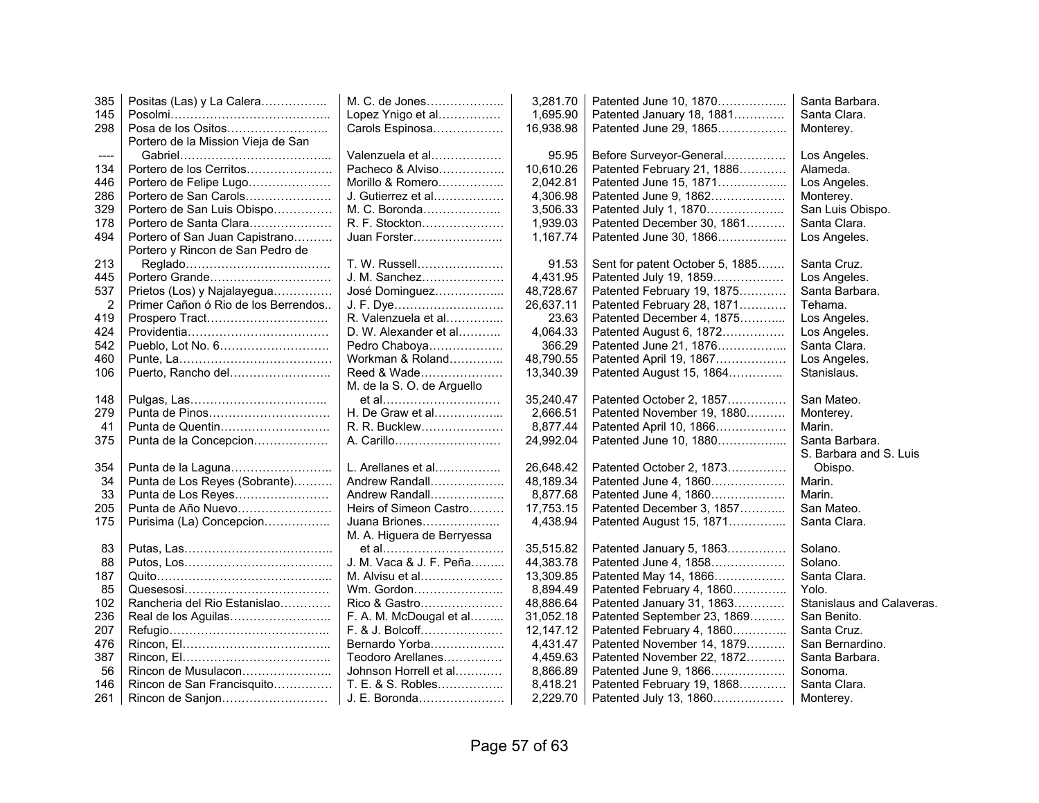| | | | | | |
|---|---|---|---|---|---|
| 385 | Positas (Las) y La Calera | M. C. de Jones | 3,281.70 | Patented June 10, 1870 | Santa Barbara. |
| 145 | Posolmi | Lopez Ynigo et al | 1,695.90 | Patented January 18, 1881 | Santa Clara. |
| 298 | Posa de los Ositos | Carols Espinosa | 16,938.98 | Patented June 29, 1865 | Monterey. |
| ---- | Portero de la Mission Vieja de San Gabriel | Valenzuela et al | 95.95 | Before Surveyor-General | Los Angeles. |
| 134 | Portero de los Cerritos | Pacheco & Alviso | 10,610.26 | Patented February 21, 1886 | Alameda. |
| 446 | Portero de Felipe Lugo | Morillo & Romero | 2,042.81 | Patented June 15, 1871 | Los Angeles. |
| 286 | Portero de San Carols | J. Gutierrez et al | 4,306.98 | Patented June 9, 1862 | Monterey. |
| 329 | Portero de San Luis Obispo | M. C. Boronda | 3,506.33 | Patented July 1, 1870 | San Luis Obispo. |
| 178 | Portero de Santa Clara | R. F. Stockton | 1,939.03 | Patented December 30, 1861 | Santa Clara. |
| 494 | Portero of San Juan Capistrano | Juan Forster | 1,167.74 | Patented June 30, 1866 | Los Angeles. |
| 213 | Portero y Rincon de San Pedro de Reglado | T. W. Russell | 91.53 | Sent for patent October 5, 1885 | Santa Cruz. |
| 445 | Portero Grande | J. M. Sanchez | 4,431.95 | Patented July 19, 1859 | Los Angeles. |
| 537 | Prietos (Los) y Najalayegua | José Dominguez | 48,728.67 | Patented February 19, 1875 | Santa Barbara. |
| 2 | Primer Cañon ó Rio de los Berrendos | J. F. Dye | 26,637.11 | Patented February 28, 1871 | Tehama. |
| 419 | Prospero Tract | R. Valenzuela et al | 23.63 | Patented December 4, 1875 | Los Angeles. |
| 424 | Providentia | D. W. Alexander et al | 4,064.33 | Patented August 6, 1872 | Los Angeles. |
| 542 | Pueblo, Lot No. 6 | Pedro Chaboya | 366.29 | Patented June 21, 1876 | Santa Clara. |
| 460 | Punte, La | Workman & Roland | 48,790.55 | Patented April 19, 1867 | Los Angeles. |
| 106 | Puerto, Rancho del | Reed & Wade | 13,340.39 | Patented August 15, 1864 | Stanislaus. |
| 148 | Pulgas, Las | M. de la S. O. de Arguello et al | 35,240.47 | Patented October 2, 1857 | San Mateo. |
| 279 | Punta de Pinos | H. De Graw et al | 2,666.51 | Patented November 19, 1880 | Monterey. |
| 41 | Punta de Quentin | R. R. Bucklew | 8,877.44 | Patented April 10, 1866 | Marin. |
| 375 | Punta de la Concepcion | A. Carillo | 24,992.04 | Patented June 10, 1880 | Santa Barbara. |
| 354 | Punta de la Laguna | L. Arellanes et al | 26,648.42 | Patented October 2, 1873 | S. Barbara and S. Luis Obispo. |
| 34 | Punta de Los Reyes (Sobrante) | Andrew Randall | 48,189.34 | Patented June 4, 1860 | Marin. |
| 33 | Punta de Los Reyes | Andrew Randall | 8,877.68 | Patented June 4, 1860 | Marin. |
| 205 | Punta de Año Nuevo | Heirs of Simeon Castro | 17,753.15 | Patented December 3, 1857 | San Mateo. |
| 175 | Purisima (La) Concepcion | Juana Briones | 4,438.94 | Patented August 15, 1871 | Santa Clara. |
| 83 | Putas, Las | M. A. Higuera de Berryessa et al | 35,515.82 | Patented January 5, 1863 | Solano. |
| 88 | Putos, Los | J. M. Vaca & J. F. Peña | 44,383.78 | Patented June 4, 1858 | Solano. |
| 187 | Quito | M. Alvisu et al | 13,309.85 | Patented May 14, 1866 | Santa Clara. |
| 85 | Quesesosi | Wm. Gordon | 8,894.49 | Patented February 4, 1860 | Yolo. |
| 102 | Rancheria del Rio Estanislao | Rico & Gastro | 48,886.64 | Patented January 31, 1863 | Stanislaus and Calaveras. |
| 236 | Real de los Aguilas | F. A. M. McDougal et al | 31,052.18 | Patented September 23, 1869 | San Benito. |
| 207 | Refugio | F. & J. Bolcoff | 12,147.12 | Patented February 4, 1860 | Santa Cruz. |
| 476 | Rincon, El | Bernardo Yorba | 4,431.47 | Patented November 14, 1879 | San Bernardino. |
| 387 | Rincon, El | Teodoro Arellanes | 4,459.63 | Patented November 22, 1872 | Santa Barbara. |
| 56 | Rincon de Musulacon | Johnson Horrell et al | 8,866.89 | Patented June 9, 1866 | Sonoma. |
| 146 | Rincon de San Francisquito | T. E. & S. Robles | 8,418.21 | Patented February 19, 1868 | Santa Clara. |
| 261 | Rincon de Sanjon | J. E. Boronda | 2,229.70 | Patented July 13, 1860 | Monterey. |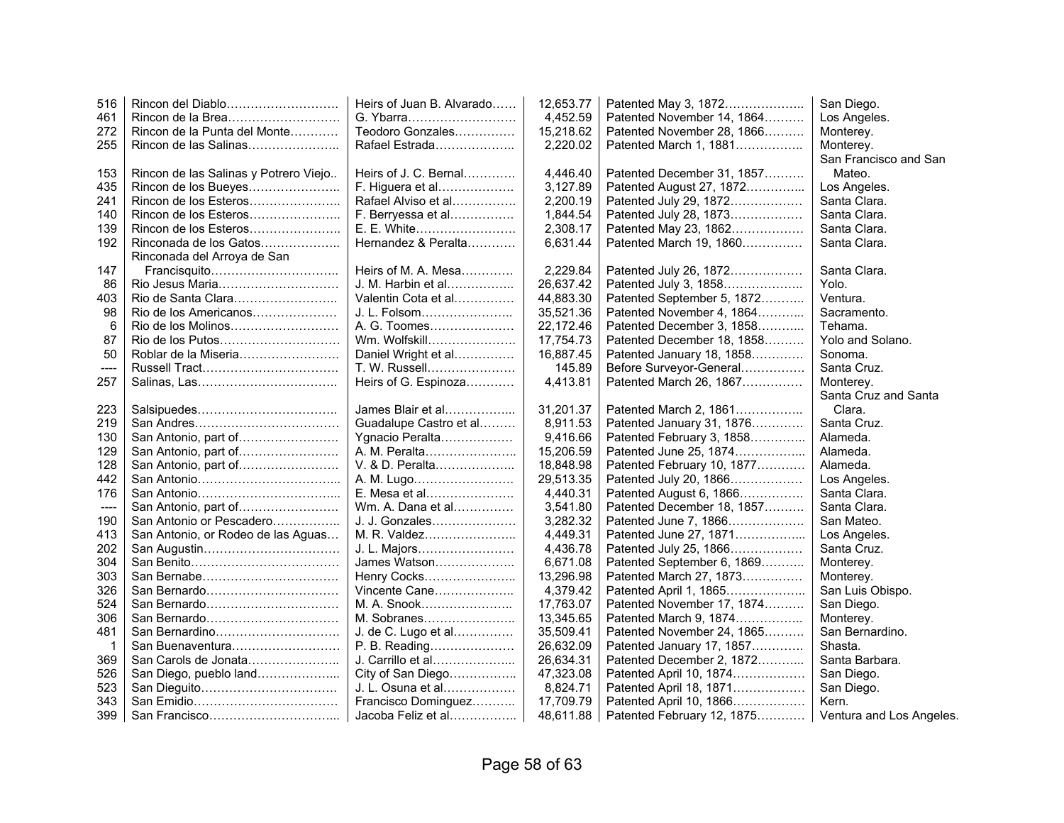| | | | | | |
|---|---|---|---|---|---|
| 516 | Rincon del Diablo | Heirs of Juan B. Alvarado | 12,653.77 | Patented May 3, 1872 | San Diego. |
| 461 | Rincon de la Brea | G. Ybarra | 4,452.59 | Patented November 14, 1864 | Los Angeles. |
| 272 | Rincon de la Punta del Monte | Teodoro Gonzales | 15,218.62 | Patented November 28, 1866 | Monterey. |
| 255 | Rincon de las Salinas | Rafael Estrada | 2,220.02 | Patented March 1, 1881 | Monterey. |
| 153 | Rincon de las Salinas y Potrero Viejo | Heirs of J. C. Bernal | 4,446.40 | Patented December 31, 1857 | San Francisco and San Mateo. |
| 435 | Rincon de los Bueyes | F. Higuera et al | 3,127.89 | Patented August 27, 1872 | Los Angeles. |
| 241 | Rincon de los Esteros | Rafael Alviso et al | 2,200.19 | Patented July 29, 1872 | Santa Clara. |
| 140 | Rincon de los Esteros | F. Berryessa et al | 1,844.54 | Patented July 28, 1873 | Santa Clara. |
| 139 | Rincon de los Esteros | E. E. White | 2,308.17 | Patented May 23, 1862 | Santa Clara. |
| 192 | Rinconada de los Gatos | Hernandez & Peralta | 6,631.44 | Patented March 19, 1860 | Santa Clara. |
| 147 | Rinconada del Arroya de San Francisquito | Heirs of M. A. Mesa | 2,229.84 | Patented July 26, 1872 | Santa Clara. |
| 86 | Rio Jesus Maria | J. M. Harbin et al | 26,637.42 | Patented July 3, 1858 | Yolo. |
| 403 | Rio de Santa Clara | Valentin Cota et al | 44,883.30 | Patented September 5, 1872 | Ventura. |
| 98 | Rio de los Americanos | J. L. Folsom | 35,521.36 | Patented November 4, 1864 | Sacramento. |
| 6 | Rio de los Molinos | A. G. Toomes | 22,172.46 | Patented December 3, 1858 | Tehama. |
| 87 | Rio de los Putos | Wm. Wolfskill | 17,754.73 | Patented December 18, 1858 | Yolo and Solano. |
| 50 | Roblar de la Miseria | Daniel Wright et al | 16,887.45 | Patented January 18, 1858 | Sonoma. |
| ---- | Russell Tract | T. W. Russell | 145.89 | Before Surveyor-General | Santa Cruz. |
| 257 | Salinas, Las | Heirs of G. Espinoza | 4,413.81 | Patented March 26, 1867 | Monterey. |
| 223 | Salsipuedes | James Blair et al | 31,201.37 | Patented March 2, 1861 | Santa Cruz and Santa Clara. |
| 219 | San Andres | Guadalupe Castro et al | 8,911.53 | Patented January 31, 1876 | Santa Cruz. |
| 130 | San Antonio, part of | Ygnacio Peralta | 9,416.66 | Patented February 3, 1858 | Alameda. |
| 129 | San Antonio, part of | A. M. Peralta | 15,206.59 | Patented June 25, 1874 | Alameda. |
| 128 | San Antonio, part of | V. & D. Peralta | 18,848.98 | Patented February 10, 1877 | Alameda. |
| 442 | San Antonio | A. M. Lugo | 29,513.35 | Patented July 20, 1866 | Los Angeles. |
| 176 | San Antonio | E. Mesa et al | 4,440.31 | Patented August 6, 1866 | Santa Clara. |
| ---- | San Antonio, part of | Wm. A. Dana et al | 3,541.80 | Patented December 18, 1857 | Santa Clara. |
| 190 | San Antonio or Pescadero | J. J. Gonzales | 3,282.32 | Patented June 7, 1866 | San Mateo. |
| 413 | San Antonio, or Rodeo de las Aguas | M. R. Valdez | 4,449.31 | Patented June 27, 1871 | Los Angeles. |
| 202 | San Augustin | J. L. Majors | 4,436.78 | Patented July 25, 1866 | Santa Cruz. |
| 304 | San Benito | James Watson | 6,671.08 | Patented September 6, 1869 | Monterey. |
| 303 | San Bernabe | Henry Cocks | 13,296.98 | Patented March 27, 1873 | Monterey. |
| 326 | San Bernardo | Vincente Cane | 4,379.42 | Patented April 1, 1865 | San Luis Obispo. |
| 524 | San Bernardo | M. A. Snook | 17,763.07 | Patented November 17, 1874 | San Diego. |
| 306 | San Bernardo | M. Sobranes | 13,345.65 | Patented March 9, 1874 | Monterey. |
| 481 | San Bernardino | J. de C. Lugo et al | 35,509.41 | Patented November 24, 1865 | San Bernardino. |
| 1 | San Buenaventura | P. B. Reading | 26,632.09 | Patented January 17, 1857 | Shasta. |
| 369 | San Carols de Jonata | J. Carrillo et al | 26,634.31 | Patented December 2, 1872 | Santa Barbara. |
| 526 | San Diego, pueblo land | City of San Diego | 47,323.08 | Patented April 10, 1874 | San Diego. |
| 523 | San Dieguito | J. L. Osuna et al | 8,824.71 | Patented April 18, 1871 | San Diego. |
| 343 | San Emidio | Francisco Dominguez | 17,709.79 | Patented April 10, 1866 | Kern. |
| 399 | San Francisco | Jacoba Feliz et al | 48,611.88 | Patented February 12, 1875 | Ventura and Los Angeles. |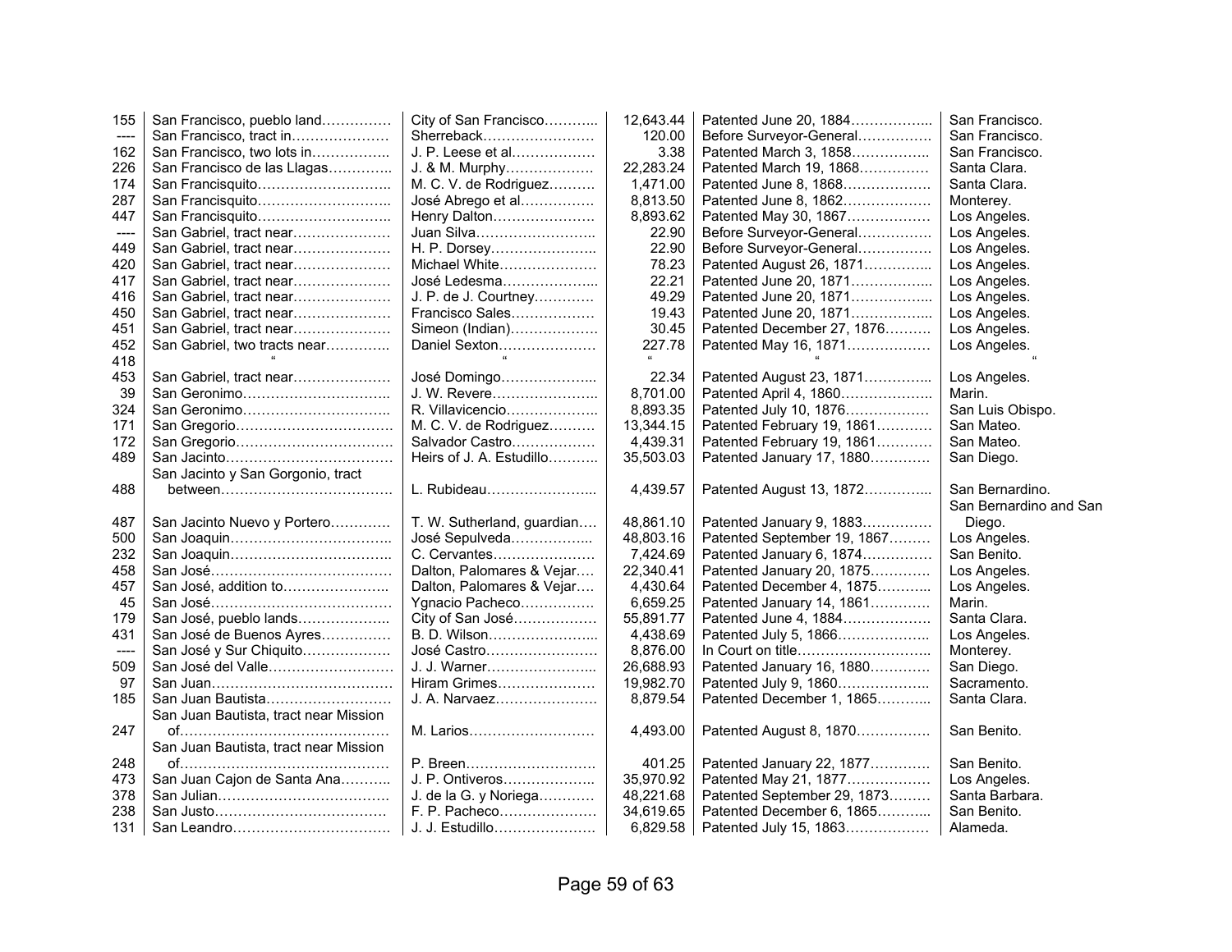| | | | | | |
|---|---|---|---|---|---|
| 155 | San Francisco, pueblo land | City of San Francisco | 12,643.44 | Patented June 20, 1884 | San Francisco. |
| ---- | San Francisco, tract in | Sherreback | 120.00 | Before Surveyor-General | San Francisco. |
| 162 | San Francisco, two lots in | J. P. Leese et al | 3.38 | Patented March 3, 1858 | San Francisco. |
| 226 | San Francisco de las Llagas | J. & M. Murphy | 22,283.24 | Patented March 19, 1868 | Santa Clara. |
| 174 | San Francisquito | M. C. V. de Rodriguez | 1,471.00 | Patented June 8, 1868 | Santa Clara. |
| 287 | San Francisquito | José Abrego et al | 8,813.50 | Patented June 8, 1862 | Monterey. |
| 447 | San Francisquito | Henry Dalton | 8,893.62 | Patented May 30, 1867 | Los Angeles. |
| ---- | San Gabriel, tract near | Juan Silva | 22.90 | Before Surveyor-General | Los Angeles. |
| 449 | San Gabriel, tract near | H. P. Dorsey | 22.90 | Before Surveyor-General | Los Angeles. |
| 420 | San Gabriel, tract near | Michael White | 78.23 | Patented August 26, 1871 | Los Angeles. |
| 417 | San Gabriel, tract near | José Ledesma | 22.21 | Patented June 20, 1871 | Los Angeles. |
| 416 | San Gabriel, tract near | J. P. de J. Courtney | 49.29 | Patented June 20, 1871 | Los Angeles. |
| 450 | San Gabriel, tract near | Francisco Sales | 19.43 | Patented June 20, 1871 | Los Angeles. |
| 451 | San Gabriel, tract near | Simeon (Indian) | 30.45 | Patented December 27, 1876 | Los Angeles. |
| 452 | San Gabriel, two tracts near | Daniel Sexton | 227.78 | Patented May 16, 1871 | Los Angeles. |
| 418 | " | " | " | " | " |
| 453 | San Gabriel, tract near | José Domingo | 22.34 | Patented August 23, 1871 | Los Angeles. |
| 39 | San Geronimo | J. W. Revere | 8,701.00 | Patented April 4, 1860 | Marin. |
| 324 | San Geronimo | R. Villavicencio | 8,893.35 | Patented July 10, 1876 | San Luis Obispo. |
| 171 | San Gregorio | M. C. V. de Rodriguez | 13,344.15 | Patented February 19, 1861 | San Mateo. |
| 172 | San Gregorio | Salvador Castro | 4,439.31 | Patented February 19, 1861 | San Mateo. |
| 489 | San Jacinto | Heirs of J. A. Estudillo | 35,503.03 | Patented January 17, 1880 | San Diego. |
| 488 | San Jacinto y San Gorgonio, tract between | L. Rubideau | 4,439.57 | Patented August 13, 1872 | San Bernardino. |
| 487 | San Jacinto Nuevo y Portero | T. W. Sutherland, guardian | 48,861.10 | Patented January 9, 1883 | San Bernardino and San Diego. |
| 500 | San Joaquin | José Sepulveda | 48,803.16 | Patented September 19, 1867 | Los Angeles. |
| 232 | San Joaquin | C. Cervantes | 7,424.69 | Patented January 6, 1874 | San Benito. |
| 458 | San José | Dalton, Palomares & Vejar | 22,340.41 | Patented January 20, 1875 | Los Angeles. |
| 457 | San José, addition to | Dalton, Palomares & Vejar | 4,430.64 | Patented December 4, 1875 | Los Angeles. |
| 45 | San José | Ygnacio Pacheco | 6,659.25 | Patented January 14, 1861 | Marin. |
| 179 | San José, pueblo lands | City of San José | 55,891.77 | Patented June 4, 1884 | Santa Clara. |
| 431 | San José de Buenos Ayres | B. D. Wilson | 4,438.69 | Patented July 5, 1866 | Los Angeles. |
| ---- | San José y Sur Chiquito | José Castro | 8,876.00 | In Court on title | Monterey. |
| 509 | San José del Valle | J. J. Warner | 26,688.93 | Patented January 16, 1880 | San Diego. |
| 97 | San Juan | Hiram Grimes | 19,982.70 | Patented July 9, 1860 | Sacramento. |
| 185 | San Juan Bautista | J. A. Narvaez | 8,879.54 | Patented December 1, 1865 | Santa Clara. |
| 247 | San Juan Bautista, tract near Mission of | M. Larios | 4,493.00 | Patented August 8, 1870 | San Benito. |
| 248 | San Juan Bautista, tract near Mission of | P. Breen | 401.25 | Patented January 22, 1877 | San Benito. |
| 473 | San Juan Cajon de Santa Ana | J. P. Ontiveros | 35,970.92 | Patented May 21, 1877 | Los Angeles. |
| 378 | San Julian | J. de la G. y Noriega | 48,221.68 | Patented September 29, 1873 | Santa Barbara. |
| 238 | San Justo | F. P. Pacheco | 34,619.65 | Patented December 6, 1865 | San Benito. |
| 131 | San Leandro | J. J. Estudillo | 6,829.58 | Patented July 15, 1863 | Alameda. |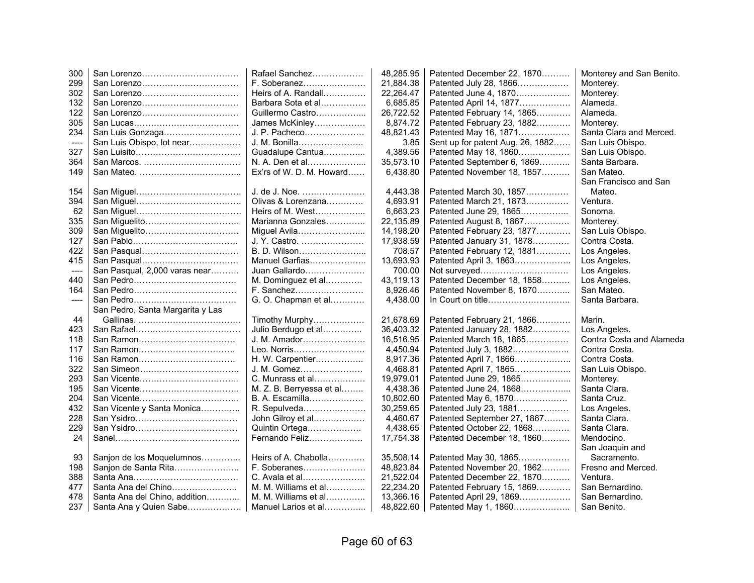| | | | | | |
|---|---|---|---|---|---|
| 300 | San Lorenzo……………………………. | Rafael Sanchez……………… | 48,285.95 | Patented December 22, 1870………. | Monterey and San Benito. |
| 299 | San Lorenzo……………………………. | F. Soberanez………………… | 21,884.38 | Patented July 28, 1866……………… | Monterey. |
| 302 | San Lorenzo……………………………. | Heirs of A. Randall………….. | 22,264.47 | Patented June 4, 1870………………. | Monterey. |
| 132 | San Lorenzo……………………………. | Barbara Sota et al……………. | 6,685.85 | Patented April 14, 1877……………… | Alameda. |
| 122 | San Lorenzo……………………………. | Guillermo Castro……………... | 26,722.52 | Patented February 14, 1865………… | Alameda. |
| 305 | San Lucas………………………………. | James McKinley……………… | 8,874.72 | Patented February 23, 1882………... | Monterey. |
| 234 | San Luis Gonzaga……………………… | J. P. Pacheco………………… | 48,821.43 | Patented May 16, 1871……………… | Santa Clara and Merced. |
| ---- | San Luis Obispo, lot near……………… | J. M. Bonilla………………….. | 3.85 | Sent up for patent Aug. 26, 1882…… | San Luis Obispo. |
| 327 | San Luisito………………………………. | Guadalupe Cantua…………... | 4,389.56 | Patented May 18, 1860……………… | San Luis Obispo. |
| 364 | San Marcos. ……………………………. | N. A. Den et al………………... | 35,573.10 | Patented September 6, 1869……….. | Santa Barbara. |
| 149 | San Mateo. ……………………………... | Ex'rs of W. D. M. Howard…… | 6,438.80 | Patented November 18, 1857………. | San Mateo. |
| 154 | San Miguel………………………………. | J. de J. Noe. …………………. | 4,443.38 | Patented March 30, 1857…………… | San Francisco and San Mateo. |
| 394 | San Miguel………………………………. | Olivas & Lorenzana…………. | 4,693.91 | Patented March 21, 1873…………… | Ventura. |
| 62 | San Miguel………………………………. | Heirs of M. West……………... | 6,663.23 | Patented June 29, 1865……………. | Sonoma. |
| 335 | San Miguelito……………………………. | Marianna Gonzales………….. | 22,135.89 | Patented August 8, 1867……………. | Monterey. |
| 309 | San Miguelito……………………………. | Miguel Avila…………………... | 14,198.20 | Patented February 23, 1877………… | San Luis Obispo. |
| 127 | San Pablo………………………………. | J. Y. Castro. …………………. | 17,938.59 | Patented January 31, 1878…………. | Contra Costa. |
| 422 | San Pasqual……………………………. | B. D. Wilson…………………... | 708.57 | Patented February 12, 1881………… | Los Angeles. |
| 415 | San Pasqual……………………………. | Manuel Garfias………………. | 13,693.93 | Patented April 3, 1863……………….. | Los Angeles. |
| ---- | San Pasqual, 2,000 varas near………. | Juan Gallardo………………… | 700.00 | Not surveyed…………………………. | Los Angeles. |
| 440 | San Pedro………………………………. | M. Dominguez et al…………. | 43,119.13 | Patented December 18, 1858………. | Los Angeles. |
| 164 | San Pedro………………………………. | F. Sanchez…………………… | 8,926.46 | Patented November 8, 1870……….. | San Mateo. |
| ---- | San Pedro………………………………. | G. O. Chapman et al………… | 4,438.00 | In Court on title……………………….. | Santa Barbara. |
| 44 | San Pedro, Santa Margarita y Las Gallinas. ………………………………. | Timothy Murphy……………… | 21,678.69 | Patented February 21, 1866………… | Marin. |
| 423 | San Rafael………………………………. | Julio Berdugo et al………….. | 36,403.32 | Patented January 28, 1882………… | Los Angeles. |
| 118 | San Ramon……………………………. | J. M. Amador………………… | 16,516.95 | Patented March 18, 1865…………… | Contra Costa and Alameda |
| 117 | San Ramon……………………………. | Leo. Norris……………………. | 4,450.94 | Patented July 3, 1882……………….. | Contra Costa. |
| 116 | San Ramon……………………………. | H. W. Carpentier…………….. | 8,917.36 | Patented April 7, 1866……………….. | Contra Costa. |
| 322 | San Simeon……………………………. | J. M. Gomez…………………. | 4,468.81 | Patented April 7, 1865……………….. | San Luis Obispo. |
| 293 | San Vicente……………………………... | C. Munrass et al……………… | 19,979.01 | Patented June 29, 1865……………... | Monterey. |
| 195 | San Vicente……………………………... | M. Z. B. Berryessa et al…….. | 4,438.36 | Patented June 24, 1868……………... | Santa Clara. |
| 204 | San Vicente……………………………... | B. A. Escamilla………………. | 10,802.60 | Patented May 6, 1870………………. | Santa Cruz. |
| 432 | San Vicente y Santa Monica………….. | R. Sepulveda…………………. | 30,259.65 | Patented July 23, 1881……………… | Los Angeles. |
| 228 | San Ysidro………………………………. | John Gilroy et al……………… | 4,460.67 | Patented September 27, 1867……… | Santa Clara. |
| 229 | San Ysidro………………………………. | Quintin Ortega………………. | 4,438.65 | Patented October 22, 1868………… | Santa Clara. |
| 24 | Sanel……………………………………... | Fernando Feliz………………. | 17,754.38 | Patented December 18, 1860………. | Mendocino. |
| 93 | Sanjon de los Moquelumnos………….. | Heirs of A. Chabolla………… | 35,508.14 | Patented May 30, 1865……………… | San Joaquin and Sacramento. |
| 198 | Sanjon de Santa Rita………………….. | F. Soberanes…………………. | 48,823.84 | Patented November 20, 1862………. | Fresno and Merced. |
| 388 | Santa Ana………………………………. | C. Avala et al…………………. | 21,522.04 | Patented December 22, 1870………. | Ventura. |
| 477 | Santa Ana del Chino………………….. | M. M. Williams et al………….. | 22,234.20 | Patented February 15, 1869………… | San Bernardino. |
| 478 | Santa Ana del Chino, addition………... | M. M. Williams et al………….. | 13,366.16 | Patented April 29, 1869……………… | San Bernardino. |
| 237 | Santa Ana y Quien Sabe……………… | Manuel Larios et al………….. | 48,822.60 | Patented May 1, 1860……………….. | San Benito. |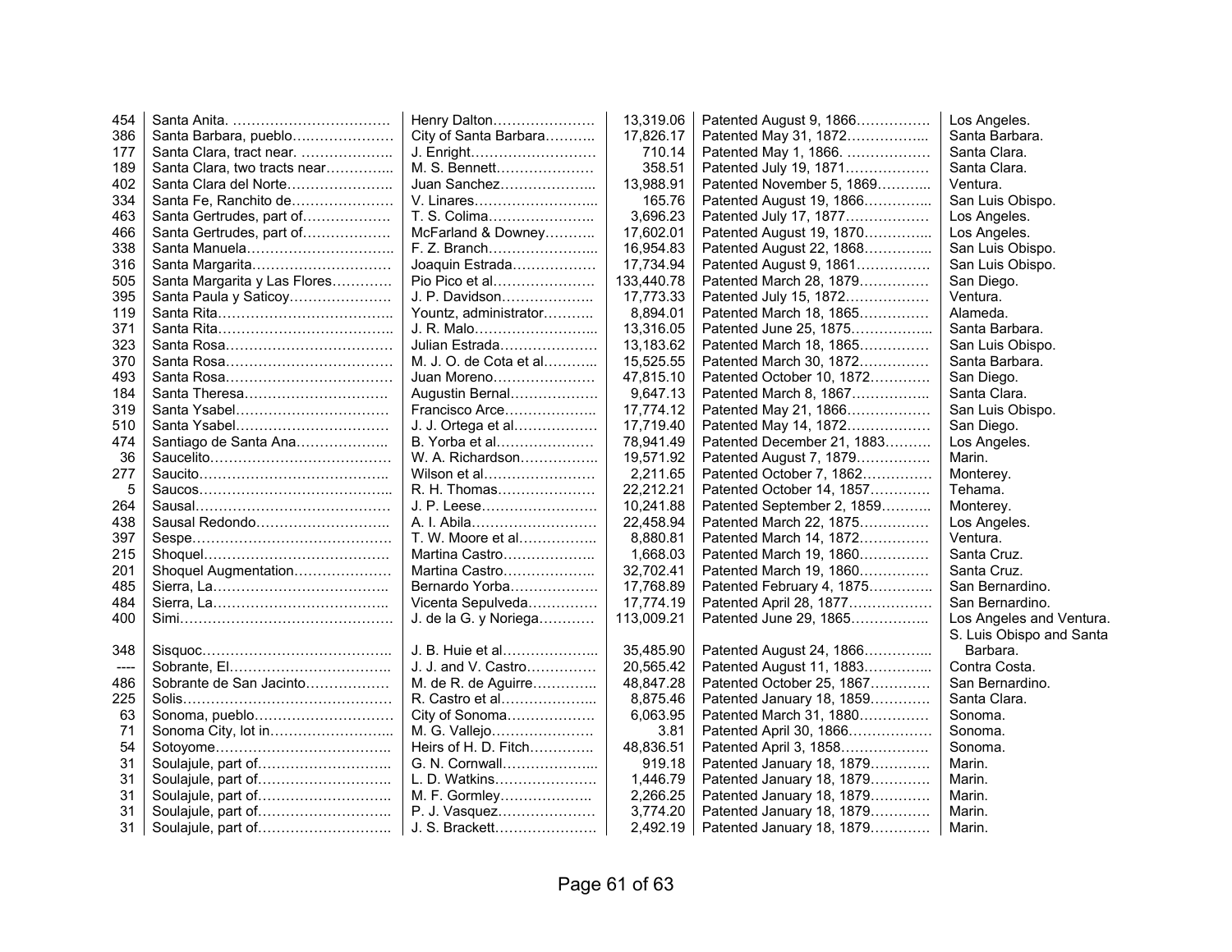| | | | | | |
|---|---|---|---|---|---|
| 454 | Santa Anita. …………………………… | Henry Dalton………………… | 13,319.06 | Patented August 9, 1866…………… | Los Angeles. |
| 386 | Santa Barbara, pueblo………………… | City of Santa Barbara……… | 17,826.17 | Patented May 31, 1872…………….. | Santa Barbara. |
| 177 | Santa Clara, tract near. ……………….. | J. Enright……………………… | 710.14 | Patented May 1, 1866. ……………… | Santa Clara. |
| 189 | Santa Clara, two tracts near………….. | M. S. Bennett………………… | 358.51 | Patented July 19, 1871……………… | Santa Clara. |
| 402 | Santa Clara del Norte………………….. | Juan Sanchez……………….. | 13,988.91 | Patented November 5, 1869……….. | Ventura. |
| 334 | Santa Fe, Ranchito de…………………. | V. Linares…………………….. | 165.76 | Patented August 19, 1866………….. | San Luis Obispo. |
| 463 | Santa Gertrudes, part of……………… | T. S. Colima………………….. | 3,696.23 | Patented July 17, 1877……………… | Los Angeles. |
| 466 | Santa Gertrudes, part of……………… | McFarland & Downey……….. | 17,602.01 | Patented August 19, 1870………….. | Los Angeles. |
| 338 | Santa Manuela………………………….. | F. Z. Branch………………….. | 16,954.83 | Patented August 22, 1868………….. | San Luis Obispo. |
| 316 | Santa Margarita………………………… | Joaquin Estrada……………… | 17,734.94 | Patented August 9, 1861…………… | San Luis Obispo. |
| 505 | Santa Margarita y Las Flores………… | Pio Pico et al…………………. | 133,440.78 | Patented March 28, 1879…………… | San Diego. |
| 395 | Santa Paula y Saticoy…………………. | J. P. Davidson……………….. | 17,773.33 | Patented July 15, 1872……………… | Ventura. |
| 119 | Santa Rita……………………………….. | Yountz, administrator……….. | 8,894.01 | Patented March 18, 1865…………… | Alameda. |
| 371 | Santa Rita……………………………….. | J. R. Malo…………………….. | 13,316.05 | Patented June 25, 1875…………….. | Santa Barbara. |
| 323 | Santa Rosa……………………………… | Julian Estrada……………….. | 13,183.62 | Patented March 18, 1865…………… | San Luis Obispo. |
| 370 | Santa Rosa……………………………… | M. J. O. de Cota et al……….. | 15,525.55 | Patented March 30, 1872…………… | Santa Barbara. |
| 493 | Santa Rosa……………………………… | Juan Moreno…………………. | 47,815.10 | Patented October 10, 1872………… | San Diego. |
| 184 | Santa Theresa………………………….. | Augustin Bernal……………… | 9,647.13 | Patented March 8, 1867…………….. | Santa Clara. |
| 319 | Santa Ysabel……………………………. | Francisco Arce………………. | 17,774.12 | Patented May 21, 1866……………… | San Luis Obispo. |
| 510 | Santa Ysabel……………………………. | J. J. Ortega et al……………. | 17,719.40 | Patented May 14, 1872……………… | San Diego. |
| 474 | Santiago de Santa Ana……………….. | B. Yorba et al………………… | 78,941.49 | Patented December 21, 1883……… | Los Angeles. |
| 36 | Saucelito………………………………… | W. A. Richardson……………. | 19,571.92 | Patented August 7, 1879…………… | Marin. |
| 277 | Saucito………………………………….. | Wilson et al…………………… | 2,211.65 | Patented October 7, 1862………….. | Monterey. |
| 5 | Saucos…………………………………... | R. H. Thomas………………… | 22,212.21 | Patented October 14, 1857………… | Tehama. |
| 264 | Sausal…………………………………… | J. P. Leese…………………… | 10,241.88 | Patented September 2, 1859………. | Monterey. |
| 438 | Sausal Redondo……………………….. | A. I. Abila……………………… | 22,458.94 | Patented March 22, 1875…………… | Los Angeles. |
| 397 | Sespe……………………………………. | T. W. Moore et al……………. | 8,880.81 | Patented March 14, 1872…………… | Ventura. |
| 215 | Shoquel…………………………………. | Martina Castro……………….. | 1,668.03 | Patented March 19, 1860…………… | Santa Cruz. |
| 201 | Shoquel Augmentation………………… | Martina Castro……………….. | 32,702.41 | Patented March 19, 1860…………… | Santa Cruz. |
| 485 | Sierra, La……………………………….. | Bernardo Yorba……………… | 17,768.89 | Patented February 4, 1875………… | San Bernardino. |
| 484 | Sierra, La……………………………….. | Vicenta Sepulveda………….. | 17,774.19 | Patented April 28, 1877……………… | San Bernardino. |
| 400 | Simi………………………………………. | J. de la G. y Noriega……….. | 113,009.21 | Patented June 29, 1865……………. | Los Angeles and Ventura. |
| 348 | Sisquoc…………………………………. | J. B. Huie et al……………….. | 35,485.90 | Patented August 24, 1866………….. | S. Luis Obispo and Santa Barbara. |
| ---- | Sobrante, El……………………………. | J. J. and V. Castro………….. | 20,565.42 | Patented August 11, 1883………….. | Contra Costa. |
| 486 | Sobrante de San Jacinto……………… | M. de R. de Aguirre…………. | 48,847.28 | Patented October 25, 1867………… | San Bernardino. |
| 225 | Solis……………………………………… | R. Castro et al……………….. | 8,875.46 | Patented January 18, 1859………… | Santa Clara. |
| 63 | Sonoma, pueblo………………………… | City of Sonoma……………… | 6,063.95 | Patented March 31, 1880…………… | Sonoma. |
| 71 | Sonoma City, lot in…………………….. | M. G. Vallejo…………………. | 3.81 | Patented April 30, 1866……………… | Sonoma. |
| 54 | Sotoyome……………………………….. | Heirs of H. D. Fitch…………. | 48,836.51 | Patented April 3, 1858………………. | Sonoma. |
| 31 | Soulajule, part of………………………. | G. N. Cornwall……………….. | 919.18 | Patented January 18, 1879………… | Marin. |
| 31 | Soulajule, part of………………………. | L. D. Watkins…………………. | 1,446.79 | Patented January 18, 1879………… | Marin. |
| 31 | Soulajule, part of………………………. | M. F. Gormley……………….. | 2,266.25 | Patented January 18, 1879………… | Marin. |
| 31 | Soulajule, part of………………………. | P. J. Vasquez………………… | 3,774.20 | Patented January 18, 1879………… | Marin. |
| 31 | Soulajule, part of………………………. | J. S. Brackett…………………. | 2,492.19 | Patented January 18, 1879………… | Marin. |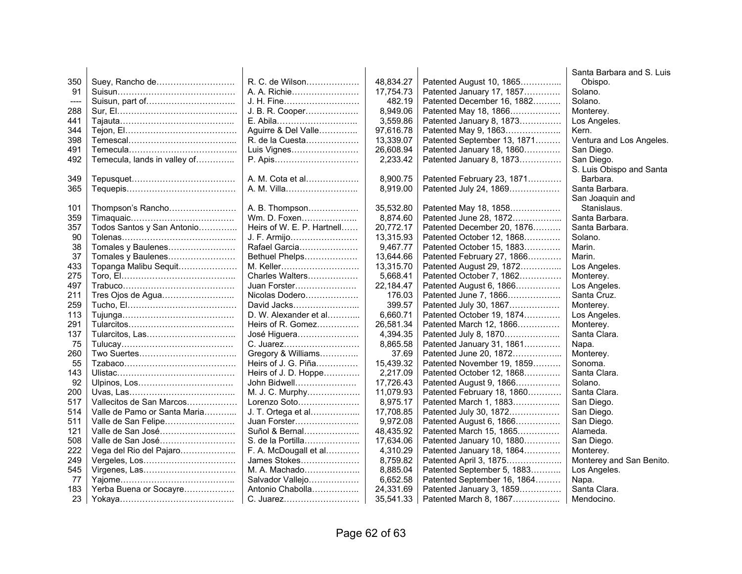| | | | | | |
|---|---|---|---|---|---|
| 350 | Suey, Rancho de……………………… | R. C. de Wilson……………… | 48,834.27 | Patented August 10, 1865………….. | Santa Barbara and S. Luis Obispo. |
| 91 | Suisun…………………………………… | A. A. Richie…………………… | 17,754.73 | Patented January 17, 1857………… | Solano. |
| ---- | Suisun, part of………………………….. | J. H. Fine……………………… | 482.19 | Patented December 16, 1882……… | Solano. |
| 288 | Sur, El…………………………………… | J. B. R. Cooper……………… | 8,949.06 | Patented May 18, 1866……………… | Monterey. |
| 441 | Tajauta………………………………….. | E. Abila……………………….. | 3,559.86 | Patented January 8, 1873…………… | Los Angeles. |
| 344 | Tejon, El…………………………………. | Aguirre & Del Valle………….. | 97,616.78 | Patented May 9, 1863……………….. | Kern. |
| 398 | Temescal………………………………... | R. de la Cuesta……………… | 13,339.07 | Patented September 13, 1871……… | Ventura and Los Angeles. |
| 491 | Temecula………………………………... | Luis Vignes…………………… | 26,608.94 | Patented January 18, 1860………… | San Diego. |
| 492 | Temecula, lands in valley of………….. | P. Apis………………………… | 2,233.42 | Patented January 8, 1873…………… | San Diego. |
| 349 | Tepusquet……………………………… | A. M. Cota et al……………… | 8,900.75 | Patented February 23, 1871………… | S. Luis Obispo and Santa Barbara. |
| 365 | Tequepis………………………………… | A. M. Villa…………………….. | 8,919.00 | Patented July 24, 1869……………… | Santa Barbara. |
| 101 | Thompson's Rancho…………………… | A. B. Thompson……………… | 35,532.80 | Patented May 18, 1858……………… | San Joaquin and Stanislaus. |
| 359 | Timaquaic………………………………. | Wm. D. Foxen……………….. | 8,874.60 | Patented June 28, 1872……………... | Santa Barbara. |
| 357 | Todos Santos y San Antonio………….. | Heirs of W. E. P. Hartnell…… | 20,772.17 | Patented December 20, 1876……… | Santa Barbara. |
| 90 | Tolenas………………………………….. | J. F. Armijo…………………… | 13,315.93 | Patented October 12, 1868………… | Solano. |
| 38 | Tomales y Baulenes…………………… | Rafael Garcia………………… | 9,467.77 | Patented October 15, 1883………… | Marin. |
| 37 | Tomales y Baulenes…………………… | Bethuel Phelps……………… | 13,644.66 | Patented February 27, 1866………… | Marin. |
| 433 | Topanga Malibu Sequit………………… | M. Keller……………………… | 13,315.70 | Patented August 29, 1872………….. | Los Angeles. |
| 275 | Toro, El………………………………….. | Charles Walters……………… | 5,668.41 | Patented October 7, 1862…………… | Monterey. |
| 497 | Trabuco………………………………….. | Juan Forster………………… | 22,184.47 | Patented August 6, 1866…………… | Los Angeles. |
| 211 | Tres Ojos de Agua…………………….. | Nicolas Dodero……………… | 176.03 | Patented June 7, 1866……………… | Santa Cruz. |
| 259 | Tucho, El………………………………… | David Jacks………………….. | 399.57 | Patented July 30, 1867……………… | Monterey. |
| 113 | Tujunga…………………………………. | D. W. Alexander et al……….. | 6,660.71 | Patented October 19, 1874………… | Los Angeles. |
| 291 | Tularcitos……………………………….. | Heirs of R. Gomez…………… | 26,581.34 | Patented March 12, 1866…………… | Monterey. |
| 137 | Tularcitos, Las………………………….. | José Higuera………………… | 4,394.35 | Patented July 8, 1870……………….. | Santa Clara. |
| 75 | Tulucay………………………………….. | C. Juarez……………………… | 8,865.58 | Patented January 31, 1861………… | Napa. |
| 260 | Two Suertes…………………………….. | Gregory & Williams…………. | 37.69 | Patented June 20, 1872……………... | Monterey. |
| 55 | Tzabaco…………………………………. | Heirs of J. G. Piña…………… | 15,439.32 | Patented November 19, 1859……… | Sonoma. |
| 143 | Ulistac…………………………………… | Heirs of J. D. Hoppe………… | 2,217.09 | Patented October 12, 1868………… | Santa Clara. |
| 92 | Ulpinos, Los……………………………. | John Bidwell………………… | 17,726.43 | Patented August 9, 1866…………… | Solano. |
| 200 | Uvas, Las……………………………….. | M. J. C. Murphy……………… | 11,079.93 | Patented February 18, 1860………… | Santa Clara. |
| 517 | Vallecitos de San Marcos……………… | Lorenzo Soto………………… | 8,975.17 | Patented March 1, 1883…………….. | San Diego. |
| 514 | Valle de Pamo or Santa Maria……….. | J. T. Ortega et al……………... | 17,708.85 | Patented July 30, 1872……………… | San Diego. |
| 511 | Valle de San Felipe……………………. | Juan Forster………………….. | 9,972.08 | Patented August 6, 1866…………… | San Diego. |
| 121 | Valle de San José……………………… | Suñol & Bernal………………. | 48,435.92 | Patented March 15, 1865…………… | Alameda. |
| 508 | Valle de San José……………………… | S. de la Portilla………………. | 17,634.06 | Patented January 10, 1880………… | San Diego. |
| 222 | Vega del Rio del Pajaro……………….. | F. A. McDougall et al……….. | 4,310.29 | Patented January 18, 1864………… | Monterey. |
| 249 | Vergeles, Los…………………………… | James Stokes………………… | 8,759.82 | Patented April 3, 1875……………….. | Monterey and San Benito. |
| 545 | Virgenes, Las…………………………… | M. A. Machado………………. | 8,885.04 | Patented September 5, 1883………. | Los Angeles. |
| 77 | Yajome………………………………….. | Salvador Vallejo……………… | 6,652.58 | Patented September 16, 1864……… | Napa. |
| 183 | Yerba Buena or Socayre……………… | Antonio Chabolla…………….. | 24,331.69 | Patented January 3, 1859…………… | Santa Clara. |
| 23 | Yokaya………………………………….. | C. Juarez……………………… | 35,541.33 | Patented March 8, 1867……………. | Mendocino. |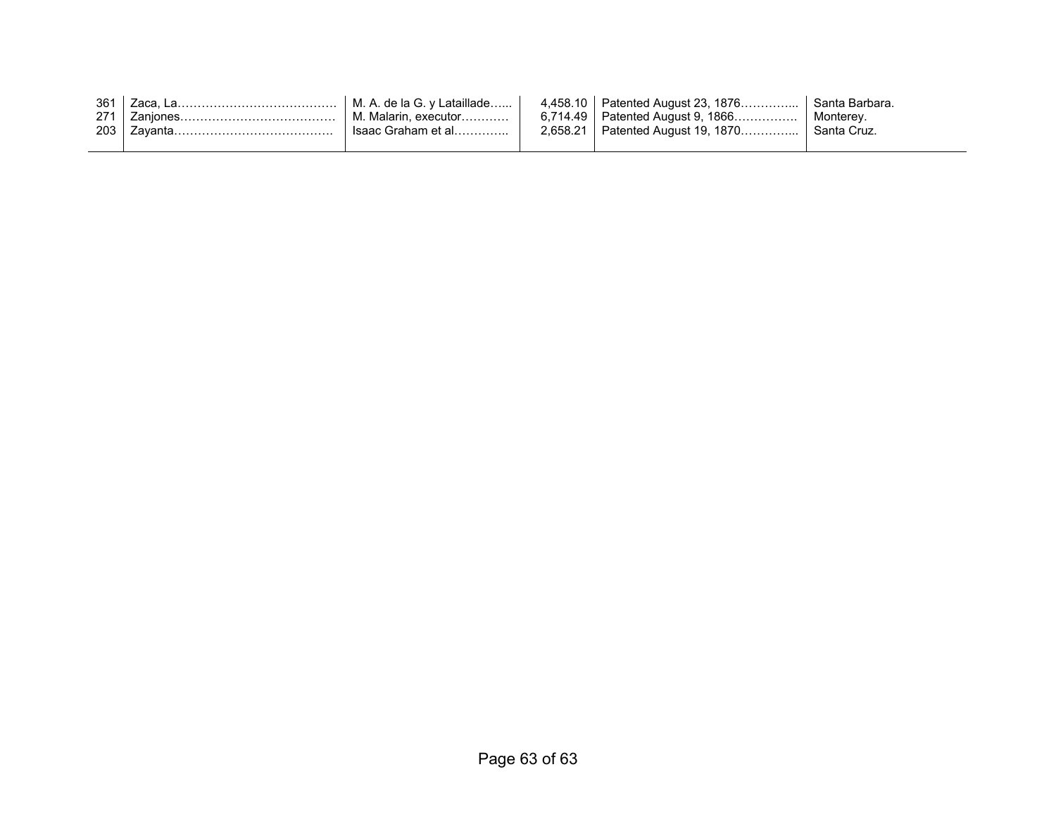| | | | | | |
|---|---|---|---|---|---|
| 361 | Zaca, La………………………………… | M. A. de la G. y Lataillade…... | 4,458.10 | Patented August 23, 1876…………... | Santa Barbara. |
| 271 | Zanjones………………………………… | M. Malarin, executor………… | 6,714.49 | Patented August 9, 1866……………. | Monterey. |
| 203 | Zayanta…………………………………. | Isaac Graham et al………….. | 2,658.21 | Patented August 19, 1870…………... | Santa Cruz. |